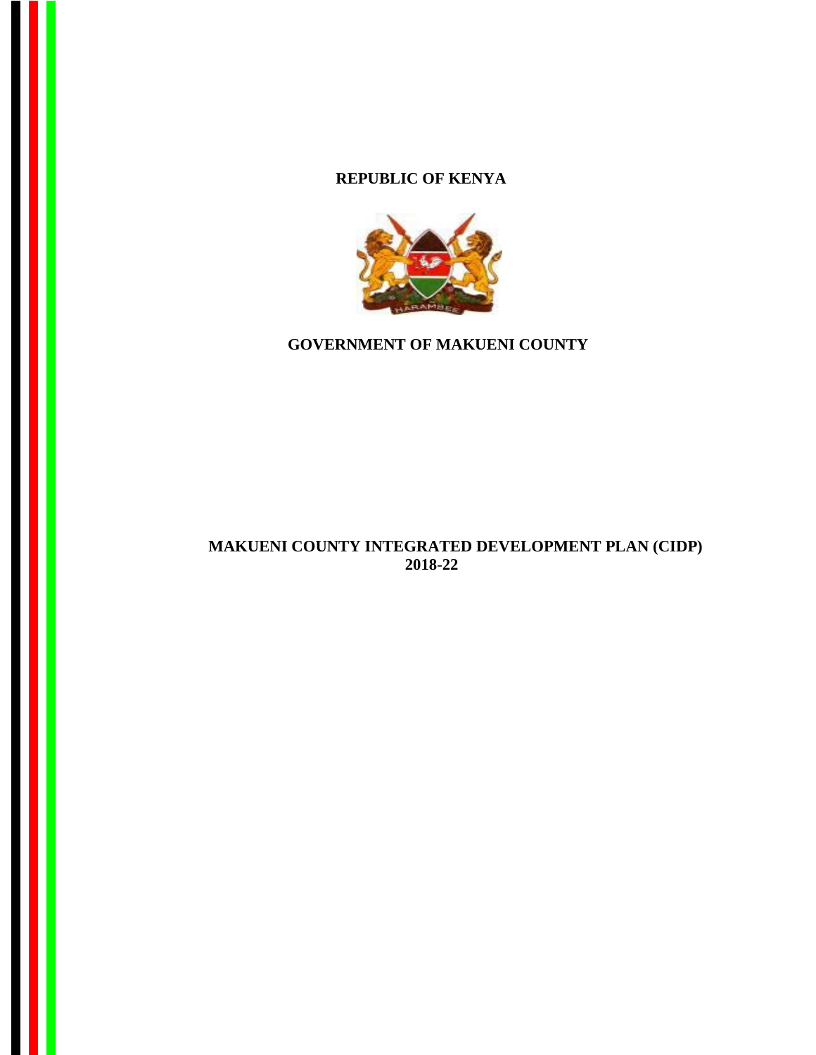**REPUBLIC OF KENYA**

**GOVERNMENT OF MAKUENI COUNTY**

# MAKUENI COUNTY INTEGRATED DEVELOPMENT PLAN (CIDP) 2018-22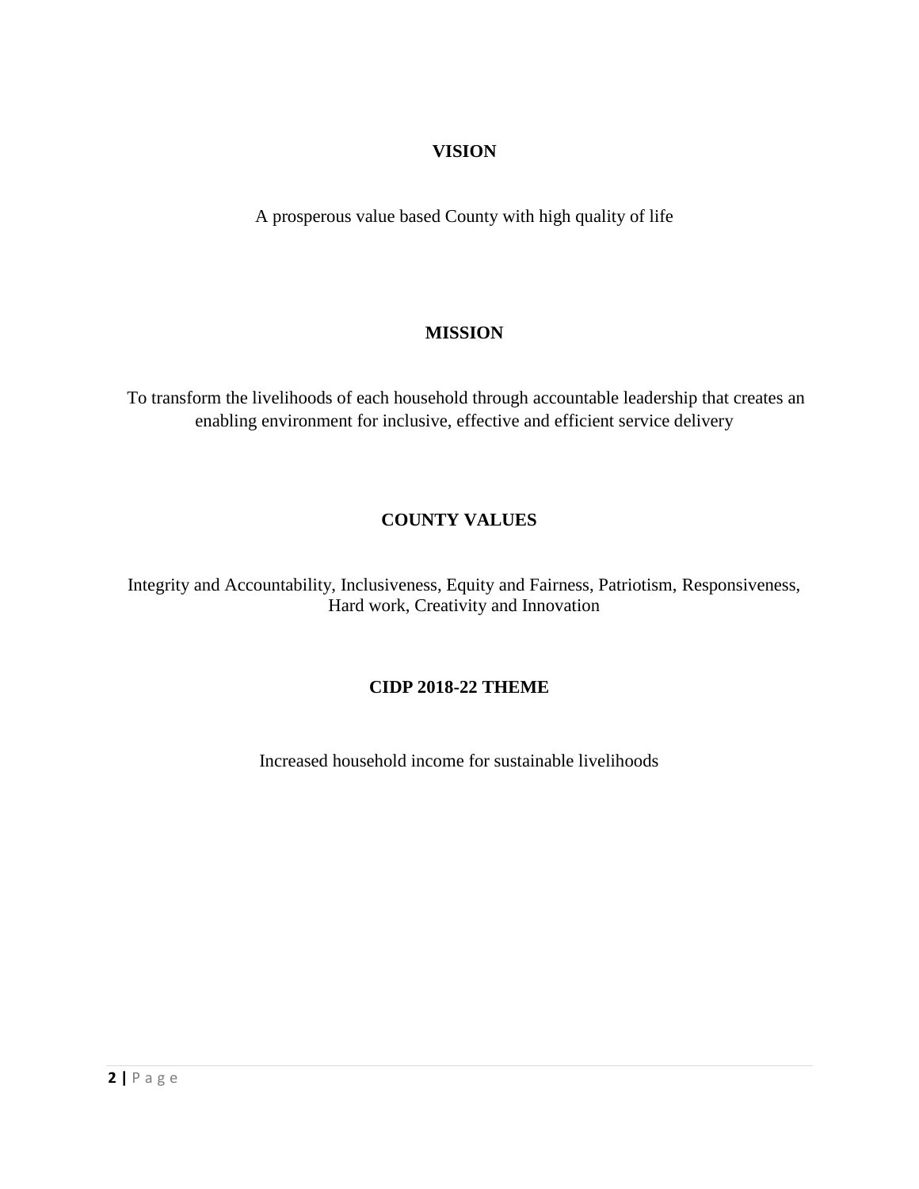## VISION

A prosperous value based County with high quality of life

## MISSION

To transform the livelihoods of each household through accountable leadership that creates an enabling environment for inclusive, effective and efficient service delivery

## COUNTY VALUES

Integrity and Accountability, Inclusiveness, Equity and Fairness, Patriotism, Responsiveness, Hard work, Creativity and Innovation

## CIDP 2018-22 THEME

Increased household income for sustainable livelihoods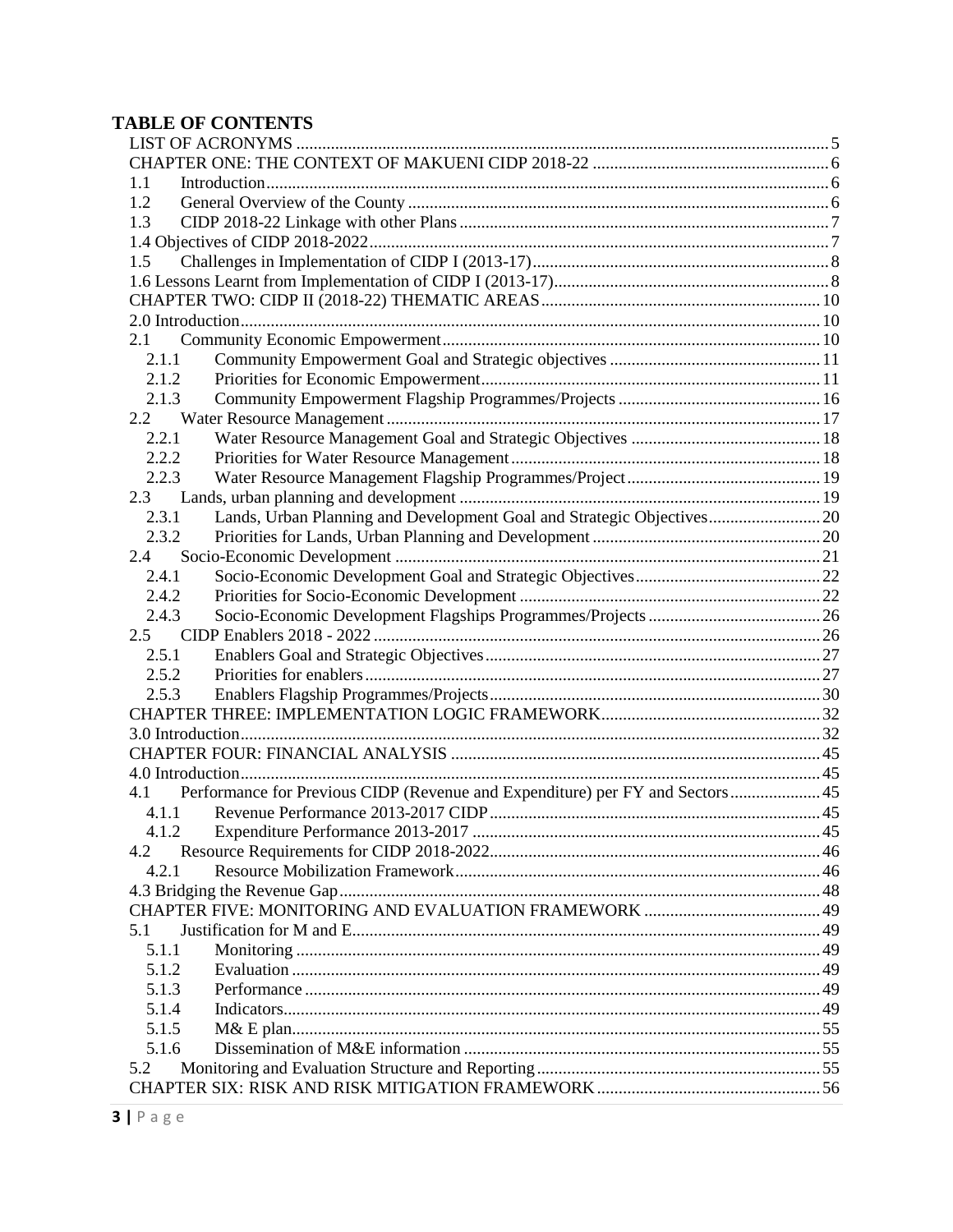# TABLE OF CONTENTS

LIST OF ACRONYMS ..... 5
CHAPTER ONE: THE CONTEXT OF MAKUENI CIDP 2018-22 ..... 6
1.1 Introduction ..... 6
1.2 General Overview of the County ..... 6
1.3 CIDP 2018-22 Linkage with other Plans ..... 7
1.4 Objectives of CIDP 2018-2022 ..... 7
1.5 Challenges in Implementation of CIDP I (2013-17) ..... 8
1.6 Lessons Learnt from Implementation of CIDP I (2013-17) ..... 8
CHAPTER TWO: CIDP II (2018-22) THEMATIC AREAS ..... 10
2.0 Introduction ..... 10
2.1 Community Economic Empowerment ..... 10
2.1.1 Community Empowerment Goal and Strategic objectives ..... 11
2.1.2 Priorities for Economic Empowerment ..... 11
2.1.3 Community Empowerment Flagship Programmes/Projects ..... 16
2.2 Water Resource Management ..... 17
2.2.1 Water Resource Management Goal and Strategic Objectives ..... 18
2.2.2 Priorities for Water Resource Management ..... 18
2.2.3 Water Resource Management Flagship Programmes/Project ..... 19
2.3 Lands, urban planning and development ..... 19
2.3.1 Lands, Urban Planning and Development Goal and Strategic Objectives ..... 20
2.3.2 Priorities for Lands, Urban Planning and Development ..... 20
2.4 Socio-Economic Development ..... 21
2.4.1 Socio-Economic Development Goal and Strategic Objectives ..... 22
2.4.2 Priorities for Socio-Economic Development ..... 22
2.4.3 Socio-Economic Development Flagships Programmes/Projects ..... 26
2.5 CIDP Enablers 2018 - 2022 ..... 26
2.5.1 Enablers Goal and Strategic Objectives ..... 27
2.5.2 Priorities for enablers ..... 27
2.5.3 Enablers Flagship Programmes/Projects ..... 30
CHAPTER THREE: IMPLEMENTATION LOGIC FRAMEWORK ..... 32
3.0 Introduction ..... 32
CHAPTER FOUR: FINANCIAL ANALYSIS ..... 45
4.0 Introduction ..... 45
4.1 Performance for Previous CIDP (Revenue and Expenditure) per FY and Sectors ..... 45
4.1.1 Revenue Performance 2013-2017 CIDP ..... 45
4.1.2 Expenditure Performance 2013-2017 ..... 45
4.2 Resource Requirements for CIDP 2018-2022 ..... 46
4.2.1 Resource Mobilization Framework ..... 46
4.3 Bridging the Revenue Gap ..... 48
CHAPTER FIVE: MONITORING AND EVALUATION FRAMEWORK ..... 49
5.1 Justification for M and E ..... 49
5.1.1 Monitoring ..... 49
5.1.2 Evaluation ..... 49
5.1.3 Performance ..... 49
5.1.4 Indicators ..... 49
5.1.5 M& E plan ..... 55
5.1.6 Dissemination of M&E information ..... 55
5.2 Monitoring and Evaluation Structure and Reporting ..... 55
CHAPTER SIX: RISK AND RISK MITIGATION FRAMEWORK ..... 56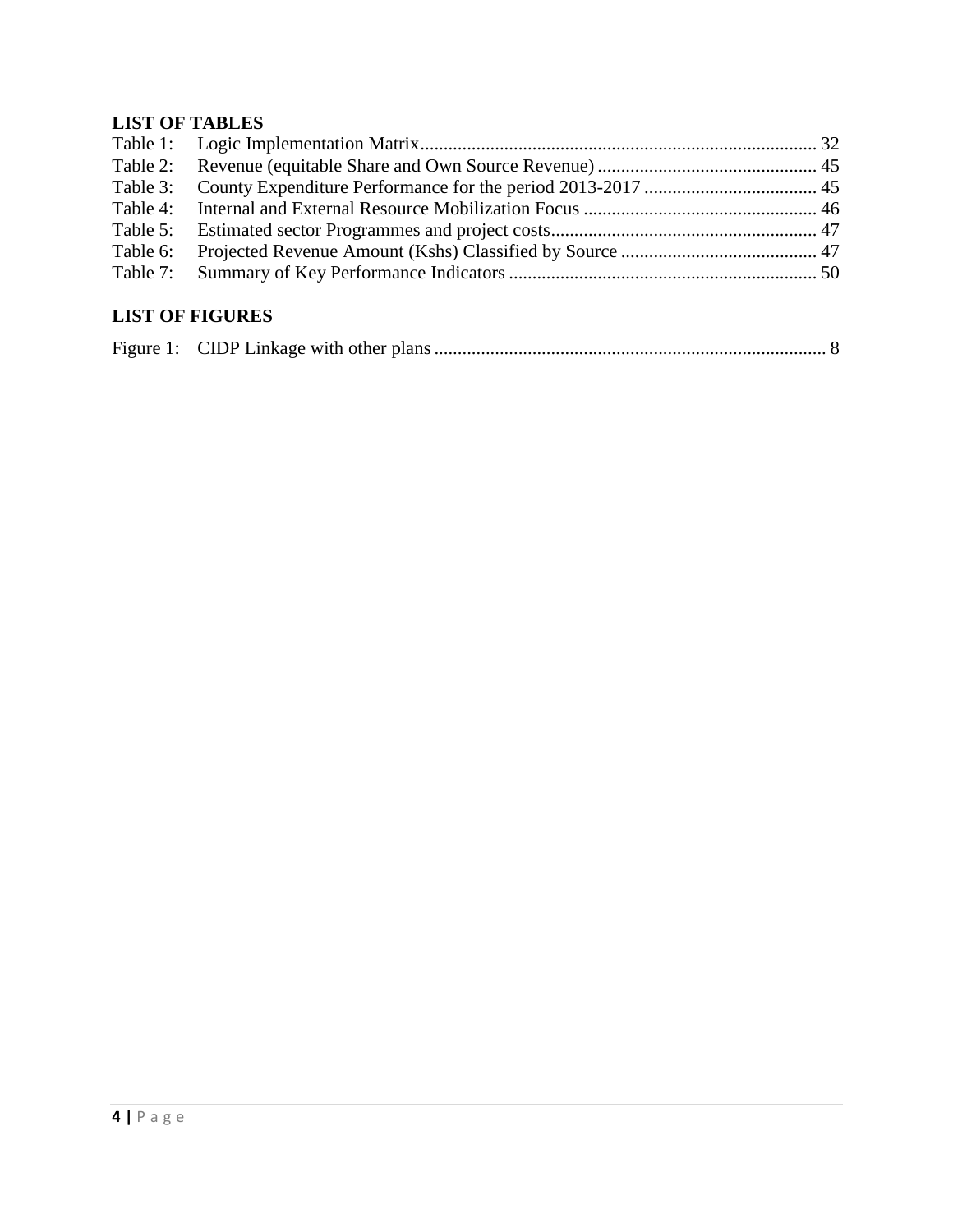## LIST OF TABLES

Table 1: Logic Implementation Matrix.................................................................................... 32
Table 2: Revenue (equitable Share and Own Source Revenue) ............................................... 45
Table 3: County Expenditure Performance for the period 2013-2017 ..................................... 45
Table 4: Internal and External Resource Mobilization Focus .................................................. 46
Table 5: Estimated sector Programmes and project costs......................................................... 47
Table 6: Projected Revenue Amount (Kshs) Classified by Source .......................................... 47
Table 7: Summary of Key Performance Indicators .................................................................. 50

## LIST OF FIGURES

Figure 1: CIDP Linkage with other plans .................................................................................... 8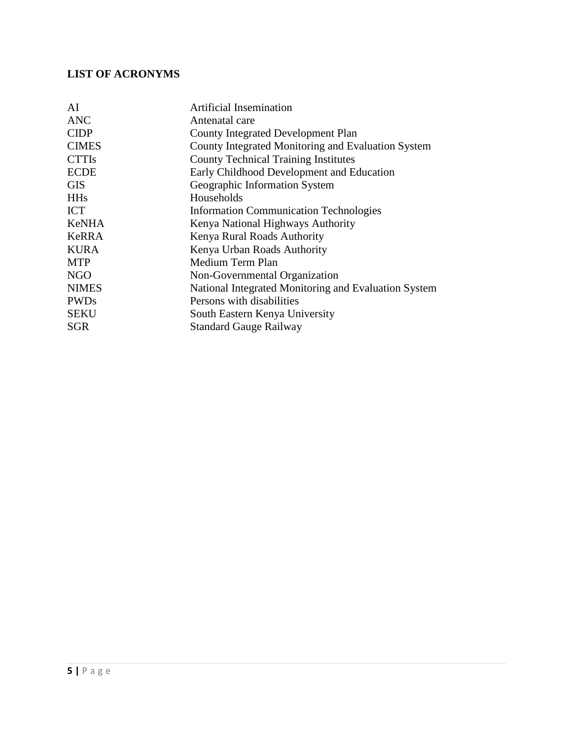## LIST OF ACRONYMS

| | |
|---|---|
| AI | Artificial Insemination |
| ANC | Antenatal care |
| CIDP | County Integrated Development Plan |
| CIMES | County Integrated Monitoring and Evaluation System |
| CTTIs | County Technical Training Institutes |
| ECDE | Early Childhood Development and Education |
| GIS | Geographic Information System |
| HHs | Households |
| ICT | Information Communication Technologies |
| KeNHA | Kenya National Highways Authority |
| KeRRA | Kenya Rural Roads Authority |
| KURA | Kenya Urban Roads Authority |
| MTP | Medium Term Plan |
| NGO | Non-Governmental Organization |
| NIMES | National Integrated Monitoring and Evaluation System |
| PWDs | Persons with disabilities |
| SEKU | South Eastern Kenya University |
| SGR | Standard Gauge Railway |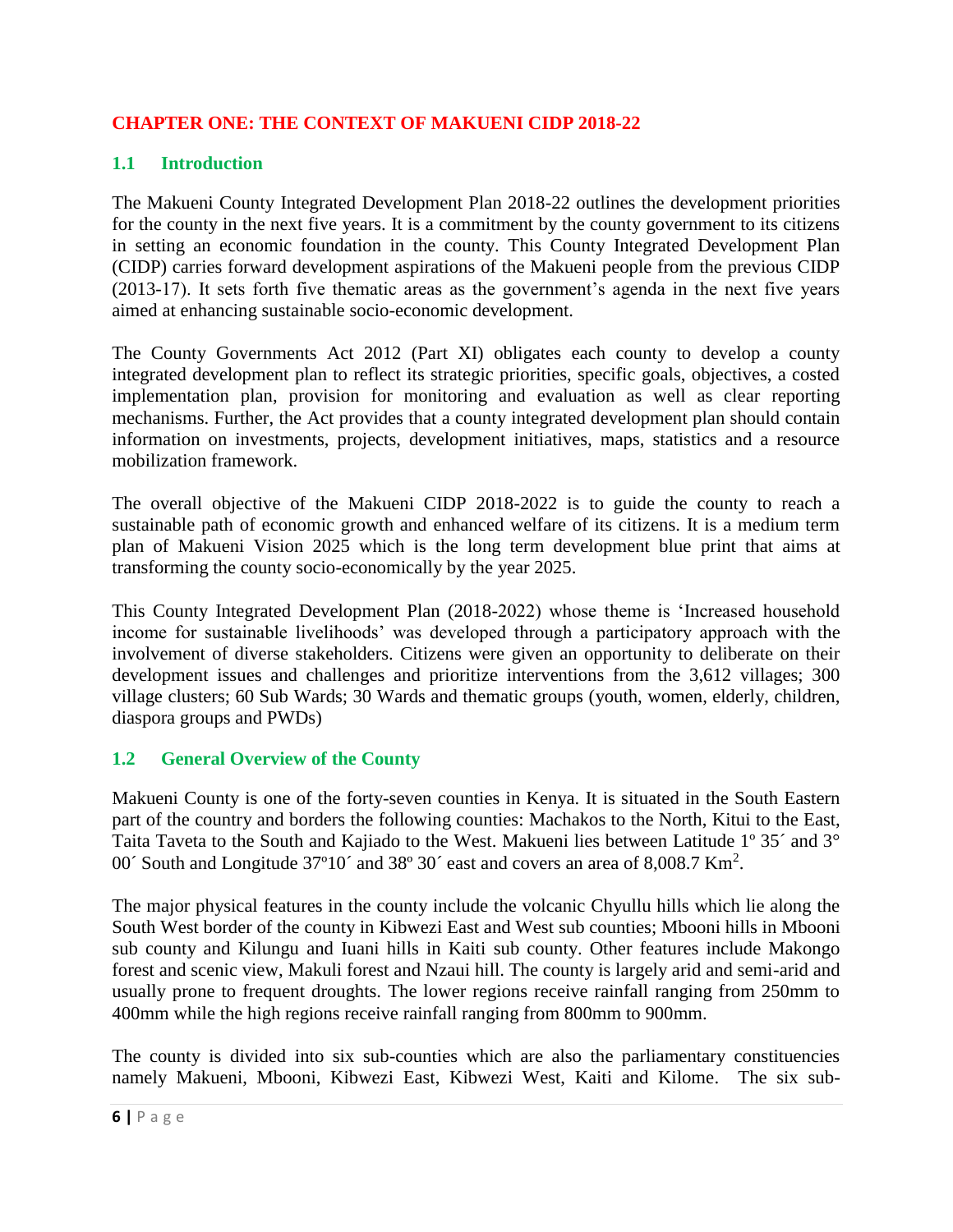# CHAPTER ONE: THE CONTEXT OF MAKUENI CIDP 2018-22

## 1.1 Introduction

The Makueni County Integrated Development Plan 2018-22 outlines the development priorities for the county in the next five years. It is a commitment by the county government to its citizens in setting an economic foundation in the county. This County Integrated Development Plan (CIDP) carries forward development aspirations of the Makueni people from the previous CIDP (2013-17). It sets forth five thematic areas as the government's agenda in the next five years aimed at enhancing sustainable socio-economic development.

The County Governments Act 2012 (Part XI) obligates each county to develop a county integrated development plan to reflect its strategic priorities, specific goals, objectives, a costed implementation plan, provision for monitoring and evaluation as well as clear reporting mechanisms. Further, the Act provides that a county integrated development plan should contain information on investments, projects, development initiatives, maps, statistics and a resource mobilization framework.

The overall objective of the Makueni CIDP 2018-2022 is to guide the county to reach a sustainable path of economic growth and enhanced welfare of its citizens. It is a medium term plan of Makueni Vision 2025 which is the long term development blue print that aims at transforming the county socio-economically by the year 2025.

This County Integrated Development Plan (2018-2022) whose theme is 'Increased household income for sustainable livelihoods' was developed through a participatory approach with the involvement of diverse stakeholders. Citizens were given an opportunity to deliberate on their development issues and challenges and prioritize interventions from the 3,612 villages; 300 village clusters; 60 Sub Wards; 30 Wards and thematic groups (youth, women, elderly, children, diaspora groups and PWDs)

## 1.2 General Overview of the County

Makueni County is one of the forty-seven counties in Kenya. It is situated in the South Eastern part of the country and borders the following counties: Machakos to the North, Kitui to the East, Taita Taveta to the South and Kajiado to the West. Makueni lies between Latitude 1º 35´ and 3° 00´ South and Longitude 37º10´ and 38º 30´ east and covers an area of 8,008.7 $Km^2$.

The major physical features in the county include the volcanic Chyullu hills which lie along the South West border of the county in Kibwezi East and West sub counties; Mbooni hills in Mbooni sub county and Kilungu and Iuani hills in Kaiti sub county. Other features include Makongo forest and scenic view, Makuli forest and Nzaui hill. The county is largely arid and semi-arid and usually prone to frequent droughts. The lower regions receive rainfall ranging from 250mm to 400mm while the high regions receive rainfall ranging from 800mm to 900mm.

The county is divided into six sub-counties which are also the parliamentary constituencies namely Makueni, Mbooni, Kibwezi East, Kibwezi West, Kaiti and Kilome. The six sub-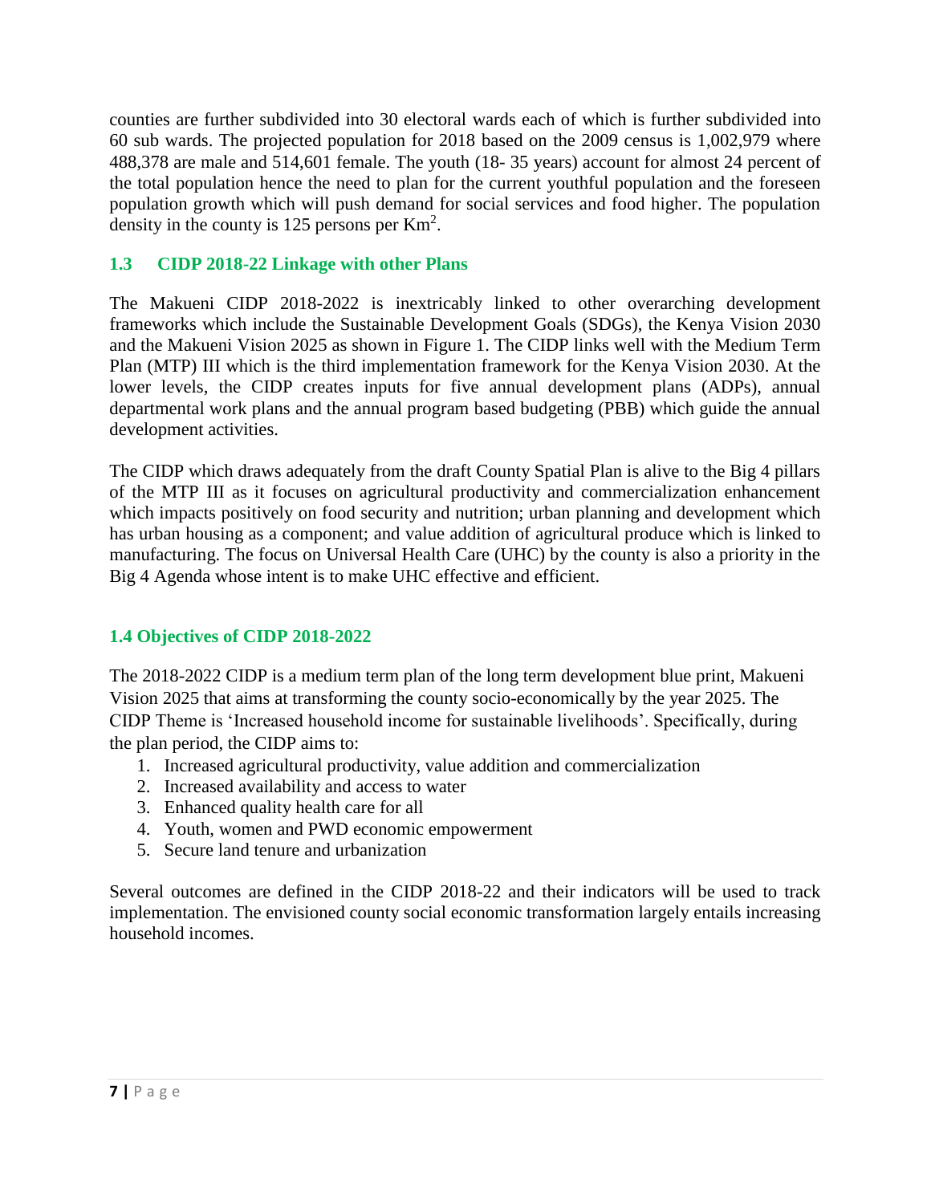counties are further subdivided into 30 electoral wards each of which is further subdivided into 60 sub wards. The projected population for 2018 based on the 2009 census is 1,002,979 where 488,378 are male and 514,601 female. The youth (18- 35 years) account for almost 24 percent of the total population hence the need to plan for the current youthful population and the foreseen population growth which will push demand for social services and food higher. The population density in the county is 125 persons per $Km^2$.

## 1.3 CIDP 2018-22 Linkage with other Plans

The Makueni CIDP 2018-2022 is inextricably linked to other overarching development frameworks which include the Sustainable Development Goals (SDGs), the Kenya Vision 2030 and the Makueni Vision 2025 as shown in Figure 1. The CIDP links well with the Medium Term Plan (MTP) III which is the third implementation framework for the Kenya Vision 2030. At the lower levels, the CIDP creates inputs for five annual development plans (ADPs), annual departmental work plans and the annual program based budgeting (PBB) which guide the annual development activities.

The CIDP which draws adequately from the draft County Spatial Plan is alive to the Big 4 pillars of the MTP III as it focuses on agricultural productivity and commercialization enhancement which impacts positively on food security and nutrition; urban planning and development which has urban housing as a component; and value addition of agricultural produce which is linked to manufacturing. The focus on Universal Health Care (UHC) by the county is also a priority in the Big 4 Agenda whose intent is to make UHC effective and efficient.

## 1.4 Objectives of CIDP 2018-2022

The 2018-2022 CIDP is a medium term plan of the long term development blue print, Makueni Vision 2025 that aims at transforming the county socio-economically by the year 2025. The CIDP Theme is 'Increased household income for sustainable livelihoods'. Specifically, during the plan period, the CIDP aims to:

1. Increased agricultural productivity, value addition and commercialization
2. Increased availability and access to water
3. Enhanced quality health care for all
4. Youth, women and PWD economic empowerment
5. Secure land tenure and urbanization

Several outcomes are defined in the CIDP 2018-22 and their indicators will be used to track implementation. The envisioned county social economic transformation largely entails increasing household incomes.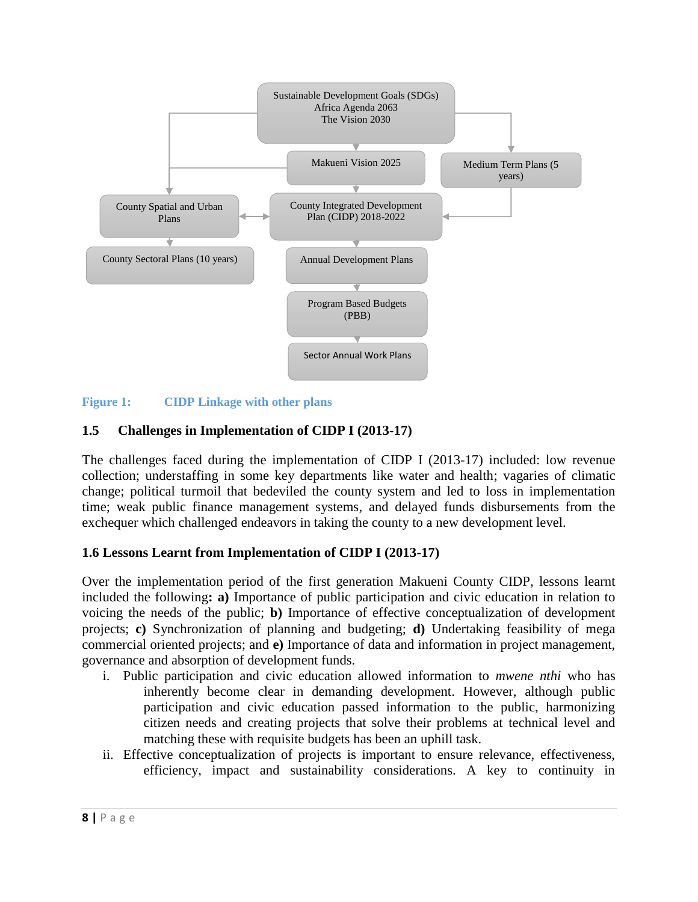Sustainable Development Goals (SDGs)
Africa Agenda 2063
The Vision 2030

Makueni Vision 2025

Medium Term Plans (5 years)

County Spatial and Urban Plans

County Integrated Development Plan (CIDP) 2018-2022

County Sectoral Plans (10 years)

Annual Development Plans

Program Based Budgets (PBB)

Sector Annual Work Plans

**Figure 1: CIDP Linkage with other plans**

## 1.5 Challenges in Implementation of CIDP I (2013-17)

The challenges faced during the implementation of CIDP I (2013-17) included: low revenue collection; understaffing in some key departments like water and health; vagaries of climatic change; political turmoil that bedeviled the county system and led to loss in implementation time; weak public finance management systems, and delayed funds disbursements from the exchequer which challenged endeavors in taking the county to a new development level.

## 1.6 Lessons Learnt from Implementation of CIDP I (2013-17)

Over the implementation period of the first generation Makueni County CIDP, lessons learnt included the following**: a)** Importance of public participation and civic education in relation to voicing the needs of the public; **b)** Importance of effective conceptualization of development projects; **c)** Synchronization of planning and budgeting; **d)** Undertaking feasibility of mega commercial oriented projects; and **e)** Importance of data and information in project management, governance and absorption of development funds.

i. Public participation and civic education allowed information to *mwene nthi* who has inherently become clear in demanding development. However, although public participation and civic education passed information to the public, harmonizing citizen needs and creating projects that solve their problems at technical level and matching these with requisite budgets has been an uphill task.
ii. Effective conceptualization of projects is important to ensure relevance, effectiveness, efficiency, impact and sustainability considerations. A key to continuity in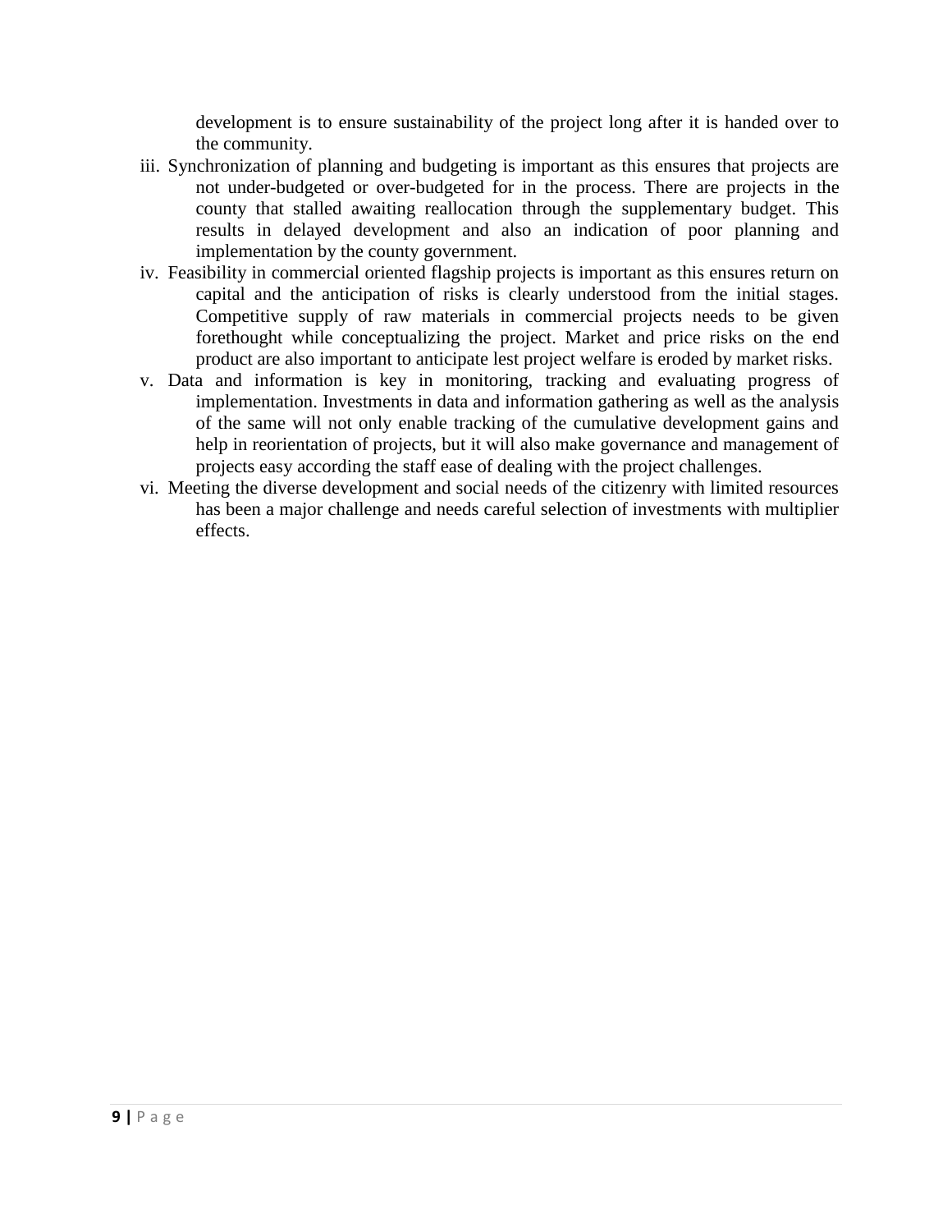development is to ensure sustainability of the project long after it is handed over to the community.

iii. Synchronization of planning and budgeting is important as this ensures that projects are not under-budgeted or over-budgeted for in the process. There are projects in the county that stalled awaiting reallocation through the supplementary budget. This results in delayed development and also an indication of poor planning and implementation by the county government.

iv. Feasibility in commercial oriented flagship projects is important as this ensures return on capital and the anticipation of risks is clearly understood from the initial stages. Competitive supply of raw materials in commercial projects needs to be given forethought while conceptualizing the project. Market and price risks on the end product are also important to anticipate lest project welfare is eroded by market risks.

v. Data and information is key in monitoring, tracking and evaluating progress of implementation. Investments in data and information gathering as well as the analysis of the same will not only enable tracking of the cumulative development gains and help in reorientation of projects, but it will also make governance and management of projects easy according the staff ease of dealing with the project challenges.

vi. Meeting the diverse development and social needs of the citizenry with limited resources has been a major challenge and needs careful selection of investments with multiplier effects.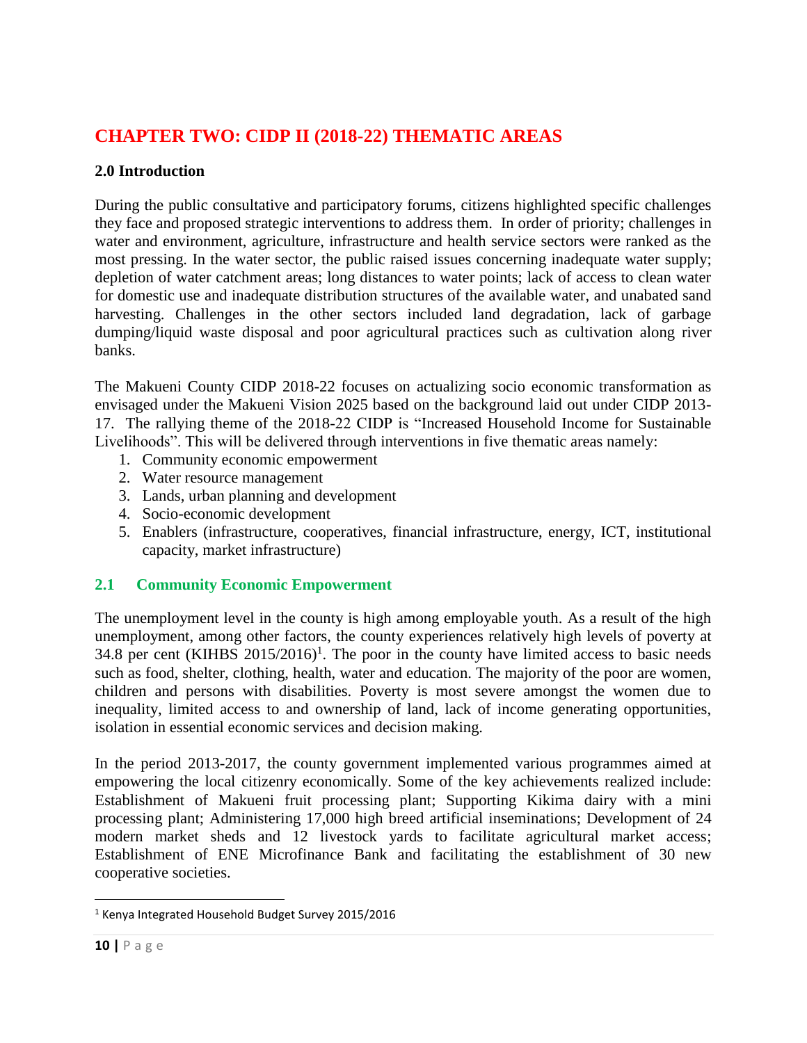# CHAPTER TWO: CIDP II (2018-22) THEMATIC AREAS

### 2.0 Introduction

During the public consultative and participatory forums, citizens highlighted specific challenges they face and proposed strategic interventions to address them. In order of priority; challenges in water and environment, agriculture, infrastructure and health service sectors were ranked as the most pressing. In the water sector, the public raised issues concerning inadequate water supply; depletion of water catchment areas; long distances to water points; lack of access to clean water for domestic use and inadequate distribution structures of the available water, and unabated sand harvesting. Challenges in the other sectors included land degradation, lack of garbage dumping/liquid waste disposal and poor agricultural practices such as cultivation along river banks.

The Makueni County CIDP 2018-22 focuses on actualizing socio economic transformation as envisaged under the Makueni Vision 2025 based on the background laid out under CIDP 2013-17. The rallying theme of the 2018-22 CIDP is "Increased Household Income for Sustainable Livelihoods". This will be delivered through interventions in five thematic areas namely:

1. Community economic empowerment
2. Water resource management
3. Lands, urban planning and development
4. Socio-economic development
5. Enablers (infrastructure, cooperatives, financial infrastructure, energy, ICT, institutional capacity, market infrastructure)

## 2.1 Community Economic Empowerment

The unemployment level in the county is high among employable youth. As a result of the high unemployment, among other factors, the county experiences relatively high levels of poverty at 34.8 per cent (KIHBS 2015/2016)[1]. The poor in the county have limited access to basic needs such as food, shelter, clothing, health, water and education. The majority of the poor are women, children and persons with disabilities. Poverty is most severe amongst the women due to inequality, limited access to and ownership of land, lack of income generating opportunities, isolation in essential economic services and decision making.

In the period 2013-2017, the county government implemented various programmes aimed at empowering the local citizenry economically. Some of the key achievements realized include: Establishment of Makueni fruit processing plant; Supporting Kikima dairy with a mini processing plant; Administering 17,000 high breed artificial inseminations; Development of 24 modern market sheds and 12 livestock yards to facilitate agricultural market access; Establishment of ENE Microfinance Bank and facilitating the establishment of 30 new cooperative societies.

---

[1] Kenya Integrated Household Budget Survey 2015/2016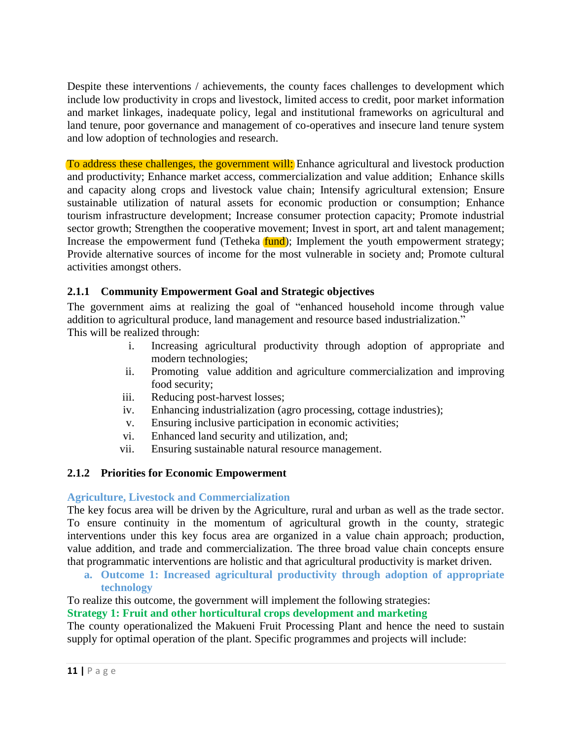Despite these interventions / achievements, the county faces challenges to development which include low productivity in crops and livestock, limited access to credit, poor market information and market linkages, inadequate policy, legal and institutional frameworks on agricultural and land tenure, poor governance and management of co-operatives and insecure land tenure system and low adoption of technologies and research.

To address these challenges, the government will: Enhance agricultural and livestock production and productivity; Enhance market access, commercialization and value addition; Enhance skills and capacity along crops and livestock value chain; Intensify agricultural extension; Ensure sustainable utilization of natural assets for economic production or consumption; Enhance tourism infrastructure development; Increase consumer protection capacity; Promote industrial sector growth; Strengthen the cooperative movement; Invest in sport, art and talent management; Increase the empowerment fund (Tetheka fund); Implement the youth empowerment strategy; Provide alternative sources of income for the most vulnerable in society and; Promote cultural activities amongst others.

### 2.1.1 Community Empowerment Goal and Strategic objectives

The government aims at realizing the goal of "enhanced household income through value addition to agricultural produce, land management and resource based industrialization."
This will be realized through:

i. Increasing agricultural productivity through adoption of appropriate and modern technologies;
ii. Promoting value addition and agriculture commercialization and improving food security;
iii. Reducing post-harvest losses;
iv. Enhancing industrialization (agro processing, cottage industries);
v. Ensuring inclusive participation in economic activities;
vi. Enhanced land security and utilization, and;
vii. Ensuring sustainable natural resource management.

### 2.1.2 Priorities for Economic Empowerment

**Agriculture, Livestock and Commercialization**

The key focus area will be driven by the Agriculture, rural and urban as well as the trade sector. To ensure continuity in the momentum of agricultural growth in the county, strategic interventions under this key focus area are organized in a value chain approach; production, value addition, and trade and commercialization. The three broad value chain concepts ensure that programmatic interventions are holistic and that agricultural productivity is market driven.

**a. Outcome 1: Increased agricultural productivity through adoption of appropriate technology**

To realize this outcome, the government will implement the following strategies:

**Strategy 1: Fruit and other horticultural crops development and marketing**

The county operationalized the Makueni Fruit Processing Plant and hence the need to sustain supply for optimal operation of the plant. Specific programmes and projects will include: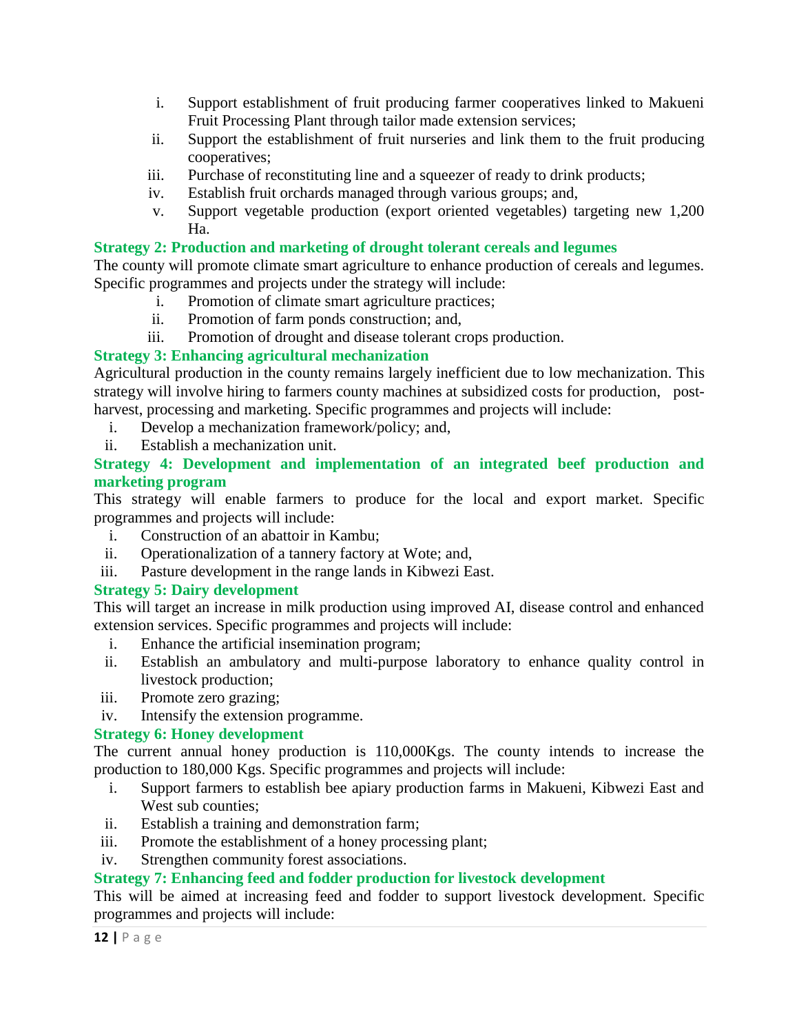i. Support establishment of fruit producing farmer cooperatives linked to Makueni Fruit Processing Plant through tailor made extension services;
ii. Support the establishment of fruit nurseries and link them to the fruit producing cooperatives;
iii. Purchase of reconstituting line and a squeezer of ready to drink products;
iv. Establish fruit orchards managed through various groups; and,
v. Support vegetable production (export oriented vegetables) targeting new 1,200 Ha.

**Strategy 2: Production and marketing of drought tolerant cereals and legumes**

The county will promote climate smart agriculture to enhance production of cereals and legumes. Specific programmes and projects under the strategy will include:

i. Promotion of climate smart agriculture practices;
ii. Promotion of farm ponds construction; and,
iii. Promotion of drought and disease tolerant crops production.

**Strategy 3: Enhancing agricultural mechanization**

Agricultural production in the county remains largely inefficient due to low mechanization. This strategy will involve hiring to farmers county machines at subsidized costs for production, post-harvest, processing and marketing. Specific programmes and projects will include:

i. Develop a mechanization framework/policy; and,
ii. Establish a mechanization unit.

**Strategy 4: Development and implementation of an integrated beef production and marketing program**

This strategy will enable farmers to produce for the local and export market. Specific programmes and projects will include:

i. Construction of an abattoir in Kambu;
ii. Operationalization of a tannery factory at Wote; and,
iii. Pasture development in the range lands in Kibwezi East.

**Strategy 5: Dairy development**

This will target an increase in milk production using improved AI, disease control and enhanced extension services. Specific programmes and projects will include:

i. Enhance the artificial insemination program;
ii. Establish an ambulatory and multi-purpose laboratory to enhance quality control in livestock production;
iii. Promote zero grazing;
iv. Intensify the extension programme.

**Strategy 6: Honey development**

The current annual honey production is 110,000Kgs. The county intends to increase the production to 180,000 Kgs. Specific programmes and projects will include:

i. Support farmers to establish bee apiary production farms in Makueni, Kibwezi East and West sub counties;
ii. Establish a training and demonstration farm;
iii. Promote the establishment of a honey processing plant;
iv. Strengthen community forest associations.

**Strategy 7: Enhancing feed and fodder production for livestock development**

This will be aimed at increasing feed and fodder to support livestock development. Specific programmes and projects will include: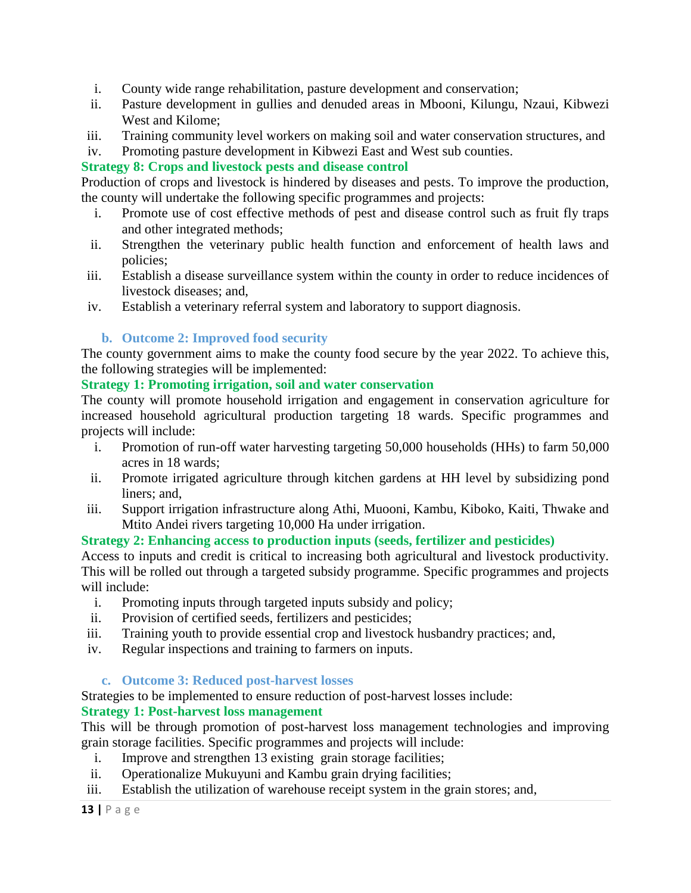i. County wide range rehabilitation, pasture development and conservation;
ii. Pasture development in gullies and denuded areas in Mbooni, Kilungu, Nzaui, Kibwezi West and Kilome;
iii. Training community level workers on making soil and water conservation structures, and
iv. Promoting pasture development in Kibwezi East and West sub counties.

**Strategy 8: Crops and livestock pests and disease control**

Production of crops and livestock is hindered by diseases and pests. To improve the production, the county will undertake the following specific programmes and projects:

i. Promote use of cost effective methods of pest and disease control such as fruit fly traps and other integrated methods;
ii. Strengthen the veterinary public health function and enforcement of health laws and policies;
iii. Establish a disease surveillance system within the county in order to reduce incidences of livestock diseases; and,
iv. Establish a veterinary referral system and laboratory to support diagnosis.

### b. Outcome 2: Improved food security

The county government aims to make the county food secure by the year 2022. To achieve this, the following strategies will be implemented:

**Strategy 1: Promoting irrigation, soil and water conservation**

The county will promote household irrigation and engagement in conservation agriculture for increased household agricultural production targeting 18 wards. Specific programmes and projects will include:

i. Promotion of run-off water harvesting targeting 50,000 households (HHs) to farm 50,000 acres in 18 wards;
ii. Promote irrigated agriculture through kitchen gardens at HH level by subsidizing pond liners; and,
iii. Support irrigation infrastructure along Athi, Muooni, Kambu, Kiboko, Kaiti, Thwake and Mtito Andei rivers targeting 10,000 Ha under irrigation.

**Strategy 2: Enhancing access to production inputs (seeds, fertilizer and pesticides)**

Access to inputs and credit is critical to increasing both agricultural and livestock productivity. This will be rolled out through a targeted subsidy programme. Specific programmes and projects will include:

i. Promoting inputs through targeted inputs subsidy and policy;
ii. Provision of certified seeds, fertilizers and pesticides;
iii. Training youth to provide essential crop and livestock husbandry practices; and,
iv. Regular inspections and training to farmers on inputs.

### c. Outcome 3: Reduced post-harvest losses

Strategies to be implemented to ensure reduction of post-harvest losses include:

**Strategy 1: Post-harvest loss management**

This will be through promotion of post-harvest loss management technologies and improving grain storage facilities. Specific programmes and projects will include:

i. Improve and strengthen 13 existing grain storage facilities;
ii. Operationalize Mukuyuni and Kambu grain drying facilities;
iii. Establish the utilization of warehouse receipt system in the grain stores; and,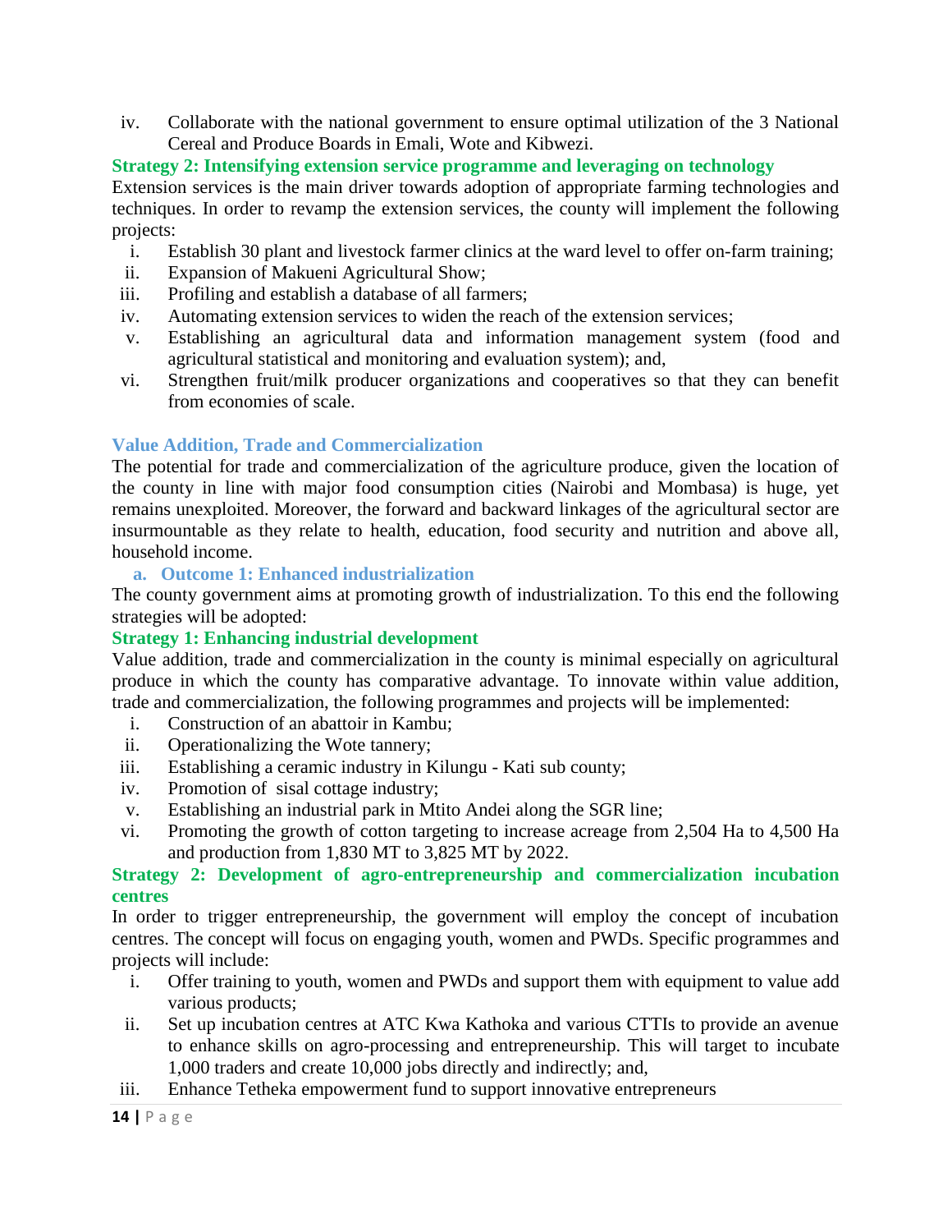iv. Collaborate with the national government to ensure optimal utilization of the 3 National Cereal and Produce Boards in Emali, Wote and Kibwezi.

**Strategy 2: Intensifying extension service programme and leveraging on technology**

Extension services is the main driver towards adoption of appropriate farming technologies and techniques. In order to revamp the extension services, the county will implement the following projects:

i. Establish 30 plant and livestock farmer clinics at the ward level to offer on-farm training;
ii. Expansion of Makueni Agricultural Show;
iii. Profiling and establish a database of all farmers;
iv. Automating extension services to widen the reach of the extension services;
v. Establishing an agricultural data and information management system (food and agricultural statistical and monitoring and evaluation system); and,
vi. Strengthen fruit/milk producer organizations and cooperatives so that they can benefit from economies of scale.

### Value Addition, Trade and Commercialization

The potential for trade and commercialization of the agriculture produce, given the location of the county in line with major food consumption cities (Nairobi and Mombasa) is huge, yet remains unexploited. Moreover, the forward and backward linkages of the agricultural sector are insurmountable as they relate to health, education, food security and nutrition and above all, household income.

#### a. Outcome 1: Enhanced industrialization

The county government aims at promoting growth of industrialization. To this end the following strategies will be adopted:

**Strategy 1: Enhancing industrial development**

Value addition, trade and commercialization in the county is minimal especially on agricultural produce in which the county has comparative advantage. To innovate within value addition, trade and commercialization, the following programmes and projects will be implemented:

i. Construction of an abattoir in Kambu;
ii. Operationalizing the Wote tannery;
iii. Establishing a ceramic industry in Kilungu - Kati sub county;
iv. Promotion of sisal cottage industry;
v. Establishing an industrial park in Mtito Andei along the SGR line;
vi. Promoting the growth of cotton targeting to increase acreage from 2,504 Ha to 4,500 Ha and production from 1,830 MT to 3,825 MT by 2022.

**Strategy 2: Development of agro-entrepreneurship and commercialization incubation centres**

In order to trigger entrepreneurship, the government will employ the concept of incubation centres. The concept will focus on engaging youth, women and PWDs. Specific programmes and projects will include:

i. Offer training to youth, women and PWDs and support them with equipment to value add various products;
ii. Set up incubation centres at ATC Kwa Kathoka and various CTTIs to provide an avenue to enhance skills on agro-processing and entrepreneurship. This will target to incubate 1,000 traders and create 10,000 jobs directly and indirectly; and,
iii. Enhance Tetheka empowerment fund to support innovative entrepreneurs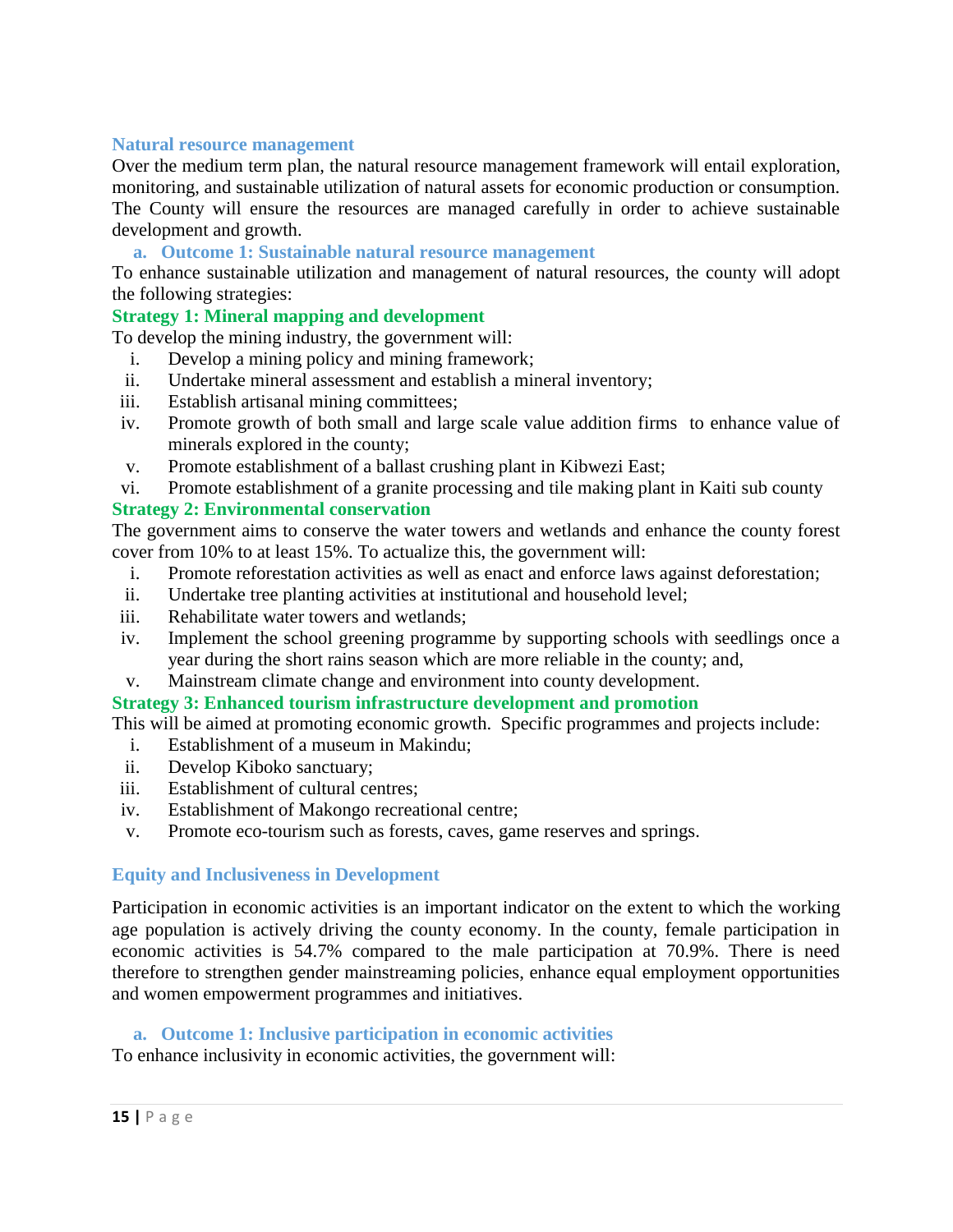### Natural resource management

Over the medium term plan, the natural resource management framework will entail exploration, monitoring, and sustainable utilization of natural assets for economic production or consumption. The County will ensure the resources are managed carefully in order to achieve sustainable development and growth.

#### a. Outcome 1: Sustainable natural resource management

To enhance sustainable utilization and management of natural resources, the county will adopt the following strategies:

**Strategy 1: Mineral mapping and development**

To develop the mining industry, the government will:

i. Develop a mining policy and mining framework;
ii. Undertake mineral assessment and establish a mineral inventory;
iii. Establish artisanal mining committees;
iv. Promote growth of both small and large scale value addition firms to enhance value of minerals explored in the county;
v. Promote establishment of a ballast crushing plant in Kibwezi East;
vi. Promote establishment of a granite processing and tile making plant in Kaiti sub county

**Strategy 2: Environmental conservation**

The government aims to conserve the water towers and wetlands and enhance the county forest cover from 10% to at least 15%. To actualize this, the government will:

i. Promote reforestation activities as well as enact and enforce laws against deforestation;
ii. Undertake tree planting activities at institutional and household level;
iii. Rehabilitate water towers and wetlands;
iv. Implement the school greening programme by supporting schools with seedlings once a year during the short rains season which are more reliable in the county; and,
v. Mainstream climate change and environment into county development.

**Strategy 3: Enhanced tourism infrastructure development and promotion**

This will be aimed at promoting economic growth. Specific programmes and projects include:

i. Establishment of a museum in Makindu;
ii. Develop Kiboko sanctuary;
iii. Establishment of cultural centres;
iv. Establishment of Makongo recreational centre;
v. Promote eco-tourism such as forests, caves, game reserves and springs.

### Equity and Inclusiveness in Development

Participation in economic activities is an important indicator on the extent to which the working age population is actively driving the county economy. In the county, female participation in economic activities is 54.7% compared to the male participation at 70.9%. There is need therefore to strengthen gender mainstreaming policies, enhance equal employment opportunities and women empowerment programmes and initiatives.

#### a. Outcome 1: Inclusive participation in economic activities

To enhance inclusivity in economic activities, the government will: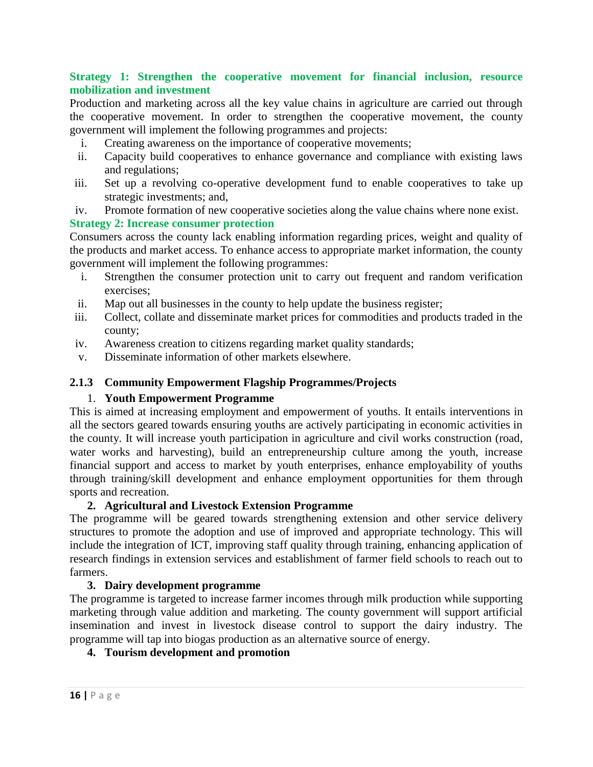**Strategy 1: Strengthen the cooperative movement for financial inclusion, resource mobilization and investment**

Production and marketing across all the key value chains in agriculture are carried out through the cooperative movement. In order to strengthen the cooperative movement, the county government will implement the following programmes and projects:

i. Creating awareness on the importance of cooperative movements;
ii. Capacity build cooperatives to enhance governance and compliance with existing laws and regulations;
iii. Set up a revolving co-operative development fund to enable cooperatives to take up strategic investments; and,
iv. Promote formation of new cooperative societies along the value chains where none exist.

**Strategy 2: Increase consumer protection**

Consumers across the county lack enabling information regarding prices, weight and quality of the products and market access. To enhance access to appropriate market information, the county government will implement the following programmes:

i. Strengthen the consumer protection unit to carry out frequent and random verification exercises;
ii. Map out all businesses in the county to help update the business register;
iii. Collect, collate and disseminate market prices for commodities and products traded in the county;
iv. Awareness creation to citizens regarding market quality standards;
v. Disseminate information of other markets elsewhere.

### 2.1.3 Community Empowerment Flagship Programmes/Projects

1. **Youth Empowerment Programme**

This is aimed at increasing employment and empowerment of youths. It entails interventions in all the sectors geared towards ensuring youths are actively participating in economic activities in the county. It will increase youth participation in agriculture and civil works construction (road, water works and harvesting), build an entrepreneurship culture among the youth, increase financial support and access to market by youth enterprises, enhance employability of youths through training/skill development and enhance employment opportunities for them through sports and recreation.

2. **Agricultural and Livestock Extension Programme**

The programme will be geared towards strengthening extension and other service delivery structures to promote the adoption and use of improved and appropriate technology. This will include the integration of ICT, improving staff quality through training, enhancing application of research findings in extension services and establishment of farmer field schools to reach out to farmers.

3. **Dairy development programme**

The programme is targeted to increase farmer incomes through milk production while supporting marketing through value addition and marketing. The county government will support artificial insemination and invest in livestock disease control to support the dairy industry. The programme will tap into biogas production as an alternative source of energy.

4. **Tourism development and promotion**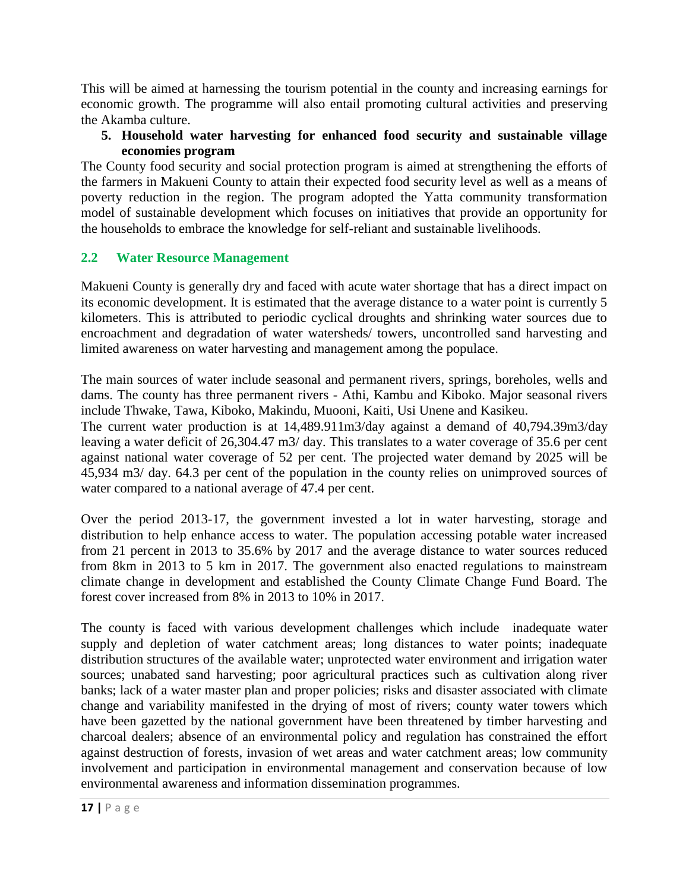This will be aimed at harnessing the tourism potential in the county and increasing earnings for economic growth. The programme will also entail promoting cultural activities and preserving the Akamba culture.

5. **Household water harvesting for enhanced food security and sustainable village economies program**

The County food security and social protection program is aimed at strengthening the efforts of the farmers in Makueni County to attain their expected food security level as well as a means of poverty reduction in the region. The program adopted the Yatta community transformation model of sustainable development which focuses on initiatives that provide an opportunity for the households to embrace the knowledge for self-reliant and sustainable livelihoods.

## 2.2 Water Resource Management

Makueni County is generally dry and faced with acute water shortage that has a direct impact on its economic development. It is estimated that the average distance to a water point is currently 5 kilometers. This is attributed to periodic cyclical droughts and shrinking water sources due to encroachment and degradation of water watersheds/ towers, uncontrolled sand harvesting and limited awareness on water harvesting and management among the populace.

The main sources of water include seasonal and permanent rivers, springs, boreholes, wells and dams. The county has three permanent rivers - Athi, Kambu and Kiboko. Major seasonal rivers include Thwake, Tawa, Kiboko, Makindu, Muooni, Kaiti, Usi Unene and Kasikeu.

The current water production is at 14,489.911m3/day against a demand of 40,794.39m3/day leaving a water deficit of 26,304.47 m3/ day. This translates to a water coverage of 35.6 per cent against national water coverage of 52 per cent. The projected water demand by 2025 will be 45,934 m3/ day. 64.3 per cent of the population in the county relies on unimproved sources of water compared to a national average of 47.4 per cent.

Over the period 2013-17, the government invested a lot in water harvesting, storage and distribution to help enhance access to water. The population accessing potable water increased from 21 percent in 2013 to 35.6% by 2017 and the average distance to water sources reduced from 8km in 2013 to 5 km in 2017. The government also enacted regulations to mainstream climate change in development and established the County Climate Change Fund Board. The forest cover increased from 8% in 2013 to 10% in 2017.

The county is faced with various development challenges which include inadequate water supply and depletion of water catchment areas; long distances to water points; inadequate distribution structures of the available water; unprotected water environment and irrigation water sources; unabated sand harvesting; poor agricultural practices such as cultivation along river banks; lack of a water master plan and proper policies; risks and disaster associated with climate change and variability manifested in the drying of most of rivers; county water towers which have been gazetted by the national government have been threatened by timber harvesting and charcoal dealers; absence of an environmental policy and regulation has constrained the effort against destruction of forests, invasion of wet areas and water catchment areas; low community involvement and participation in environmental management and conservation because of low environmental awareness and information dissemination programmes.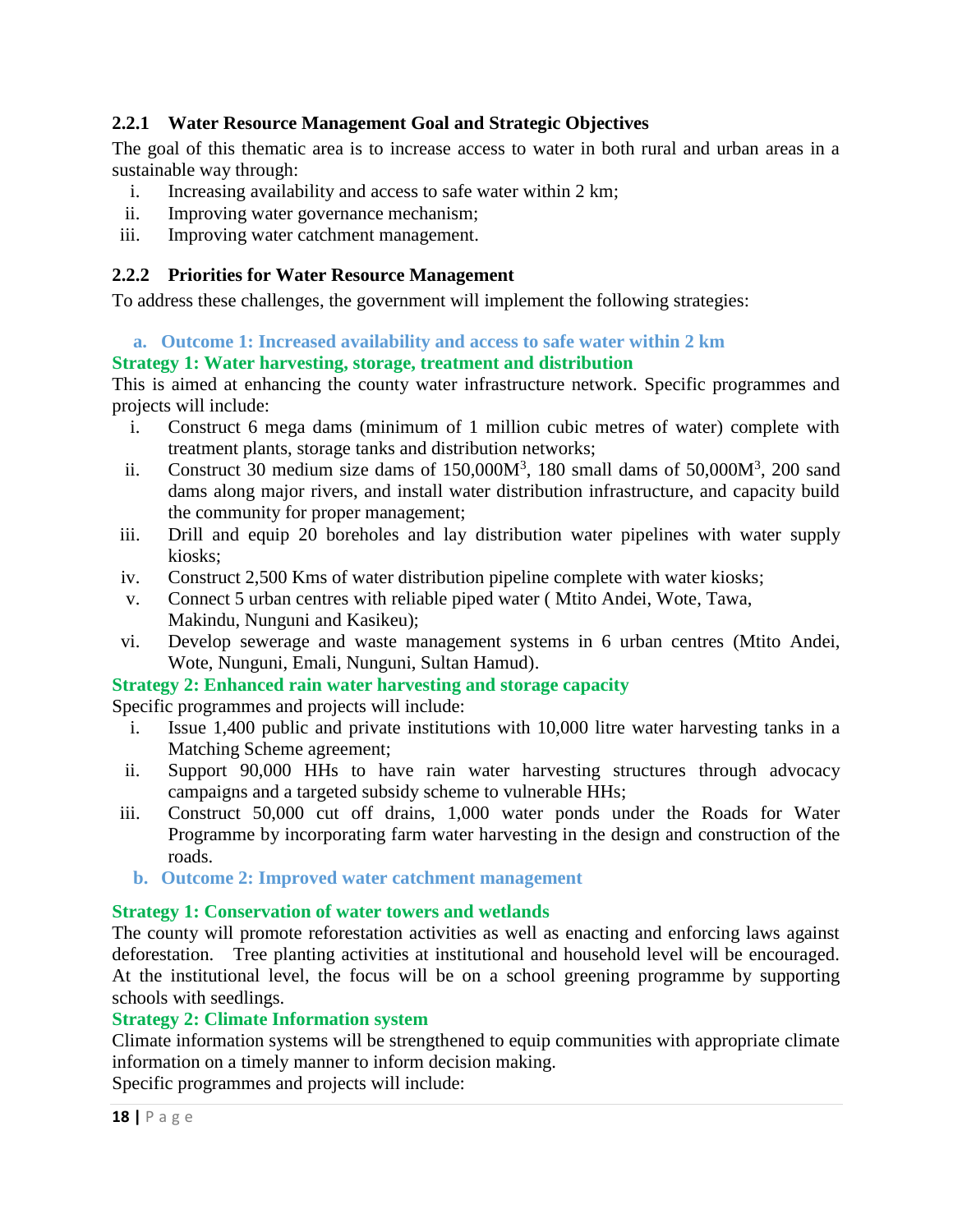### 2.2.1 Water Resource Management Goal and Strategic Objectives

The goal of this thematic area is to increase access to water in both rural and urban areas in a sustainable way through:

i. Increasing availability and access to safe water within 2 km;
ii. Improving water governance mechanism;
iii. Improving water catchment management.

### 2.2.2 Priorities for Water Resource Management

To address these challenges, the government will implement the following strategies:

**a. Outcome 1: Increased availability and access to safe water within 2 km**

**Strategy 1: Water harvesting, storage, treatment and distribution**

This is aimed at enhancing the county water infrastructure network. Specific programmes and projects will include:

i. Construct 6 mega dams (minimum of 1 million cubic metres of water) complete with treatment plants, storage tanks and distribution networks;
ii. Construct 30 medium size dams of 150,000M$^3$, 180 small dams of 50,000M$^3$, 200 sand dams along major rivers, and install water distribution infrastructure, and capacity build the community for proper management;
iii. Drill and equip 20 boreholes and lay distribution water pipelines with water supply kiosks;
iv. Construct 2,500 Kms of water distribution pipeline complete with water kiosks;
v. Connect 5 urban centres with reliable piped water ( Mtito Andei, Wote, Tawa, Makindu, Nunguni and Kasikeu);
vi. Develop sewerage and waste management systems in 6 urban centres (Mtito Andei, Wote, Nunguni, Emali, Nunguni, Sultan Hamud).

**Strategy 2: Enhanced rain water harvesting and storage capacity**

Specific programmes and projects will include:

i. Issue 1,400 public and private institutions with 10,000 litre water harvesting tanks in a Matching Scheme agreement;
ii. Support 90,000 HHs to have rain water harvesting structures through advocacy campaigns and a targeted subsidy scheme to vulnerable HHs;
iii. Construct 50,000 cut off drains, 1,000 water ponds under the Roads for Water Programme by incorporating farm water harvesting in the design and construction of the roads.

**b. Outcome 2: Improved water catchment management**

**Strategy 1: Conservation of water towers and wetlands**

The county will promote reforestation activities as well as enacting and enforcing laws against deforestation. Tree planting activities at institutional and household level will be encouraged. At the institutional level, the focus will be on a school greening programme by supporting schools with seedlings.

**Strategy 2: Climate Information system**

Climate information systems will be strengthened to equip communities with appropriate climate information on a timely manner to inform decision making.

Specific programmes and projects will include: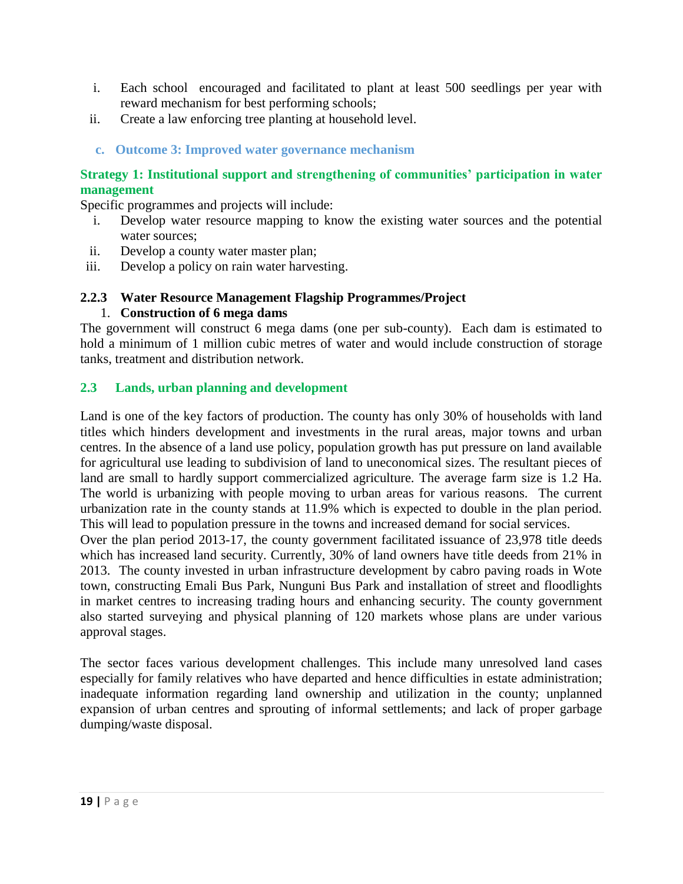i. Each school encouraged and facilitated to plant at least 500 seedlings per year with reward mechanism for best performing schools;
ii. Create a law enforcing tree planting at household level.

### c. Outcome 3: Improved water governance mechanism

**Strategy 1: Institutional support and strengthening of communities' participation in water management**

Specific programmes and projects will include:

i. Develop water resource mapping to know the existing water sources and the potential water sources;
ii. Develop a county water master plan;
iii. Develop a policy on rain water harvesting.

### 2.2.3 Water Resource Management Flagship Programmes/Project

1. **Construction of 6 mega dams**

The government will construct 6 mega dams (one per sub-county). Each dam is estimated to hold a minimum of 1 million cubic metres of water and would include construction of storage tanks, treatment and distribution network.

## 2.3 Lands, urban planning and development

Land is one of the key factors of production. The county has only 30% of households with land titles which hinders development and investments in the rural areas, major towns and urban centres. In the absence of a land use policy, population growth has put pressure on land available for agricultural use leading to subdivision of land to uneconomical sizes. The resultant pieces of land are small to hardly support commercialized agriculture. The average farm size is 1.2 Ha. The world is urbanizing with people moving to urban areas for various reasons. The current urbanization rate in the county stands at 11.9% which is expected to double in the plan period. This will lead to population pressure in the towns and increased demand for social services.

Over the plan period 2013-17, the county government facilitated issuance of 23,978 title deeds which has increased land security. Currently, 30% of land owners have title deeds from 21% in 2013. The county invested in urban infrastructure development by cabro paving roads in Wote town, constructing Emali Bus Park, Nunguni Bus Park and installation of street and floodlights in market centres to increasing trading hours and enhancing security. The county government also started surveying and physical planning of 120 markets whose plans are under various approval stages.

The sector faces various development challenges. This include many unresolved land cases especially for family relatives who have departed and hence difficulties in estate administration; inadequate information regarding land ownership and utilization in the county; unplanned expansion of urban centres and sprouting of informal settlements; and lack of proper garbage dumping/waste disposal.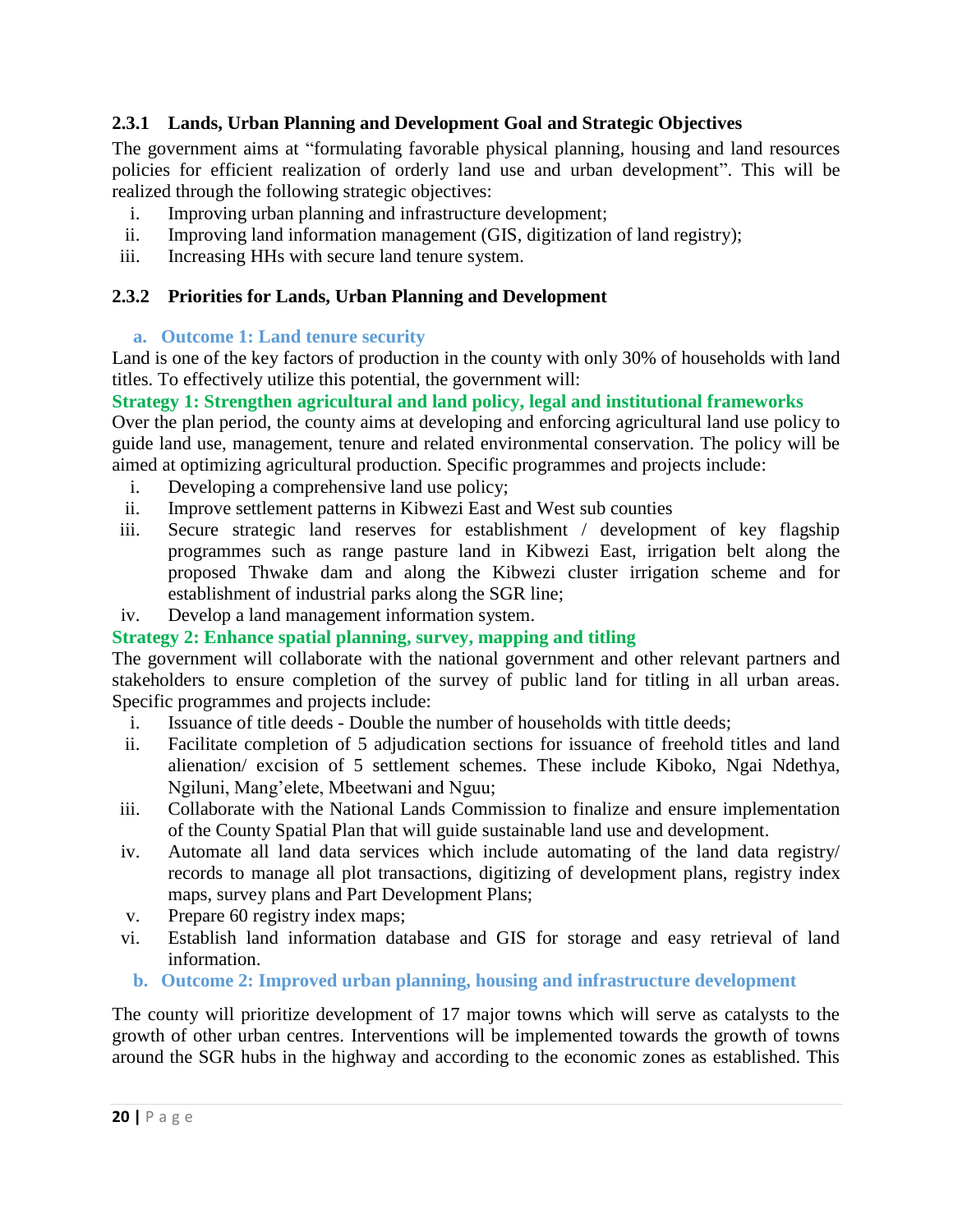### 2.3.1 Lands, Urban Planning and Development Goal and Strategic Objectives

The government aims at "formulating favorable physical planning, housing and land resources policies for efficient realization of orderly land use and urban development". This will be realized through the following strategic objectives:

i. Improving urban planning and infrastructure development;
ii. Improving land information management (GIS, digitization of land registry);
iii. Increasing HHs with secure land tenure system.

### 2.3.2 Priorities for Lands, Urban Planning and Development

**a. Outcome 1: Land tenure security**

Land is one of the key factors of production in the county with only 30% of households with land titles. To effectively utilize this potential, the government will:

**Strategy 1: Strengthen agricultural and land policy, legal and institutional frameworks**

Over the plan period, the county aims at developing and enforcing agricultural land use policy to guide land use, management, tenure and related environmental conservation. The policy will be aimed at optimizing agricultural production. Specific programmes and projects include:

i. Developing a comprehensive land use policy;
ii. Improve settlement patterns in Kibwezi East and West sub counties
iii. Secure strategic land reserves for establishment / development of key flagship programmes such as range pasture land in Kibwezi East, irrigation belt along the proposed Thwake dam and along the Kibwezi cluster irrigation scheme and for establishment of industrial parks along the SGR line;
iv. Develop a land management information system.

**Strategy 2: Enhance spatial planning, survey, mapping and titling**

The government will collaborate with the national government and other relevant partners and stakeholders to ensure completion of the survey of public land for titling in all urban areas. Specific programmes and projects include:

i. Issuance of title deeds - Double the number of households with tittle deeds;
ii. Facilitate completion of 5 adjudication sections for issuance of freehold titles and land alienation/ excision of 5 settlement schemes. These include Kiboko, Ngai Ndethya, Ngiluni, Mang'elete, Mbeetwani and Nguu;
iii. Collaborate with the National Lands Commission to finalize and ensure implementation of the County Spatial Plan that will guide sustainable land use and development.
iv. Automate all land data services which include automating of the land data registry/ records to manage all plot transactions, digitizing of development plans, registry index maps, survey plans and Part Development Plans;
v. Prepare 60 registry index maps;
vi. Establish land information database and GIS for storage and easy retrieval of land information.

**b. Outcome 2: Improved urban planning, housing and infrastructure development**

The county will prioritize development of 17 major towns which will serve as catalysts to the growth of other urban centres. Interventions will be implemented towards the growth of towns around the SGR hubs in the highway and according to the economic zones as established. This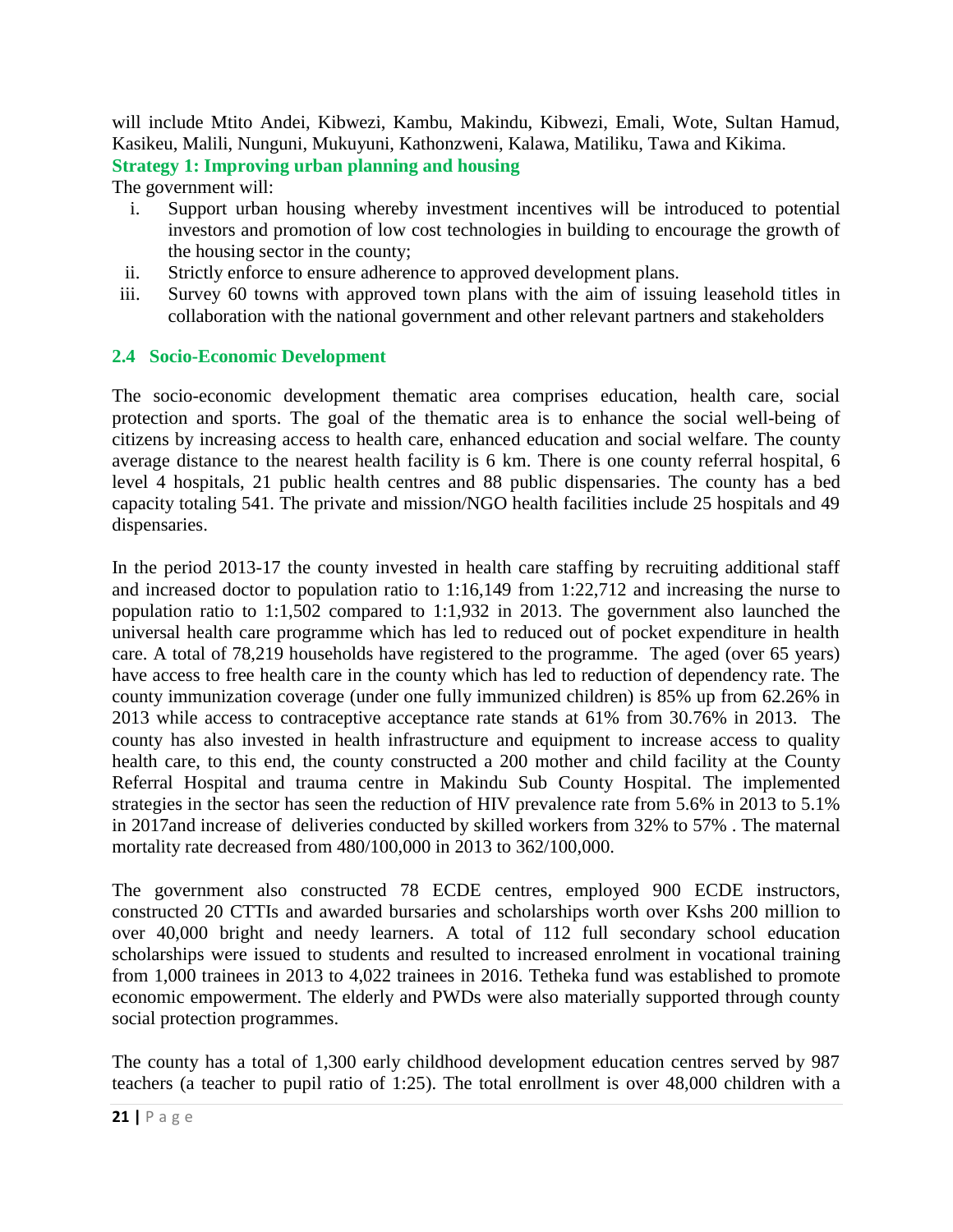will include Mtito Andei, Kibwezi, Kambu, Makindu, Kibwezi, Emali, Wote, Sultan Hamud, Kasikeu, Malili, Nunguni, Mukuyuni, Kathonzweni, Kalawa, Matiliku, Tawa and Kikima.

**Strategy 1: Improving urban planning and housing**

The government will:

- i. Support urban housing whereby investment incentives will be introduced to potential investors and promotion of low cost technologies in building to encourage the growth of the housing sector in the county;
- ii. Strictly enforce to ensure adherence to approved development plans.
- iii. Survey 60 towns with approved town plans with the aim of issuing leasehold titles in collaboration with the national government and other relevant partners and stakeholders

## 2.4 Socio-Economic Development

The socio-economic development thematic area comprises education, health care, social protection and sports. The goal of the thematic area is to enhance the social well-being of citizens by increasing access to health care, enhanced education and social welfare. The county average distance to the nearest health facility is 6 km. There is one county referral hospital, 6 level 4 hospitals, 21 public health centres and 88 public dispensaries. The county has a bed capacity totaling 541. The private and mission/NGO health facilities include 25 hospitals and 49 dispensaries.

In the period 2013-17 the county invested in health care staffing by recruiting additional staff and increased doctor to population ratio to 1:16,149 from 1:22,712 and increasing the nurse to population ratio to 1:1,502 compared to 1:1,932 in 2013. The government also launched the universal health care programme which has led to reduced out of pocket expenditure in health care. A total of 78,219 households have registered to the programme. The aged (over 65 years) have access to free health care in the county which has led to reduction of dependency rate. The county immunization coverage (under one fully immunized children) is 85% up from 62.26% in 2013 while access to contraceptive acceptance rate stands at 61% from 30.76% in 2013. The county has also invested in health infrastructure and equipment to increase access to quality health care, to this end, the county constructed a 200 mother and child facility at the County Referral Hospital and trauma centre in Makindu Sub County Hospital. The implemented strategies in the sector has seen the reduction of HIV prevalence rate from 5.6% in 2013 to 5.1% in 2017and increase of deliveries conducted by skilled workers from 32% to 57% . The maternal mortality rate decreased from 480/100,000 in 2013 to 362/100,000.

The government also constructed 78 ECDE centres, employed 900 ECDE instructors, constructed 20 CTTIs and awarded bursaries and scholarships worth over Kshs 200 million to over 40,000 bright and needy learners. A total of 112 full secondary school education scholarships were issued to students and resulted to increased enrolment in vocational training from 1,000 trainees in 2013 to 4,022 trainees in 2016. Tetheka fund was established to promote economic empowerment. The elderly and PWDs were also materially supported through county social protection programmes.

The county has a total of 1,300 early childhood development education centres served by 987 teachers (a teacher to pupil ratio of 1:25). The total enrollment is over 48,000 children with a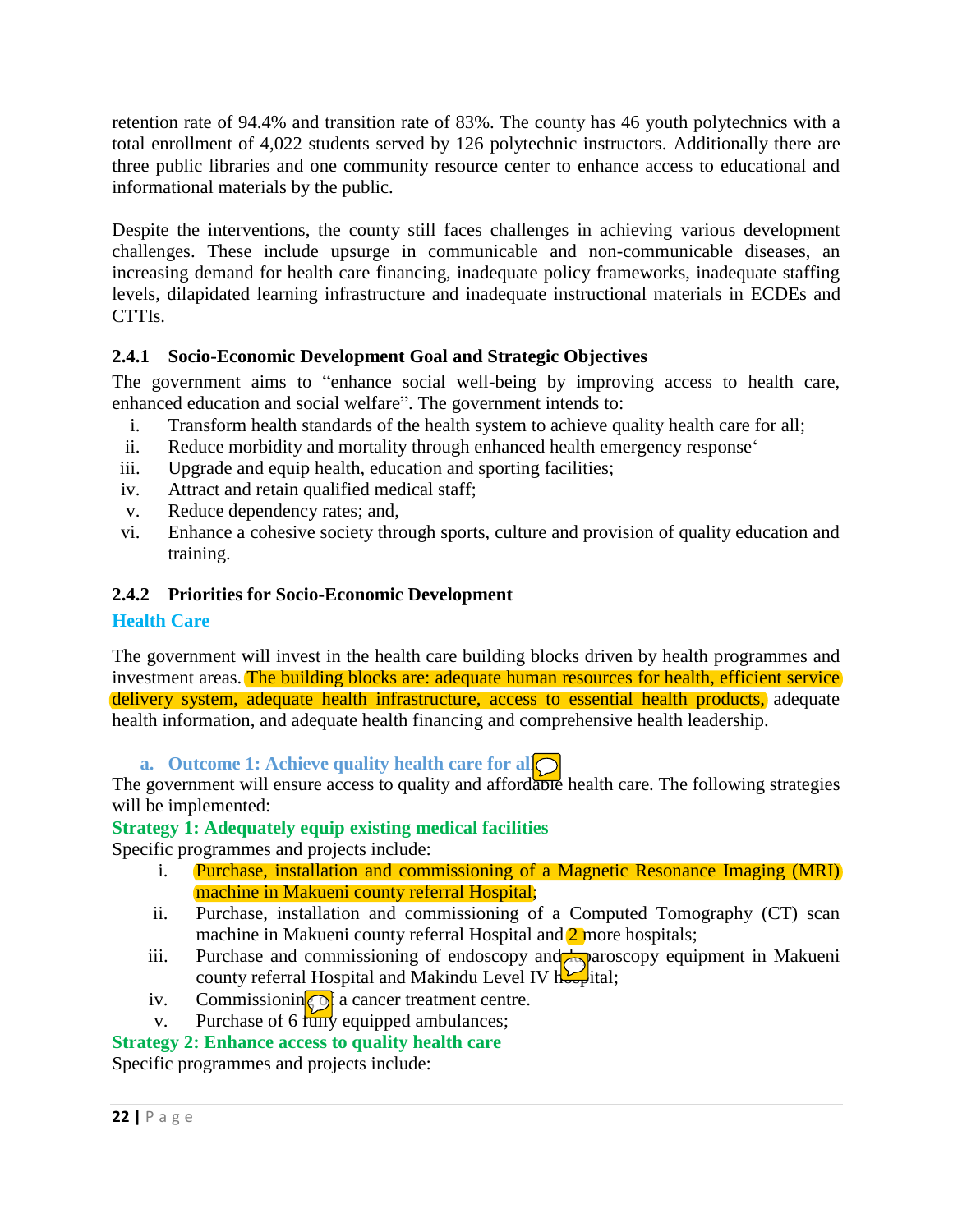retention rate of 94.4% and transition rate of 83%. The county has 46 youth polytechnics with a total enrollment of 4,022 students served by 126 polytechnic instructors. Additionally there are three public libraries and one community resource center to enhance access to educational and informational materials by the public.

Despite the interventions, the county still faces challenges in achieving various development challenges. These include upsurge in communicable and non-communicable diseases, an increasing demand for health care financing, inadequate policy frameworks, inadequate staffing levels, dilapidated learning infrastructure and inadequate instructional materials in ECDEs and CTTIs.

### 2.4.1 Socio-Economic Development Goal and Strategic Objectives

The government aims to "enhance social well-being by improving access to health care, enhanced education and social welfare". The government intends to:

i. Transform health standards of the health system to achieve quality health care for all;
ii. Reduce morbidity and mortality through enhanced health emergency response'
iii. Upgrade and equip health, education and sporting facilities;
iv. Attract and retain qualified medical staff;
v. Reduce dependency rates; and,
vi. Enhance a cohesive society through sports, culture and provision of quality education and training.

### 2.4.2 Priorities for Socio-Economic Development

#### Health Care

The government will invest in the health care building blocks driven by health programmes and investment areas. The building blocks are: adequate human resources for health, efficient service delivery system, adequate health infrastructure, access to essential health products, adequate health information, and adequate health financing and comprehensive health leadership.

**a. Outcome 1: Achieve quality health care for all**

The government will ensure access to quality and affordable health care. The following strategies will be implemented:

**Strategy 1: Adequately equip existing medical facilities**

Specific programmes and projects include:

i. Purchase, installation and commissioning of a Magnetic Resonance Imaging (MRI) machine in Makueni county referral Hospital;
ii. Purchase, installation and commissioning of a Computed Tomography (CT) scan machine in Makueni county referral Hospital and 2 more hospitals;
iii. Purchase and commissioning of endoscopy and laparoscopy equipment in Makueni county referral Hospital and Makindu Level IV hospital;
iv. Commissioning of a cancer treatment centre.
v. Purchase of 6 fully equipped ambulances;

**Strategy 2: Enhance access to quality health care**

Specific programmes and projects include: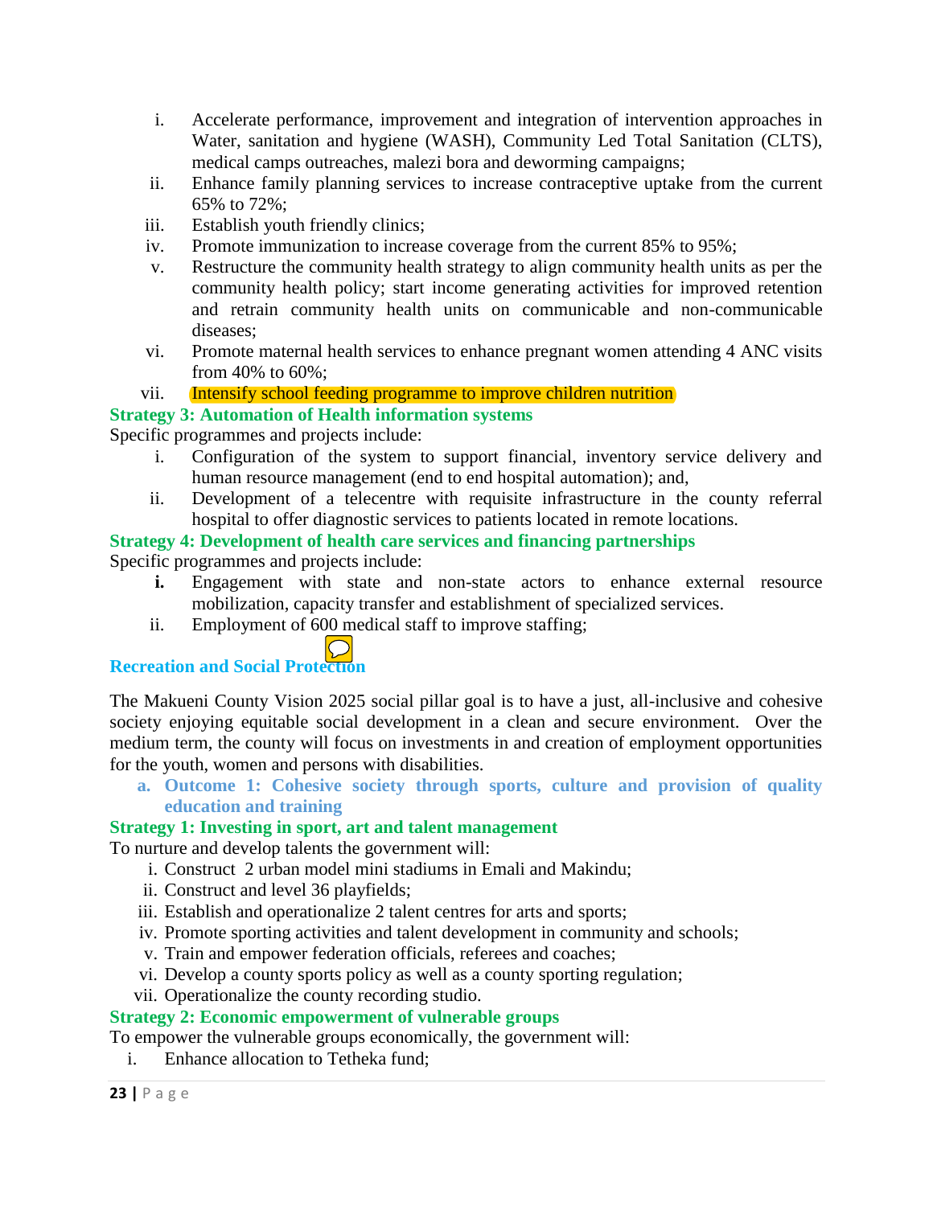i. Accelerate performance, improvement and integration of intervention approaches in Water, sanitation and hygiene (WASH), Community Led Total Sanitation (CLTS), medical camps outreaches, malezi bora and deworming campaigns;
ii. Enhance family planning services to increase contraceptive uptake from the current 65% to 72%;
iii. Establish youth friendly clinics;
iv. Promote immunization to increase coverage from the current 85% to 95%;
v. Restructure the community health strategy to align community health units as per the community health policy; start income generating activities for improved retention and retrain community health units on communicable and non-communicable diseases;
vi. Promote maternal health services to enhance pregnant women attending 4 ANC visits from 40% to 60%;
vii. Intensify school feeding programme to improve children nutrition

**Strategy 3: Automation of Health information systems**

Specific programmes and projects include:

i. Configuration of the system to support financial, inventory service delivery and human resource management (end to end hospital automation); and,
ii. Development of a telecentre with requisite infrastructure in the county referral hospital to offer diagnostic services to patients located in remote locations.

**Strategy 4: Development of health care services and financing partnerships**

Specific programmes and projects include:

i. Engagement with state and non-state actors to enhance external resource mobilization, capacity transfer and establishment of specialized services.
ii. Employment of 600 medical staff to improve staffing;

## Recreation and Social Protection

The Makueni County Vision 2025 social pillar goal is to have a just, all-inclusive and cohesive society enjoying equitable social development in a clean and secure environment. Over the medium term, the county will focus on investments in and creation of employment opportunities for the youth, women and persons with disabilities.

### a. Outcome 1: Cohesive society through sports, culture and provision of quality education and training

**Strategy 1: Investing in sport, art and talent management**

To nurture and develop talents the government will:

i. Construct 2 urban model mini stadiums in Emali and Makindu;
ii. Construct and level 36 playfields;
iii. Establish and operationalize 2 talent centres for arts and sports;
iv. Promote sporting activities and talent development in community and schools;
v. Train and empower federation officials, referees and coaches;
vi. Develop a county sports policy as well as a county sporting regulation;
vii. Operationalize the county recording studio.

**Strategy 2: Economic empowerment of vulnerable groups**

To empower the vulnerable groups economically, the government will:

i. Enhance allocation to Tetheka fund;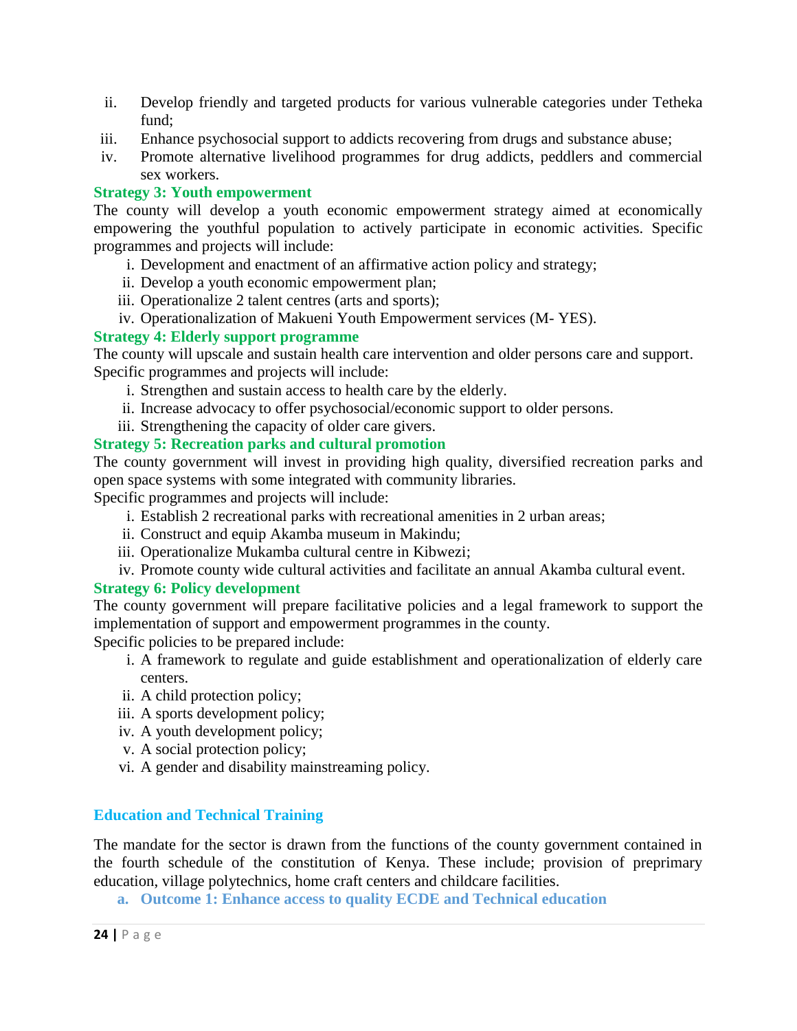ii. Develop friendly and targeted products for various vulnerable categories under Tetheka fund;
iii. Enhance psychosocial support to addicts recovering from drugs and substance abuse;
iv. Promote alternative livelihood programmes for drug addicts, peddlers and commercial sex workers.

**Strategy 3: Youth empowerment**

The county will develop a youth economic empowerment strategy aimed at economically empowering the youthful population to actively participate in economic activities. Specific programmes and projects will include:

i. Development and enactment of an affirmative action policy and strategy;
ii. Develop a youth economic empowerment plan;
iii. Operationalize 2 talent centres (arts and sports);
iv. Operationalization of Makueni Youth Empowerment services (M- YES).

**Strategy 4: Elderly support programme**

The county will upscale and sustain health care intervention and older persons care and support. Specific programmes and projects will include:

i. Strengthen and sustain access to health care by the elderly.
ii. Increase advocacy to offer psychosocial/economic support to older persons.
iii. Strengthening the capacity of older care givers.

**Strategy 5: Recreation parks and cultural promotion**

The county government will invest in providing high quality, diversified recreation parks and open space systems with some integrated with community libraries.

Specific programmes and projects will include:

i. Establish 2 recreational parks with recreational amenities in 2 urban areas;
ii. Construct and equip Akamba museum in Makindu;
iii. Operationalize Mukamba cultural centre in Kibwezi;
iv. Promote county wide cultural activities and facilitate an annual Akamba cultural event.

**Strategy 6: Policy development**

The county government will prepare facilitative policies and a legal framework to support the implementation of support and empowerment programmes in the county.

Specific policies to be prepared include:

i. A framework to regulate and guide establishment and operationalization of elderly care centers.
ii. A child protection policy;
iii. A sports development policy;
iv. A youth development policy;
v. A social protection policy;
vi. A gender and disability mainstreaming policy.

## Education and Technical Training

The mandate for the sector is drawn from the functions of the county government contained in the fourth schedule of the constitution of Kenya. These include; provision of preprimary education, village polytechnics, home craft centers and childcare facilities.

### a. Outcome 1: Enhance access to quality ECDE and Technical education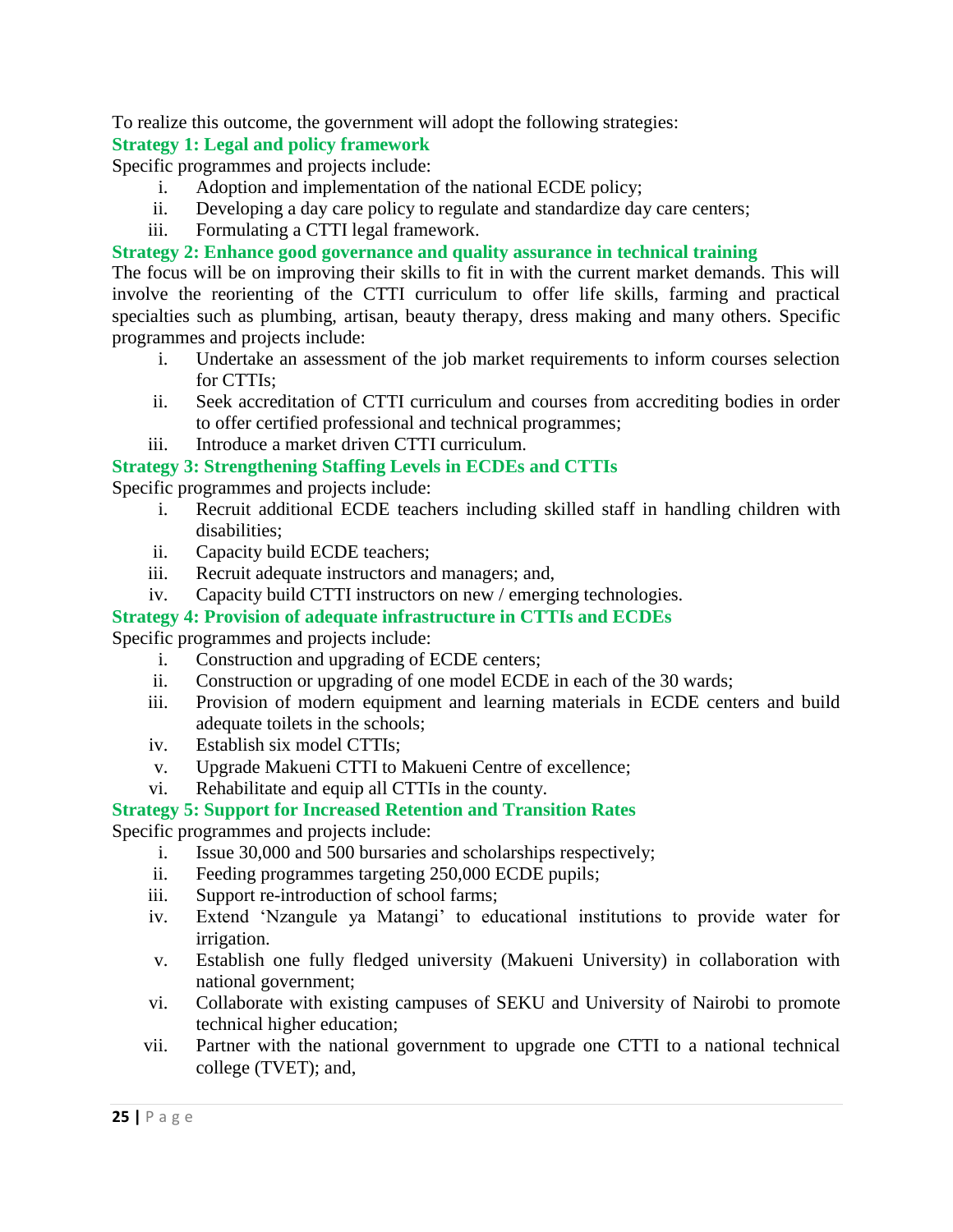To realize this outcome, the government will adopt the following strategies:

**Strategy 1: Legal and policy framework**

Specific programmes and projects include:

i. Adoption and implementation of the national ECDE policy;
ii. Developing a day care policy to regulate and standardize day care centers;
iii. Formulating a CTTI legal framework.

**Strategy 2: Enhance good governance and quality assurance in technical training**

The focus will be on improving their skills to fit in with the current market demands. This will involve the reorienting of the CTTI curriculum to offer life skills, farming and practical specialties such as plumbing, artisan, beauty therapy, dress making and many others. Specific programmes and projects include:

i. Undertake an assessment of the job market requirements to inform courses selection for CTTIs;
ii. Seek accreditation of CTTI curriculum and courses from accrediting bodies in order to offer certified professional and technical programmes;
iii. Introduce a market driven CTTI curriculum.

**Strategy 3: Strengthening Staffing Levels in ECDEs and CTTIs**

Specific programmes and projects include:

i. Recruit additional ECDE teachers including skilled staff in handling children with disabilities;
ii. Capacity build ECDE teachers;
iii. Recruit adequate instructors and managers; and,
iv. Capacity build CTTI instructors on new / emerging technologies.

**Strategy 4: Provision of adequate infrastructure in CTTIs and ECDEs**

Specific programmes and projects include:

i. Construction and upgrading of ECDE centers;
ii. Construction or upgrading of one model ECDE in each of the 30 wards;
iii. Provision of modern equipment and learning materials in ECDE centers and build adequate toilets in the schools;
iv. Establish six model CTTIs;
v. Upgrade Makueni CTTI to Makueni Centre of excellence;
vi. Rehabilitate and equip all CTTIs in the county.

**Strategy 5: Support for Increased Retention and Transition Rates**

Specific programmes and projects include:

i. Issue 30,000 and 500 bursaries and scholarships respectively;
ii. Feeding programmes targeting 250,000 ECDE pupils;
iii. Support re-introduction of school farms;
iv. Extend 'Nzangule ya Matangi' to educational institutions to provide water for irrigation.
v. Establish one fully fledged university (Makueni University) in collaboration with national government;
vi. Collaborate with existing campuses of SEKU and University of Nairobi to promote technical higher education;
vii. Partner with the national government to upgrade one CTTI to a national technical college (TVET); and,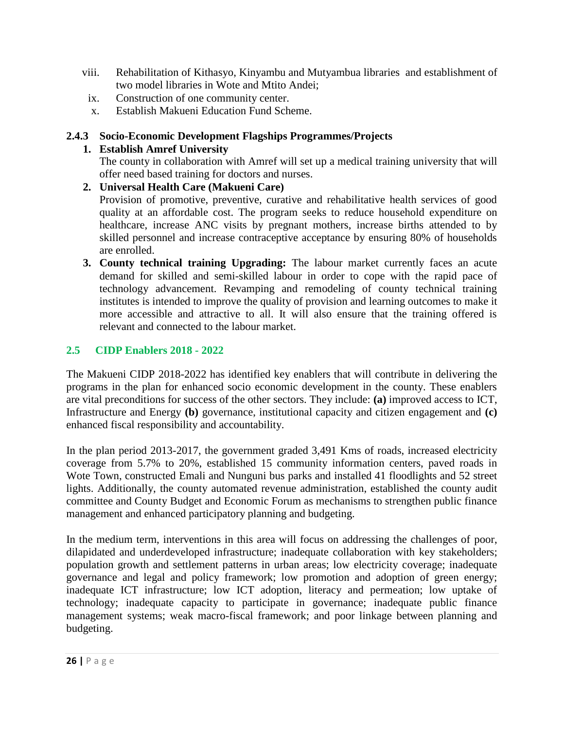viii. Rehabilitation of Kithasyo, Kinyambu and Mutyambua libraries and establishment of two model libraries in Wote and Mtito Andei;

ix. Construction of one community center.

x. Establish Makueni Education Fund Scheme.

### 2.4.3 Socio-Economic Development Flagships Programmes/Projects

1. **Establish Amref University**
   The county in collaboration with Amref will set up a medical training university that will offer need based training for doctors and nurses.
2. **Universal Health Care (Makueni Care)**
   Provision of promotive, preventive, curative and rehabilitative health services of good quality at an affordable cost. The program seeks to reduce household expenditure on healthcare, increase ANC visits by pregnant mothers, increase births attended to by skilled personnel and increase contraceptive acceptance by ensuring 80% of households are enrolled.
3. **County technical training Upgrading:** The labour market currently faces an acute demand for skilled and semi-skilled labour in order to cope with the rapid pace of technology advancement. Revamping and remodeling of county technical training institutes is intended to improve the quality of provision and learning outcomes to make it more accessible and attractive to all. It will also ensure that the training offered is relevant and connected to the labour market.

## 2.5 CIDP Enablers 2018 - 2022

The Makueni CIDP 2018-2022 has identified key enablers that will contribute in delivering the programs in the plan for enhanced socio economic development in the county. These enablers are vital preconditions for success of the other sectors. They include: **(a)** improved access to ICT, Infrastructure and Energy **(b)** governance, institutional capacity and citizen engagement and **(c)** enhanced fiscal responsibility and accountability.

In the plan period 2013-2017, the government graded 3,491 Kms of roads, increased electricity coverage from 5.7% to 20%, established 15 community information centers, paved roads in Wote Town, constructed Emali and Nunguni bus parks and installed 41 floodlights and 52 street lights. Additionally, the county automated revenue administration, established the county audit committee and County Budget and Economic Forum as mechanisms to strengthen public finance management and enhanced participatory planning and budgeting.

In the medium term, interventions in this area will focus on addressing the challenges of poor, dilapidated and underdeveloped infrastructure; inadequate collaboration with key stakeholders; population growth and settlement patterns in urban areas; low electricity coverage; inadequate governance and legal and policy framework; low promotion and adoption of green energy; inadequate ICT infrastructure; low ICT adoption, literacy and permeation; low uptake of technology; inadequate capacity to participate in governance; inadequate public finance management systems; weak macro-fiscal framework; and poor linkage between planning and budgeting.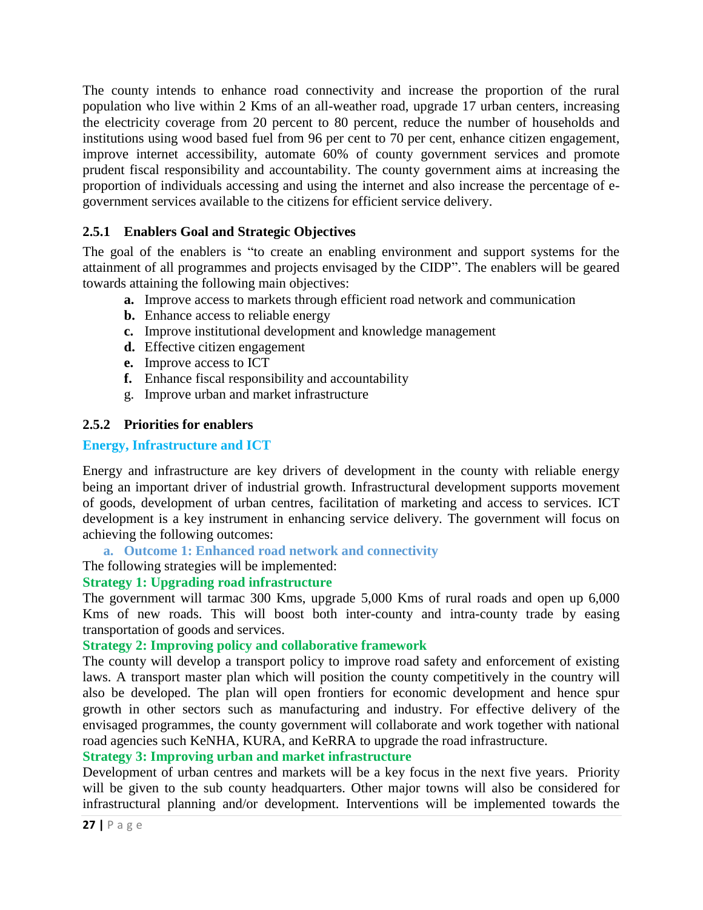The county intends to enhance road connectivity and increase the proportion of the rural population who live within 2 Kms of an all-weather road, upgrade 17 urban centers, increasing the electricity coverage from 20 percent to 80 percent, reduce the number of households and institutions using wood based fuel from 96 per cent to 70 per cent, enhance citizen engagement, improve internet accessibility, automate 60% of county government services and promote prudent fiscal responsibility and accountability. The county government aims at increasing the proportion of individuals accessing and using the internet and also increase the percentage of e-government services available to the citizens for efficient service delivery.

### 2.5.1 Enablers Goal and Strategic Objectives

The goal of the enablers is "to create an enabling environment and support systems for the attainment of all programmes and projects envisaged by the CIDP". The enablers will be geared towards attaining the following main objectives:

- **a.** Improve access to markets through efficient road network and communication
- **b.** Enhance access to reliable energy
- **c.** Improve institutional development and knowledge management
- **d.** Effective citizen engagement
- **e.** Improve access to ICT
- **f.** Enhance fiscal responsibility and accountability
- g. Improve urban and market infrastructure

### 2.5.2 Priorities for enablers

#### Energy, Infrastructure and ICT

Energy and infrastructure are key drivers of development in the county with reliable energy being an important driver of industrial growth. Infrastructural development supports movement of goods, development of urban centres, facilitation of marketing and access to services. ICT development is a key instrument in enhancing service delivery. The government will focus on achieving the following outcomes:

**a. Outcome 1: Enhanced road network and connectivity**

The following strategies will be implemented:

**Strategy 1: Upgrading road infrastructure**

The government will tarmac 300 Kms, upgrade 5,000 Kms of rural roads and open up 6,000 Kms of new roads. This will boost both inter-county and intra-county trade by easing transportation of goods and services.

**Strategy 2: Improving policy and collaborative framework**

The county will develop a transport policy to improve road safety and enforcement of existing laws. A transport master plan which will position the county competitively in the country will also be developed. The plan will open frontiers for economic development and hence spur growth in other sectors such as manufacturing and industry. For effective delivery of the envisaged programmes, the county government will collaborate and work together with national road agencies such KeNHA, KURA, and KeRRA to upgrade the road infrastructure.

**Strategy 3: Improving urban and market infrastructure**

Development of urban centres and markets will be a key focus in the next five years. Priority will be given to the sub county headquarters. Other major towns will also be considered for infrastructural planning and/or development. Interventions will be implemented towards the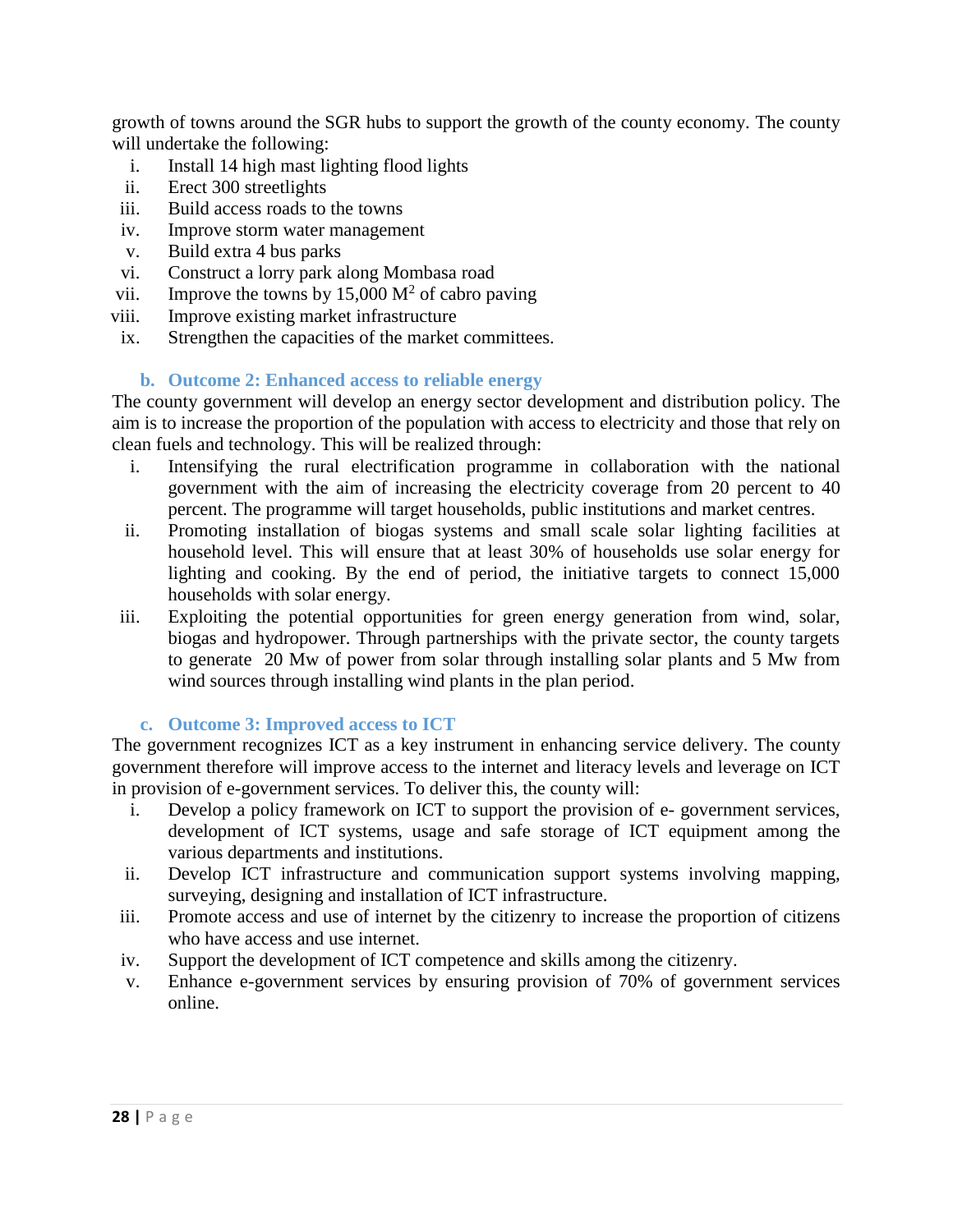growth of towns around the SGR hubs to support the growth of the county economy. The county will undertake the following:

i. Install 14 high mast lighting flood lights
ii. Erect 300 streetlights
iii. Build access roads to the towns
iv. Improve storm water management
v. Build extra 4 bus parks
vi. Construct a lorry park along Mombasa road
vii. Improve the towns by 15,000 $M^2$ of cabro paving
viii. Improve existing market infrastructure
ix. Strengthen the capacities of the market committees.

### b. Outcome 2: Enhanced access to reliable energy

The county government will develop an energy sector development and distribution policy. The aim is to increase the proportion of the population with access to electricity and those that rely on clean fuels and technology. This will be realized through:

i. Intensifying the rural electrification programme in collaboration with the national government with the aim of increasing the electricity coverage from 20 percent to 40 percent. The programme will target households, public institutions and market centres.
ii. Promoting installation of biogas systems and small scale solar lighting facilities at household level. This will ensure that at least 30% of households use solar energy for lighting and cooking. By the end of period, the initiative targets to connect 15,000 households with solar energy.
iii. Exploiting the potential opportunities for green energy generation from wind, solar, biogas and hydropower. Through partnerships with the private sector, the county targets to generate 20 Mw of power from solar through installing solar plants and 5 Mw from wind sources through installing wind plants in the plan period.

### c. Outcome 3: Improved access to ICT

The government recognizes ICT as a key instrument in enhancing service delivery. The county government therefore will improve access to the internet and literacy levels and leverage on ICT in provision of e-government services. To deliver this, the county will:

i. Develop a policy framework on ICT to support the provision of e- government services, development of ICT systems, usage and safe storage of ICT equipment among the various departments and institutions.
ii. Develop ICT infrastructure and communication support systems involving mapping, surveying, designing and installation of ICT infrastructure.
iii. Promote access and use of internet by the citizenry to increase the proportion of citizens who have access and use internet.
iv. Support the development of ICT competence and skills among the citizenry.
v. Enhance e-government services by ensuring provision of 70% of government services online.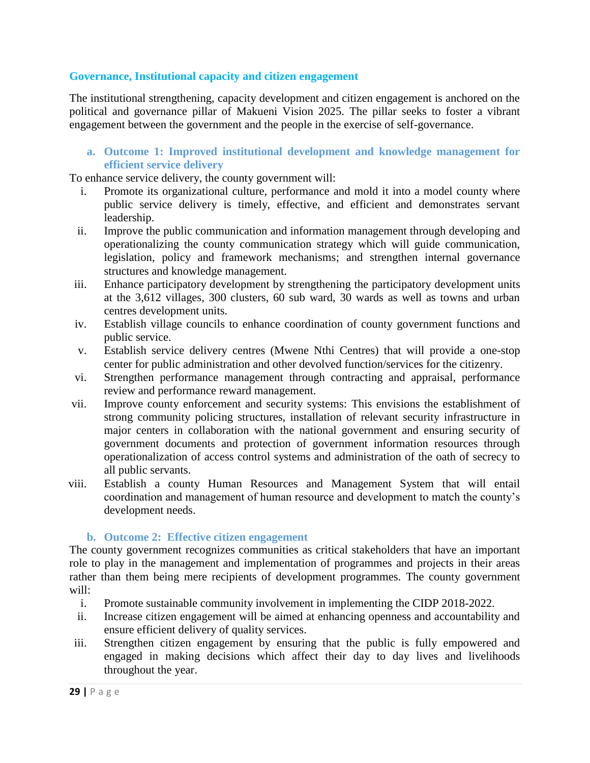## Governance, Institutional capacity and citizen engagement

The institutional strengthening, capacity development and citizen engagement is anchored on the political and governance pillar of Makueni Vision 2025. The pillar seeks to foster a vibrant engagement between the government and the people in the exercise of self-governance.

### a. Outcome 1: Improved institutional development and knowledge management for efficient service delivery

To enhance service delivery, the county government will:

i. Promote its organizational culture, performance and mold it into a model county where public service delivery is timely, effective, and efficient and demonstrates servant leadership.
ii. Improve the public communication and information management through developing and operationalizing the county communication strategy which will guide communication, legislation, policy and framework mechanisms; and strengthen internal governance structures and knowledge management.
iii. Enhance participatory development by strengthening the participatory development units at the 3,612 villages, 300 clusters, 60 sub ward, 30 wards as well as towns and urban centres development units.
iv. Establish village councils to enhance coordination of county government functions and public service.
v. Establish service delivery centres (Mwene Nthi Centres) that will provide a one-stop center for public administration and other devolved function/services for the citizenry.
vi. Strengthen performance management through contracting and appraisal, performance review and performance reward management.
vii. Improve county enforcement and security systems: This envisions the establishment of strong community policing structures, installation of relevant security infrastructure in major centers in collaboration with the national government and ensuring security of government documents and protection of government information resources through operationalization of access control systems and administration of the oath of secrecy to all public servants.
viii. Establish a county Human Resources and Management System that will entail coordination and management of human resource and development to match the county's development needs.

### b. Outcome 2: Effective citizen engagement

The county government recognizes communities as critical stakeholders that have an important role to play in the management and implementation of programmes and projects in their areas rather than them being mere recipients of development programmes. The county government will:

i. Promote sustainable community involvement in implementing the CIDP 2018-2022.
ii. Increase citizen engagement will be aimed at enhancing openness and accountability and ensure efficient delivery of quality services.
iii. Strengthen citizen engagement by ensuring that the public is fully empowered and engaged in making decisions which affect their day to day lives and livelihoods throughout the year.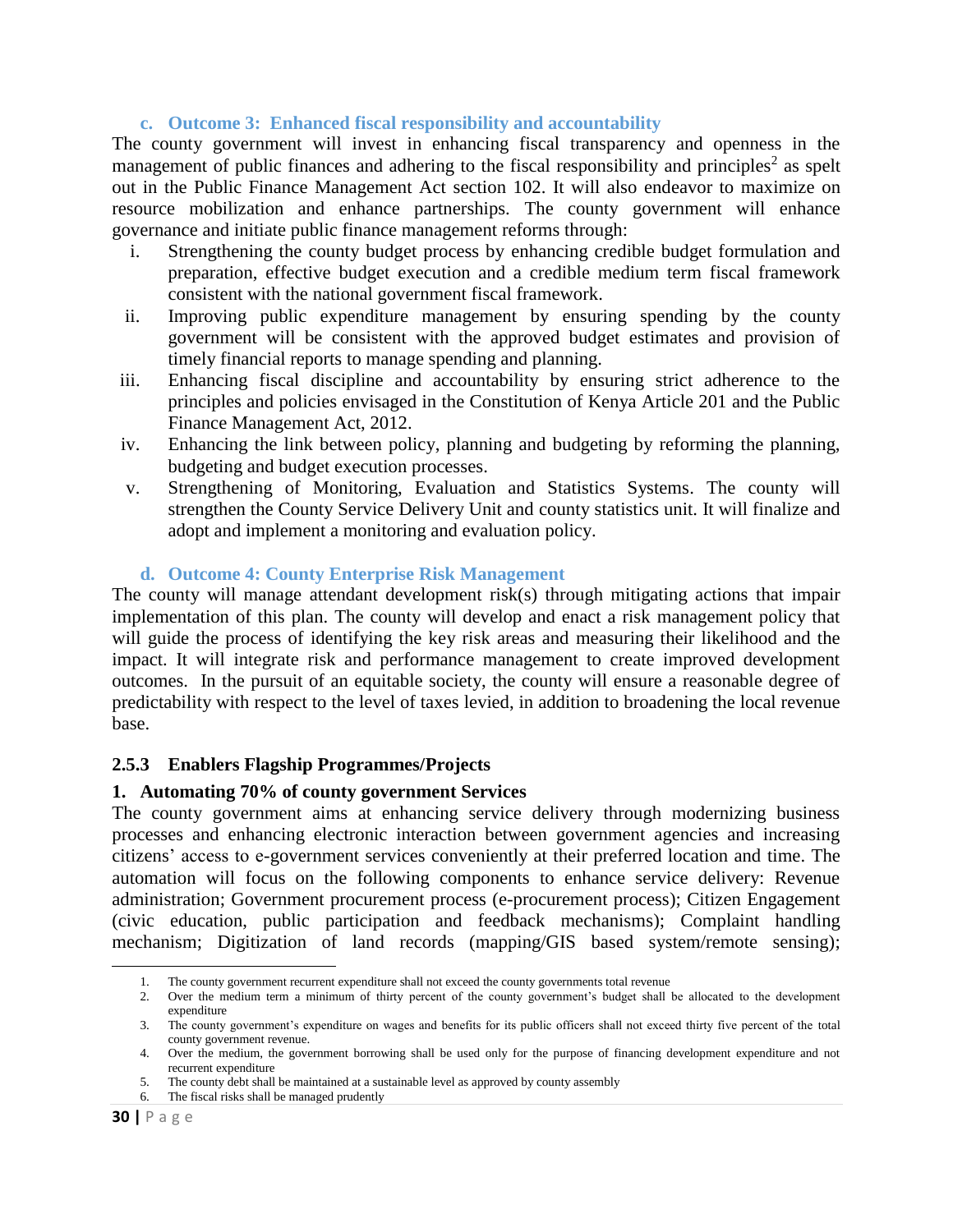### c. Outcome 3: Enhanced fiscal responsibility and accountability

The county government will invest in enhancing fiscal transparency and openness in the management of public finances and adhering to the fiscal responsibility and principles[2] as spelt out in the Public Finance Management Act section 102. It will also endeavor to maximize on resource mobilization and enhance partnerships. The county government will enhance governance and initiate public finance management reforms through:

i. Strengthening the county budget process by enhancing credible budget formulation and preparation, effective budget execution and a credible medium term fiscal framework consistent with the national government fiscal framework.
ii. Improving public expenditure management by ensuring spending by the county government will be consistent with the approved budget estimates and provision of timely financial reports to manage spending and planning.
iii. Enhancing fiscal discipline and accountability by ensuring strict adherence to the principles and policies envisaged in the Constitution of Kenya Article 201 and the Public Finance Management Act, 2012.
iv. Enhancing the link between policy, planning and budgeting by reforming the planning, budgeting and budget execution processes.
v. Strengthening of Monitoring, Evaluation and Statistics Systems. The county will strengthen the County Service Delivery Unit and county statistics unit. It will finalize and adopt and implement a monitoring and evaluation policy.

### d. Outcome 4: County Enterprise Risk Management

The county will manage attendant development risk(s) through mitigating actions that impair implementation of this plan. The county will develop and enact a risk management policy that will guide the process of identifying the key risk areas and measuring their likelihood and the impact. It will integrate risk and performance management to create improved development outcomes. In the pursuit of an equitable society, the county will ensure a reasonable degree of predictability with respect to the level of taxes levied, in addition to broadening the local revenue base.

### 2.5.3 Enablers Flagship Programmes/Projects

#### 1. Automating 70% of county government Services

The county government aims at enhancing service delivery through modernizing business processes and enhancing electronic interaction between government agencies and increasing citizens' access to e-government services conveniently at their preferred location and time. The automation will focus on the following components to enhance service delivery: Revenue administration; Government procurement process (e-procurement process); Citizen Engagement (civic education, public participation and feedback mechanisms); Complaint handling mechanism; Digitization of land records (mapping/GIS based system/remote sensing);

---

1. The county government recurrent expenditure shall not exceed the county governments total revenue
2. Over the medium term a minimum of thirty percent of the county government's budget shall be allocated to the development expenditure
3. The county government's expenditure on wages and benefits for its public officers shall not exceed thirty five percent of the total county government revenue.
4. Over the medium, the government borrowing shall be used only for the purpose of financing development expenditure and not recurrent expenditure
5. The county debt shall be maintained at a sustainable level as approved by county assembly
6. The fiscal risks shall be managed prudently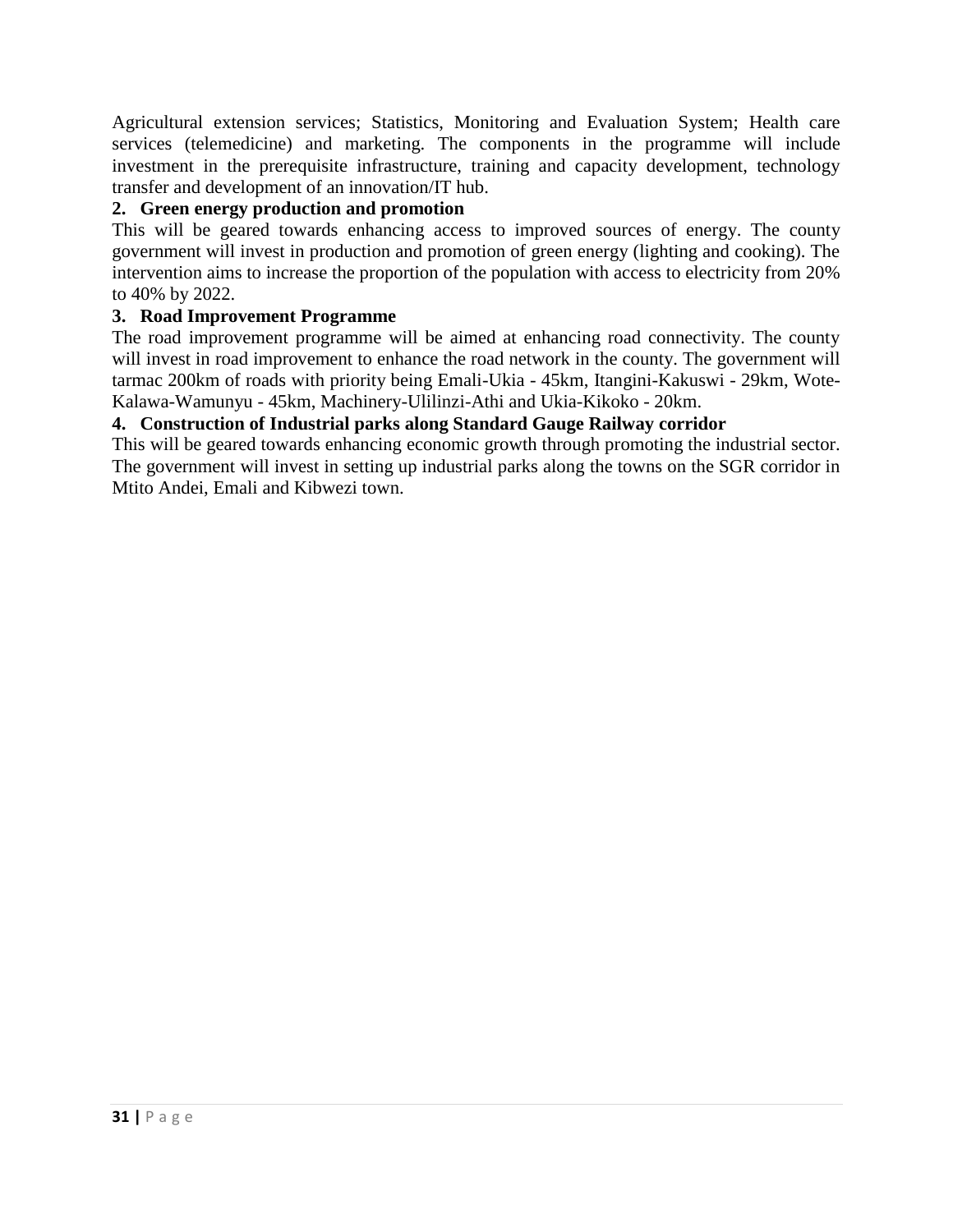Agricultural extension services; Statistics, Monitoring and Evaluation System; Health care services (telemedicine) and marketing. The components in the programme will include investment in the prerequisite infrastructure, training and capacity development, technology transfer and development of an innovation/IT hub.

**2. Green energy production and promotion**

This will be geared towards enhancing access to improved sources of energy. The county government will invest in production and promotion of green energy (lighting and cooking). The intervention aims to increase the proportion of the population with access to electricity from 20% to 40% by 2022.

**3. Road Improvement Programme**

The road improvement programme will be aimed at enhancing road connectivity. The county will invest in road improvement to enhance the road network in the county. The government will tarmac 200km of roads with priority being Emali-Ukia - 45km, Itangini-Kakuswi - 29km, Wote-Kalawa-Wamunyu - 45km, Machinery-Ulilinzi-Athi and Ukia-Kikoko - 20km.

**4. Construction of Industrial parks along Standard Gauge Railway corridor**

This will be geared towards enhancing economic growth through promoting the industrial sector. The government will invest in setting up industrial parks along the towns on the SGR corridor in Mtito Andei, Emali and Kibwezi town.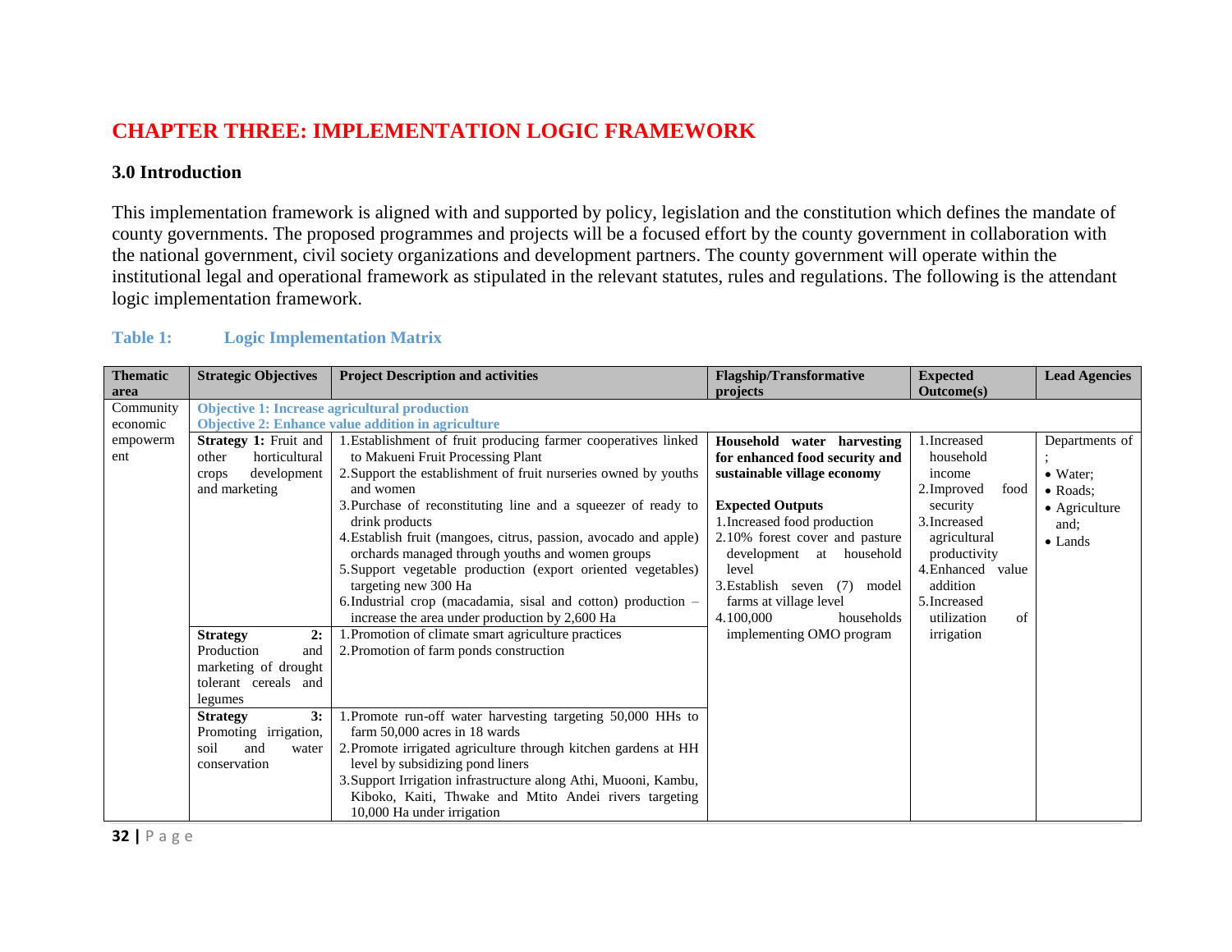# CHAPTER THREE: IMPLEMENTATION LOGIC FRAMEWORK

## 3.0 Introduction

This implementation framework is aligned with and supported by policy, legislation and the constitution which defines the mandate of county governments. The proposed programmes and projects will be a focused effort by the county government in collaboration with the national government, civil society organizations and development partners. The county government will operate within the institutional legal and operational framework as stipulated in the relevant statutes, rules and regulations. The following is the attendant logic implementation framework.

**Table 1: Logic Implementation Matrix**

| Thematic area | Strategic Objectives | Project Description and activities | Flagship/Transformative projects | Expected Outcome(s) | Lead Agencies |
|---|---|---|---|---|---|
| Community economic empowerment | **Objective 1: Increase agricultural production**<br>**Objective 2: Enhance value addition in agriculture** | | | | |
| | **Strategy 1:** Fruit and other horticultural crops development and marketing | 1. Establishment of fruit producing farmer cooperatives linked to Makueni Fruit Processing Plant<br>2. Support the establishment of fruit nurseries owned by youths and women<br>3. Purchase of reconstituting line and a squeezer of ready to drink products<br>4. Establish fruit (mangoes, citrus, passion, avocado and apple) orchards managed through youths and women groups<br>5. Support vegetable production (export oriented vegetables) targeting new 300 Ha<br>6. Industrial crop (macadamia, sisal and cotton) production – increase the area under production by 2,600 Ha | **Household water harvesting for enhanced food security and sustainable village economy**<br><br>**Expected Outputs**<br>1. Increased food production<br>2. 10% forest cover and pasture development at household level<br>3. Establish seven (7) model farms at village level<br>4. 100,000 households implementing OMO program | 1. Increased household income<br>2. Improved food security<br>3. Increased agricultural productivity<br>4. Enhanced value addition<br>5. Increased utilization of irrigation | Departments of ;<br>• Water;<br>• Roads;<br>• Agriculture and;<br>• Lands |
| | **Strategy 2:** Production and marketing of drought tolerant cereals and legumes | 1. Promotion of climate smart agriculture practices<br>2. Promotion of farm ponds construction | | | |
| | **Strategy 3:** Promoting irrigation, soil and water conservation | 1. Promote run-off water harvesting targeting 50,000 HHs to farm 50,000 acres in 18 wards<br>2. Promote irrigated agriculture through kitchen gardens at HH level by subsidizing pond liners<br>3. Support Irrigation infrastructure along Athi, Muooni, Kambu, Kiboko, Kaiti, Thwake and Mtito Andei rivers targeting 10,000 Ha under irrigation | | | |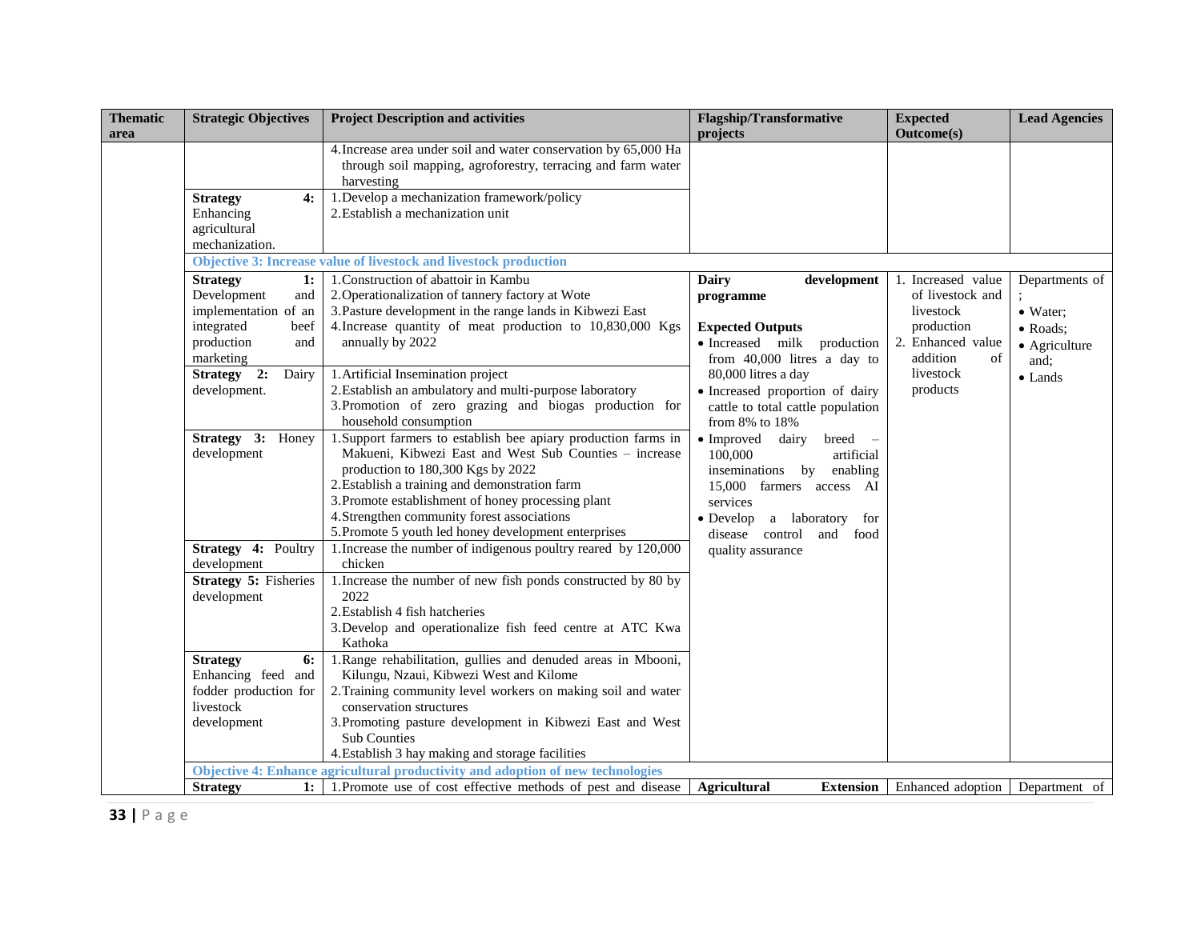| Thematic area | Strategic Objectives | Project Description and activities | Flagship/Transformative projects | Expected Outcome(s) | Lead Agencies |
|---|---|---|---|---|---|
| | | 4. Increase area under soil and water conservation by 65,000 Ha through soil mapping, agroforestry, terracing and farm water harvesting | | | |
| | **Strategy 4:** Enhancing agricultural mechanization. | 1. Develop a mechanization framework/policy<br>2. Establish a mechanization unit | | | |
| | **Objective 3: Increase value of livestock and livestock production** | | | | |
| | **Strategy 1:** Development and implementation of an integrated beef production and marketing | 1. Construction of abattoir in Kambu<br>2. Operationalization of tannery factory at Wote<br>3. Pasture development in the range lands in Kibwezi East<br>4. Increase quantity of meat production to 10,830,000 Kgs annually by 2022 | **Dairy development programme**<br><br>**Expected Outputs**<br>• Increased milk production from 40,000 litres a day to 80,000 litres a day<br>• Increased proportion of dairy cattle to total cattle population from 8% to 18%<br>• Improved dairy breed – 100,000 artificial inseminations by enabling 15,000 farmers access AI services<br>• Develop a laboratory for disease control and food quality assurance | 1. Increased value of livestock and livestock production<br>2. Enhanced value addition of livestock products | Departments of ;<br>• Water;<br>• Roads;<br>• Agriculture and;<br>• Lands |
| | **Strategy 2:** Dairy development. | 1. Artificial Insemination project<br>2. Establish an ambulatory and multi-purpose laboratory<br>3. Promotion of zero grazing and biogas production for household consumption | | | |
| | **Strategy 3:** Honey development | 1. Support farmers to establish bee apiary production farms in Makueni, Kibwezi East and West Sub Counties – increase production to 180,300 Kgs by 2022<br>2. Establish a training and demonstration farm<br>3. Promote establishment of honey processing plant<br>4. Strengthen community forest associations<br>5. Promote 5 youth led honey development enterprises | | | |
| | **Strategy 4:** Poultry development | 1. Increase the number of indigenous poultry reared by 120,000 chicken | | | |
| | **Strategy 5:** Fisheries development | 1. Increase the number of new fish ponds constructed by 80 by 2022<br>2. Establish 4 fish hatcheries<br>3. Develop and operationalize fish feed centre at ATC Kwa Kathoka | | | |
| | **Strategy 6:** Enhancing feed and fodder production for livestock development | 1. Range rehabilitation, gullies and denuded areas in Mbooni, Kilungu, Nzaui, Kibwezi West and Kilome<br>2. Training community level workers on making soil and water conservation structures<br>3. Promoting pasture development in Kibwezi East and West Sub Counties<br>4. Establish 3 hay making and storage facilities | | | |
| | **Objective 4: Enhance agricultural productivity and adoption of new technologies** | | | | |
| | **Strategy 1:** | 1. Promote use of cost effective methods of pest and disease | **Agricultural Extension** | Enhanced adoption | Department of |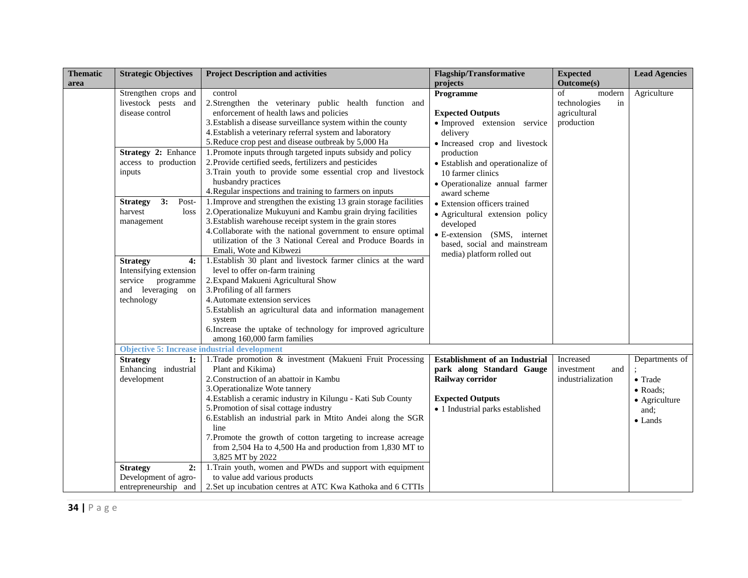| Thematic area | Strategic Objectives | Project Description and activities | Flagship/Transformative projects | Expected Outcome(s) | Lead Agencies |
|---|---|---|---|---|---|
| | Strengthen crops and livestock pests and disease control | control<br>2. Strengthen the veterinary public health function and enforcement of health laws and policies<br>3. Establish a disease surveillance system within the county<br>4. Establish a veterinary referral system and laboratory<br>5. Reduce crop pest and disease outbreak by 5,000 Ha | **Programme**<br><br>**Expected Outputs**<br>• Improved extension service delivery<br>• Increased crop and livestock production<br>• Establish and operationalize of 10 farmer clinics<br>• Operationalize annual farmer award scheme<br>• Extension officers trained<br>• Agricultural extension policy developed<br>• E-extension (SMS, internet based, social and mainstream media) platform rolled out | of modern technologies in agricultural production | Agriculture |
| | **Strategy 2:** Enhance access to production inputs | 1. Promote inputs through targeted inputs subsidy and policy<br>2. Provide certified seeds, fertilizers and pesticides<br>3. Train youth to provide some essential crop and livestock husbandry practices<br>4. Regular inspections and training to farmers on inputs | | | |
| | **Strategy 3:** Post-harvest loss management | 1. Improve and strengthen the existing 13 grain storage facilities<br>2. Operationalize Mukuyuni and Kambu grain drying facilities<br>3. Establish warehouse receipt system in the grain stores<br>4. Collaborate with the national government to ensure optimal utilization of the 3 National Cereal and Produce Boards in Emali, Wote and Kibwezi | | | |
| | **Strategy 4:** Intensifying extension service programme and leveraging on technology | 1. Establish 30 plant and livestock farmer clinics at the ward level to offer on-farm training<br>2. Expand Makueni Agricultural Show<br>3. Profiling of all farmers<br>4. Automate extension services<br>5. Establish an agricultural data and information management system<br>6. Increase the uptake of technology for improved agriculture among 160,000 farm families | | | |
| | **Objective 5: Increase industrial development** | | | | |
| | **Strategy 1:** Enhancing industrial development | 1. Trade promotion & investment (Makueni Fruit Processing Plant and Kikima)<br>2. Construction of an abattoir in Kambu<br>3. Operationalize Wote tannery<br>4. Establish a ceramic industry in Kilungu - Kati Sub County<br>5. Promotion of sisal cottage industry<br>6. Establish an industrial park in Mtito Andei along the SGR line<br>7. Promote the growth of cotton targeting to increase acreage from 2,504 Ha to 4,500 Ha and production from 1,830 MT to 3,825 MT by 2022 | **Establishment of an Industrial park along Standard Gauge Railway corridor**<br><br>**Expected Outputs**<br>• 1 Industrial parks established | Increased investment and industrialization | Departments of ;<br>• Trade<br>• Roads;<br>• Agriculture and;<br>• Lands |
| | **Strategy 2:** Development of agro-entrepreneurship and | 1. Train youth, women and PWDs and support with equipment to value add various products<br>2. Set up incubation centres at ATC Kwa Kathoka and 6 CTTIs | | | |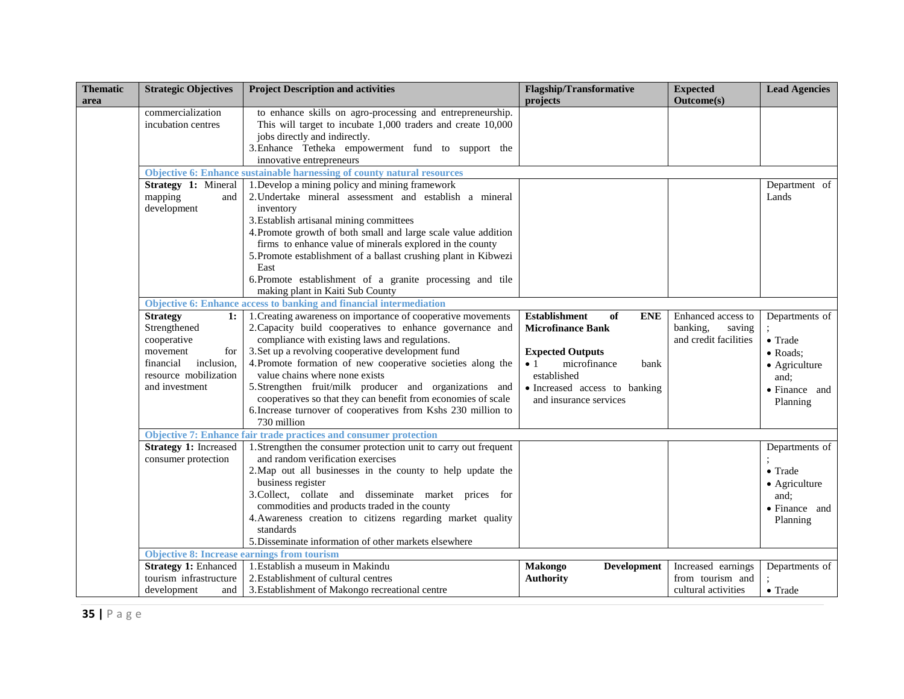| Thematic area | Strategic Objectives | Project Description and activities | Flagship/Transformative projects | Expected Outcome(s) | Lead Agencies |
|---|---|---|---|---|---|
| | commercialization incubation centres | to enhance skills on agro-processing and entrepreneurship. This will target to incubate 1,000 traders and create 10,000 jobs directly and indirectly.<br>3. Enhance Tetheka empowerment fund to support the innovative entrepreneurs | | | |
| | **Objective 6: Enhance sustainable harnessing of county natural resources** | | | | |
| | **Strategy 1:** Mineral mapping and development | 1. Develop a mining policy and mining framework<br>2. Undertake mineral assessment and establish a mineral inventory<br>3. Establish artisanal mining committees<br>4. Promote growth of both small and large scale value addition firms to enhance value of minerals explored in the county<br>5. Promote establishment of a ballast crushing plant in Kibwezi East<br>6. Promote establishment of a granite processing and tile making plant in Kaiti Sub County | | | Department of Lands |
| | **Objective 6: Enhance access to banking and financial intermediation** | | | | |
| | **Strategy 1:** Strengthened cooperative movement for financial inclusion, resource mobilization and investment | 1. Creating awareness on importance of cooperative movements<br>2. Capacity build cooperatives to enhance governance and compliance with existing laws and regulations.<br>3. Set up a revolving cooperative development fund<br>4. Promote formation of new cooperative societies along the value chains where none exists<br>5. Strengthen fruit/milk producer and organizations and cooperatives so that they can benefit from economies of scale<br>6. Increase turnover of cooperatives from Kshs 230 million to 730 million | **Establishment of ENE Microfinance Bank**<br><br>**Expected Outputs**<br>• 1 microfinance bank established<br>• Increased access to banking and insurance services | Enhanced access to banking, saving and credit facilities | Departments of ;<br>• Trade<br>• Roads;<br>• Agriculture and;<br>• Finance and Planning |
| | **Objective 7: Enhance fair trade practices and consumer protection** | | | | |
| | **Strategy 1:** Increased consumer protection | 1. Strengthen the consumer protection unit to carry out frequent and random verification exercises<br>2. Map out all businesses in the county to help update the business register<br>3. Collect, collate and disseminate market prices for commodities and products traded in the county<br>4. Awareness creation to citizens regarding market quality standards<br>5. Disseminate information of other markets elsewhere | | | Departments of ;<br>• Trade<br>• Agriculture and;<br>• Finance and Planning |
| | **Objective 8: Increase earnings from tourism** | | | | |
| | **Strategy 1:** Enhanced tourism infrastructure development and | 1. Establish a museum in Makindu<br>2. Establishment of cultural centres<br>3. Establishment of Makongo recreational centre | **Makongo Development Authority** | Increased earnings from tourism and cultural activities | Departments of ;<br>• Trade |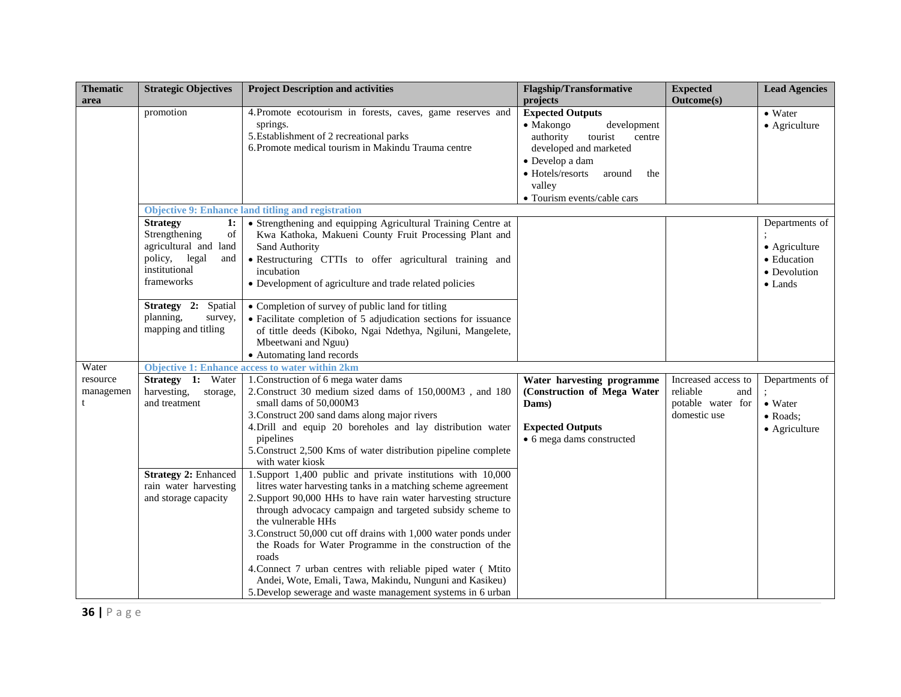| Thematic area | Strategic Objectives | Project Description and activities | Flagship/Transformative projects | Expected Outcome(s) | Lead Agencies |
|---|---|---|---|---|---|
| | promotion | 4.Promote ecotourism in forests, caves, game reserves and springs.<br>5.Establishment of 2 recreational parks<br>6.Promote medical tourism in Makindu Trauma centre | **Expected Outputs**<br>• Makongo development authority tourist centre developed and marketed<br>• Develop a dam<br>• Hotels/resorts around the valley<br>• Tourism events/cable cars | | • Water<br>• Agriculture |
| | **Objective 9: Enhance land titling and registration** | | | | |
| | **Strategy 1:** Strengthening of agricultural and land policy, legal and institutional frameworks | • Strengthening and equipping Agricultural Training Centre at Kwa Kathoka, Makueni County Fruit Processing Plant and Sand Authority<br>• Restructuring CTTIs to offer agricultural training and incubation<br>• Development of agriculture and trade related policies | | | Departments of ;<br>• Agriculture<br>• Education<br>• Devolution<br>• Lands |
| | **Strategy 2:** Spatial planning, survey, mapping and titling | • Completion of survey of public land for titling<br>• Facilitate completion of 5 adjudication sections for issuance of tittle deeds (Kiboko, Ngai Ndethya, Ngiluni, Mangelete, Mbeetwani and Nguu)<br>• Automating land records | | | |
| Water resource management | **Objective 1: Enhance access to water within 2km** | | | | |
| | **Strategy 1:** Water harvesting, storage, and treatment | 1.Construction of 6 mega water dams<br>2.Construct 30 medium sized dams of 150,000M3 , and 180 small dams of 50,000M3<br>3.Construct 200 sand dams along major rivers<br>4.Drill and equip 20 boreholes and lay distribution water pipelines<br>5.Construct 2,500 Kms of water distribution pipeline complete with water kiosk | **Water harvesting programme (Construction of Mega Water Dams)**<br><br>**Expected Outputs**<br>• 6 mega dams constructed | Increased access to reliable and potable water for domestic use | Departments of ;<br>• Water<br>• Roads;<br>• Agriculture |
| | **Strategy 2:** Enhanced rain water harvesting and storage capacity | 1.Support 1,400 public and private institutions with 10,000 litres water harvesting tanks in a matching scheme agreement<br>2.Support 90,000 HHs to have rain water harvesting structure through advocacy campaign and targeted subsidy scheme to the vulnerable HHs<br>3.Construct 50,000 cut off drains with 1,000 water ponds under the Roads for Water Programme in the construction of the roads<br>4.Connect 7 urban centres with reliable piped water ( Mtito Andei, Wote, Emali, Tawa, Makindu, Nunguni and Kasikeu)<br>5.Develop sewerage and waste management systems in 6 urban | | | |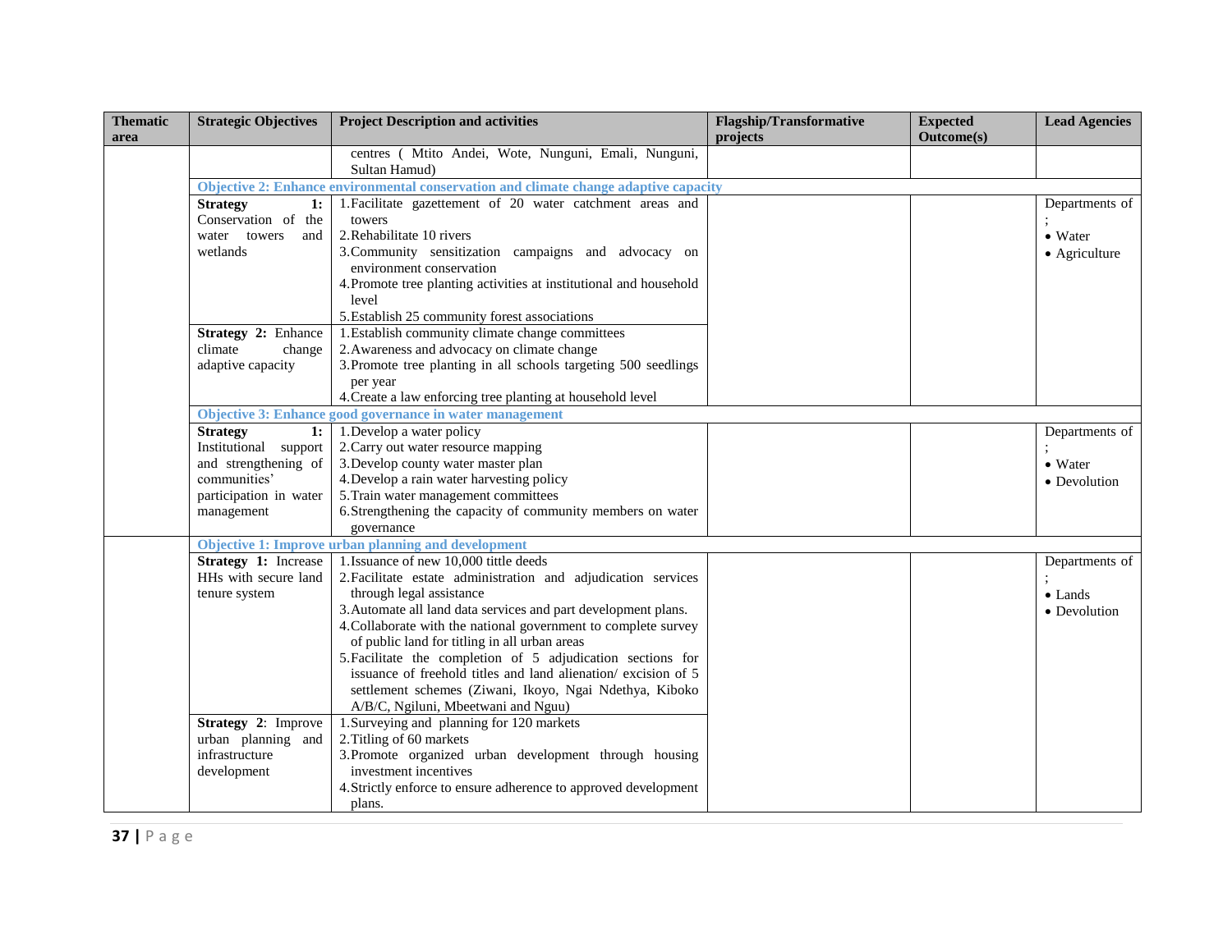| Thematic area | Strategic Objectives | Project Description and activities | Flagship/Transformative projects | Expected Outcome(s) | Lead Agencies |
|---|---|---|---|---|---|
| | | centres ( Mtito Andei, Wote, Nunguni, Emali, Nunguni, Sultan Hamud) | | | |
| | **Objective 2: Enhance environmental conservation and climate change adaptive capacity** | | | | |
| | **Strategy 1:** Conservation of the water towers and wetlands | 1.Facilitate gazettement of 20 water catchment areas and towers<br>2.Rehabilitate 10 rivers<br>3.Community sensitization campaigns and advocacy on environment conservation<br>4.Promote tree planting activities at institutional and household level<br>5.Establish 25 community forest associations | | | Departments of ;<br>• Water<br>• Agriculture |
| | **Strategy 2:** Enhance climate change adaptive capacity | 1.Establish community climate change committees<br>2.Awareness and advocacy on climate change<br>3.Promote tree planting in all schools targeting 500 seedlings per year<br>4.Create a law enforcing tree planting at household level | | | |
| | **Objective 3: Enhance good governance in water management** | | | | |
| | **Strategy 1:** Institutional support and strengthening of communities' participation in water management | 1.Develop a water policy<br>2.Carry out water resource mapping<br>3.Develop county water master plan<br>4.Develop a rain water harvesting policy<br>5.Train water management committees<br>6.Strengthening the capacity of community members on water governance | | | Departments of ;<br>• Water<br>• Devolution |
| | **Objective 1: Improve urban planning and development** | | | | |
| | **Strategy 1:** Increase HHs with secure land tenure system | 1.Issuance of new 10,000 tittle deeds<br>2.Facilitate estate administration and adjudication services through legal assistance<br>3.Automate all land data services and part development plans.<br>4.Collaborate with the national government to complete survey of public land for titling in all urban areas<br>5.Facilitate the completion of 5 adjudication sections for issuance of freehold titles and land alienation/ excision of 5 settlement schemes (Ziwani, Ikoyo, Ngai Ndethya, Kiboko A/B/C, Ngiluni, Mbeetwani and Nguu) | | | Departments of ;<br>• Lands<br>• Devolution |
| | **Strategy 2**: Improve urban planning and infrastructure development | 1.Surveying and planning for 120 markets<br>2.Titling of 60 markets<br>3.Promote organized urban development through housing investment incentives<br>4.Strictly enforce to ensure adherence to approved development plans. | | | |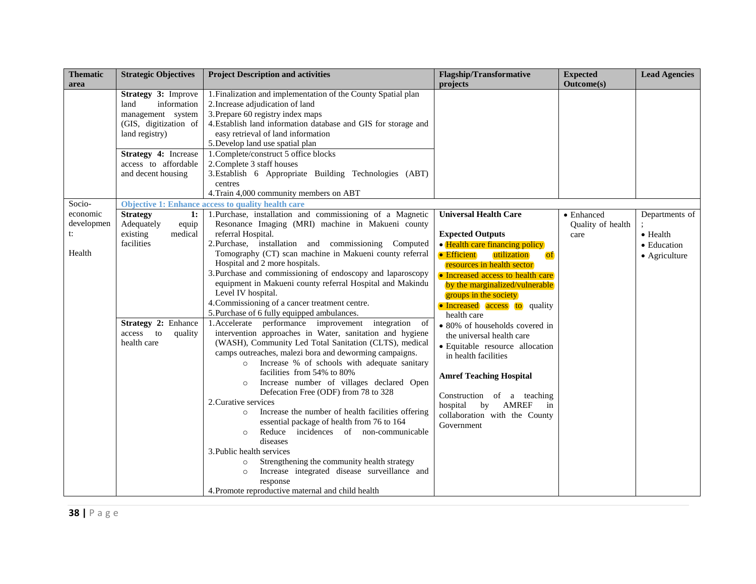| Thematic area | Strategic Objectives | Project Description and activities | Flagship/Transformative projects | Expected Outcome(s) | Lead Agencies |
|---|---|---|---|---|---|
| | **Strategy 3:** Improve land information management system (GIS, digitization of land registry) | 1. Finalization and implementation of the County Spatial plan<br>2. Increase adjudication of land<br>3. Prepare 60 registry index maps<br>4. Establish land information database and GIS for storage and easy retrieval of land information<br>5. Develop land use spatial plan | | | |
| | **Strategy 4:** Increase access to affordable and decent housing | 1. Complete/construct 5 office blocks<br>2. Complete 3 staff houses<br>3. Establish 6 Appropriate Building Technologies (ABT) centres<br>4. Train 4,000 community members on ABT | | | |
| Socio-economic development:<br><br>Health | **Objective 1: Enhance access to quality health care** | | | | |
| | **Strategy 1:** Adequately equip existing medical facilities | 1. Purchase, installation and commissioning of a Magnetic Resonance Imaging (MRI) machine in Makueni county referral Hospital.<br>2. Purchase, installation and commissioning Computed Tomography (CT) scan machine in Makueni county referral Hospital and 2 more hospitals.<br>3. Purchase and commissioning of endoscopy and laparoscopy equipment in Makueni county referral Hospital and Makindu Level IV hospital.<br>4. Commissioning of a cancer treatment centre.<br>5. Purchase of 6 fully equipped ambulances. | **Universal Health Care**<br><br>**Expected Outputs**<br>• Health care financing policy<br>• Efficient utilization of resources in health sector<br>• Increased access to health care by the marginalized/vulnerable groups in the society<br>• Increased access to quality health care<br>• 80% of households covered in the universal health care<br>• Equitable resource allocation in health facilities<br><br>**Amref Teaching Hospital**<br><br>Construction of a teaching hospital by AMREF in collaboration with the County Government | • Enhanced Quality of health care | Departments of ;<br>• Health<br>• Education<br>• Agriculture |
| | **Strategy 2:** Enhance access to quality health care | 1. Accelerate performance improvement integration of intervention approaches in Water, sanitation and hygiene (WASH), Community Led Total Sanitation (CLTS), medical camps outreaches, malezi bora and deworming campaigns.<br>○ Increase % of schools with adequate sanitary facilities from 54% to 80%<br>○ Increase number of villages declared Open Defecation Free (ODF) from 78 to 328<br>2. Curative services<br>○ Increase the number of health facilities offering essential package of health from 76 to 164<br>○ Reduce incidences of non-communicable diseases<br>3. Public health services<br>○ Strengthening the community health strategy<br>○ Increase integrated disease surveillance and response<br>4. Promote reproductive maternal and child health | | | |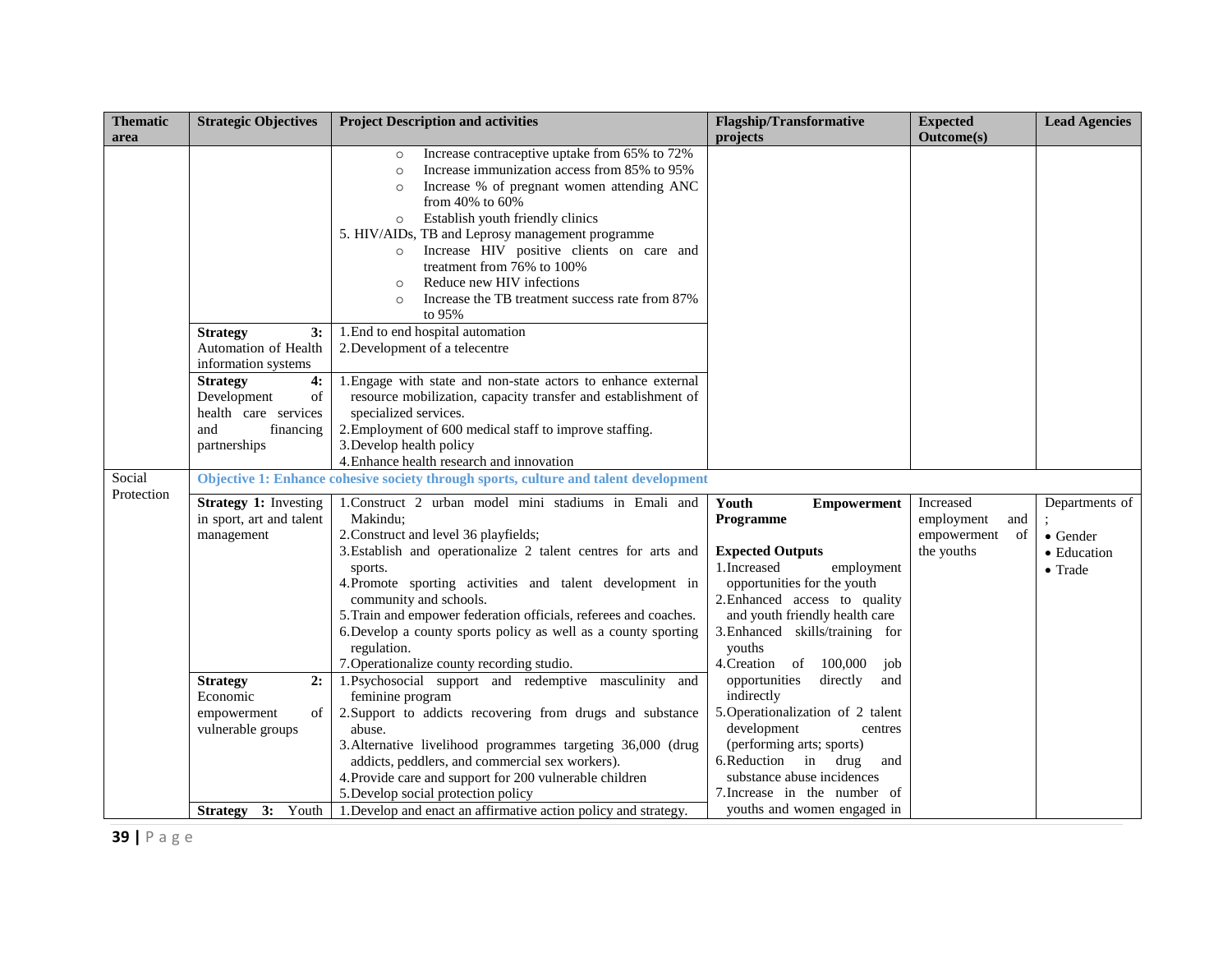| Thematic area | Strategic Objectives | Project Description and activities | Flagship/Transformative projects | Expected Outcome(s) | Lead Agencies |
|---|---|---|---|---|---|
| | | ○ Increase contraceptive uptake from 65% to 72%<br>○ Increase immunization access from 85% to 95%<br>○ Increase % of pregnant women attending ANC from 40% to 60%<br>○ Establish youth friendly clinics<br>5. HIV/AIDs, TB and Leprosy management programme<br>○ Increase HIV positive clients on care and treatment from 76% to 100%<br>○ Reduce new HIV infections<br>○ Increase the TB treatment success rate from 87% to 95% | | | |
| | **Strategy 3:** Automation of Health information systems | 1. End to end hospital automation<br>2. Development of a telecentre | | | |
| | **Strategy 4:** Development of health care services and financing partnerships | 1. Engage with state and non-state actors to enhance external resource mobilization, capacity transfer and establishment of specialized services.<br>2. Employment of 600 medical staff to improve staffing.<br>3. Develop health policy<br>4. Enhance health research and innovation | | | |
| Social Protection | **Objective 1: Enhance cohesive society through sports, culture and talent development** | | | | |
| | **Strategy 1:** Investing in sport, art and talent management | 1. Construct 2 urban model mini stadiums in Emali and Makindu;<br>2. Construct and level 36 playfields;<br>3. Establish and operationalize 2 talent centres for arts and sports.<br>4. Promote sporting activities and talent development in community and schools.<br>5. Train and empower federation officials, referees and coaches.<br>6. Develop a county sports policy as well as a county sporting regulation.<br>7. Operationalize county recording studio. | **Youth Empowerment Programme**<br><br>**Expected Outputs**<br>1. Increased employment opportunities for the youth<br>2. Enhanced access to quality and youth friendly health care<br>3. Enhanced skills/training for youths<br>4. Creation of 100,000 job opportunities directly and indirectly<br>5. Operationalization of 2 talent development centres (performing arts; sports)<br>6. Reduction in drug and substance abuse incidences<br>7. Increase in the number of youths and women engaged in | Increased employment and empowerment of the youths | Departments of ;<br>• Gender<br>• Education<br>• Trade |
| | **Strategy 2:** Economic empowerment of vulnerable groups | 1. Psychosocial support and redemptive masculinity and feminine program<br>2. Support to addicts recovering from drugs and substance abuse.<br>3. Alternative livelihood programmes targeting 36,000 (drug addicts, peddlers, and commercial sex workers).<br>4. Provide care and support for 200 vulnerable children<br>5. Develop social protection policy | | | |
| | **Strategy 3:** Youth | 1. Develop and enact an affirmative action policy and strategy. | | | |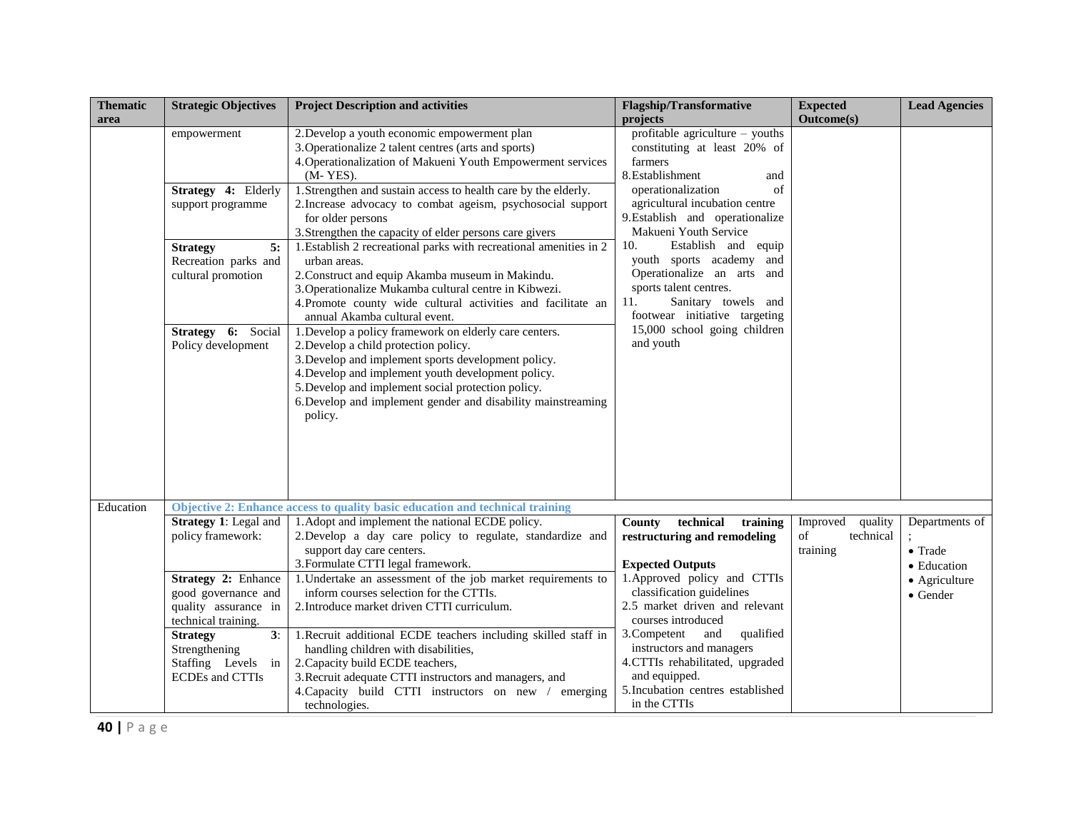| Thematic area | Strategic Objectives | Project Description and activities | Flagship/Transformative projects | Expected Outcome(s) | Lead Agencies |
|---|---|---|---|---|---|
| | empowerment | 2. Develop a youth economic empowerment plan<br>3. Operationalize 2 talent centres (arts and sports)<br>4. Operationalization of Makueni Youth Empowerment services (M- YES). | profitable agriculture – youths constituting at least 20% of farmers<br>8. Establishment and operationalization of agricultural incubation centre<br>9. Establish and operationalize Makueni Youth Service<br>10. Establish and equip youth sports academy and Operationalize an arts and sports talent centres.<br>11. Sanitary towels and footwear initiative targeting 15,000 school going children and youth | | |
| | **Strategy 4:** Elderly support programme | 1. Strengthen and sustain access to health care by the elderly.<br>2. Increase advocacy to combat ageism, psychosocial support for older persons<br>3. Strengthen the capacity of elder persons care givers | | | |
| | **Strategy 5:** Recreation parks and cultural promotion | 1. Establish 2 recreational parks with recreational amenities in 2 urban areas.<br>2. Construct and equip Akamba museum in Makindu.<br>3. Operationalize Mukamba cultural centre in Kibwezi.<br>4. Promote county wide cultural activities and facilitate an annual Akamba cultural event. | | | |
| | **Strategy 6:** Social Policy development | 1. Develop a policy framework on elderly care centers.<br>2. Develop a child protection policy.<br>3. Develop and implement sports development policy.<br>4. Develop and implement youth development policy.<br>5. Develop and implement social protection policy.<br>6. Develop and implement gender and disability mainstreaming policy. | | | |
| Education | **Objective 2: Enhance access to quality basic education and technical training** | | | | |
| | **Strategy 1**: Legal and policy framework: | 1. Adopt and implement the national ECDE policy.<br>2. Develop a day care policy to regulate, standardize and support day care centers.<br>3. Formulate CTTI legal framework. | **County technical training restructuring and remodeling**<br><br>**Expected Outputs**<br>1. Approved policy and CTTIs classification guidelines<br>2. 5 market driven and relevant courses introduced<br>3. Competent and qualified instructors and managers<br>4. CTTIs rehabilitated, upgraded and equipped.<br>5. Incubation centres established in the CTTIs | Improved quality of technical training | Departments of ;<br>• Trade<br>• Education<br>• Agriculture<br>• Gender |
| | **Strategy 2:** Enhance good governance and quality assurance in technical training. | 1. Undertake an assessment of the job market requirements to inform courses selection for the CTTIs.<br>2. Introduce market driven CTTI curriculum. | | | |
| | **Strategy 3**: Strengthening Staffing Levels in ECDEs and CTTIs | 1. Recruit additional ECDE teachers including skilled staff in handling children with disabilities,<br>2. Capacity build ECDE teachers,<br>3. Recruit adequate CTTI instructors and managers, and<br>4. Capacity build CTTI instructors on new / emerging technologies. | | | |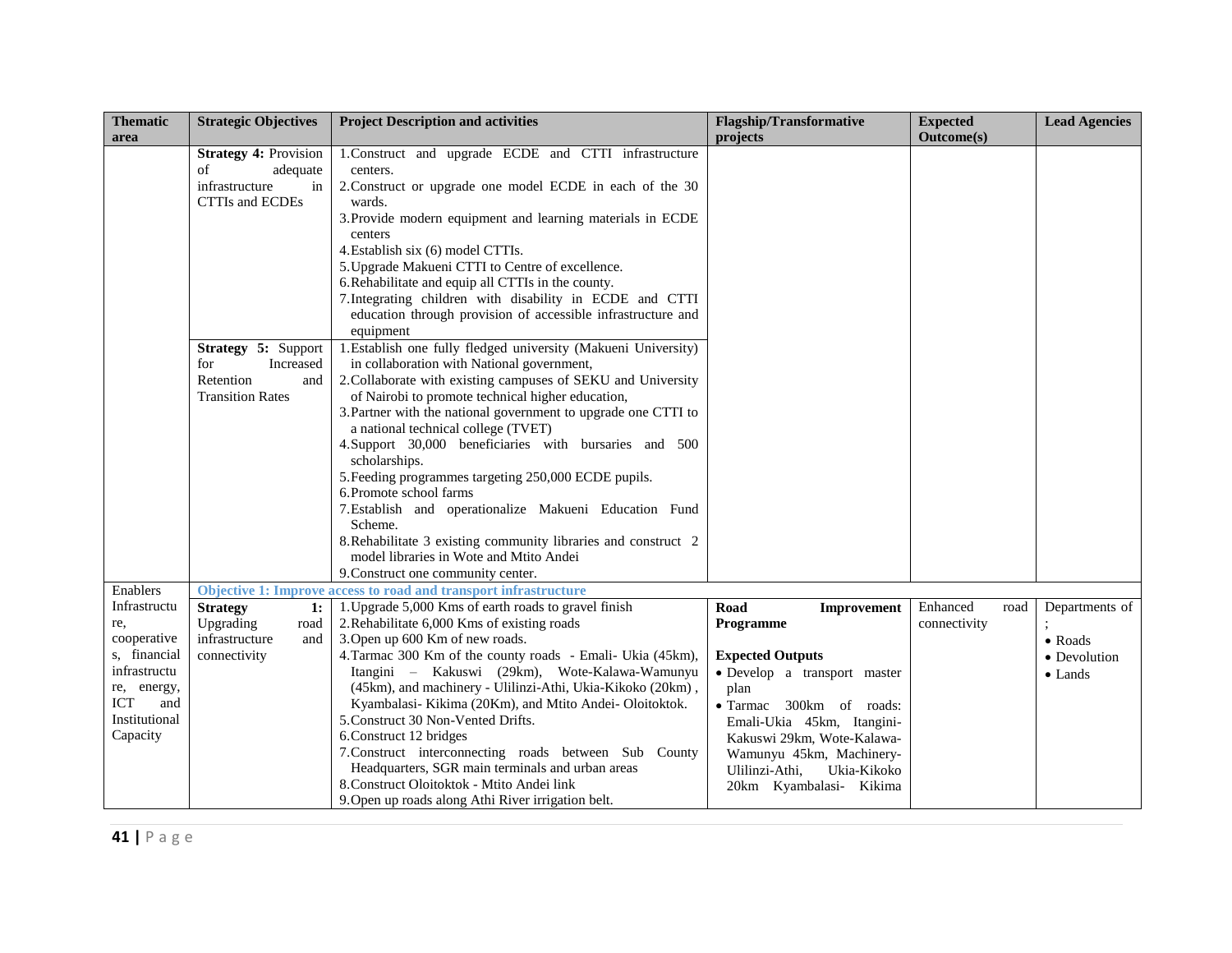| Thematic area | Strategic Objectives | Project Description and activities | Flagship/Transformative projects | Expected Outcome(s) | Lead Agencies |
|---|---|---|---|---|---|
| | **Strategy 4:** Provision of adequate infrastructure in CTTIs and ECDEs | 1. Construct and upgrade ECDE and CTTI infrastructure centers.<br>2. Construct or upgrade one model ECDE in each of the 30 wards.<br>3. Provide modern equipment and learning materials in ECDE centers<br>4. Establish six (6) model CTTIs.<br>5. Upgrade Makueni CTTI to Centre of excellence.<br>6. Rehabilitate and equip all CTTIs in the county.<br>7. Integrating children with disability in ECDE and CTTI education through provision of accessible infrastructure and equipment | | | |
| | **Strategy 5:** Support for Increased Retention and Transition Rates | 1. Establish one fully fledged university (Makueni University) in collaboration with National government,<br>2. Collaborate with existing campuses of SEKU and University of Nairobi to promote technical higher education,<br>3. Partner with the national government to upgrade one CTTI to a national technical college (TVET)<br>4. Support 30,000 beneficiaries with bursaries and 500 scholarships.<br>5. Feeding programmes targeting 250,000 ECDE pupils.<br>6. Promote school farms<br>7. Establish and operationalize Makueni Education Fund Scheme.<br>8. Rehabilitate 3 existing community libraries and construct 2 model libraries in Wote and Mtito Andei<br>9. Construct one community center. | | | |
| Enablers | **Objective 1: Improve access to road and transport infrastructure** | | | | |
| Infrastructure, cooperatives, financial infrastructure, energy, ICT and Institutional Capacity | **Strategy 1:** Upgrading road infrastructure and connectivity | 1. Upgrade 5,000 Kms of earth roads to gravel finish<br>2. Rehabilitate 6,000 Kms of existing roads<br>3. Open up 600 Km of new roads.<br>4. Tarmac 300 Km of the county roads - Emali- Ukia (45km), Itangini – Kakuswi (29km), Wote-Kalawa-Wamunyu (45km), and machinery - Ulilinzi-Athi, Ukia-Kikoko (20km) , Kyambalasi- Kikima (20Km), and Mtito Andei- Oloitoktok.<br>5. Construct 30 Non-Vented Drifts.<br>6. Construct 12 bridges<br>7. Construct interconnecting roads between Sub County Headquarters, SGR main terminals and urban areas<br>8. Construct Oloitoktok - Mtito Andei link<br>9. Open up roads along Athi River irrigation belt. | **Road Improvement Programme**<br><br>**Expected Outputs**<br>• Develop a transport master plan<br>• Tarmac 300km of roads: Emali-Ukia 45km, Itangini-Kakuswi 29km, Wote-Kalawa-Wamunyu 45km, Machinery-Ulilinzi-Athi, Ukia-Kikoko 20km Kyambalasi- Kikima | Enhanced road connectivity | Departments of ;<br>• Roads<br>• Devolution<br>• Lands |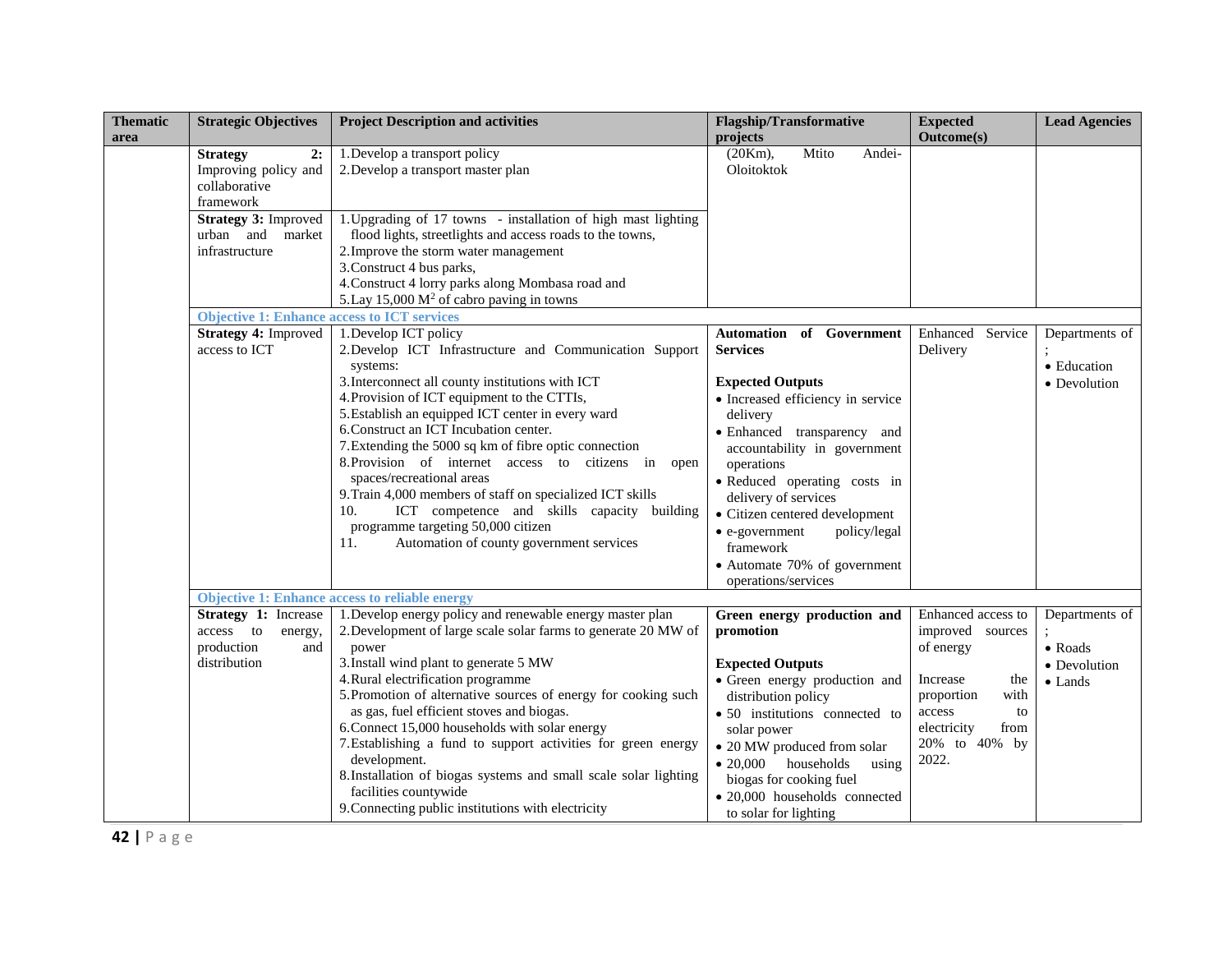| Thematic area | Strategic Objectives | Project Description and activities | Flagship/Transformative projects | Expected Outcome(s) | Lead Agencies |
|---|---|---|---|---|---|
| | **Strategy 2:** Improving policy and collaborative framework | 1. Develop a transport policy<br>2. Develop a transport master plan | (20Km), Mtito Andei-Oloitoktok | | |
| | **Strategy 3:** Improved urban and market infrastructure | 1. Upgrading of 17 towns - installation of high mast lighting flood lights, streetlights and access roads to the towns,<br>2. Improve the storm water management<br>3. Construct 4 bus parks,<br>4. Construct 4 lorry parks along Mombasa road and<br>5. Lay 15,000 $M^2$ of cabro paving in towns | | | |
| | **Objective 1: Enhance access to ICT services** | | | | |
| | **Strategy 4:** Improved access to ICT | 1. Develop ICT policy<br>2. Develop ICT Infrastructure and Communication Support systems:<br>3. Interconnect all county institutions with ICT<br>4. Provision of ICT equipment to the CTTIs,<br>5. Establish an equipped ICT center in every ward<br>6. Construct an ICT Incubation center.<br>7. Extending the 5000 sq km of fibre optic connection<br>8. Provision of internet access to citizens in open spaces/recreational areas<br>9. Train 4,000 members of staff on specialized ICT skills<br>10. ICT competence and skills capacity building programme targeting 50,000 citizen<br>11. Automation of county government services | **Automation of Government Services**<br><br>**Expected Outputs**<br>• Increased efficiency in service delivery<br>• Enhanced transparency and accountability in government operations<br>• Reduced operating costs in delivery of services<br>• Citizen centered development<br>• e-government policy/legal framework<br>• Automate 70% of government operations/services | Enhanced Service Delivery | Departments of ;<br>• Education<br>• Devolution |
| | **Objective 1: Enhance access to reliable energy** | | | | |
| | **Strategy 1:** Increase access to energy, production and distribution | 1. Develop energy policy and renewable energy master plan<br>2. Development of large scale solar farms to generate 20 MW of power<br>3. Install wind plant to generate 5 MW<br>4. Rural electrification programme<br>5. Promotion of alternative sources of energy for cooking such as gas, fuel efficient stoves and biogas.<br>6. Connect 15,000 households with solar energy<br>7. Establishing a fund to support activities for green energy development.<br>8. Installation of biogas systems and small scale solar lighting facilities countywide<br>9. Connecting public institutions with electricity | **Green energy production and promotion**<br><br>**Expected Outputs**<br>• Green energy production and distribution policy<br>• 50 institutions connected to solar power<br>• 20 MW produced from solar<br>• 20,000 households using biogas for cooking fuel<br>• 20,000 households connected to solar for lighting | Enhanced access to improved sources of energy<br><br>Increase the proportion with access to electricity from 20% to 40% by 2022. | Departments of ;<br>• Roads<br>• Devolution<br>• Lands |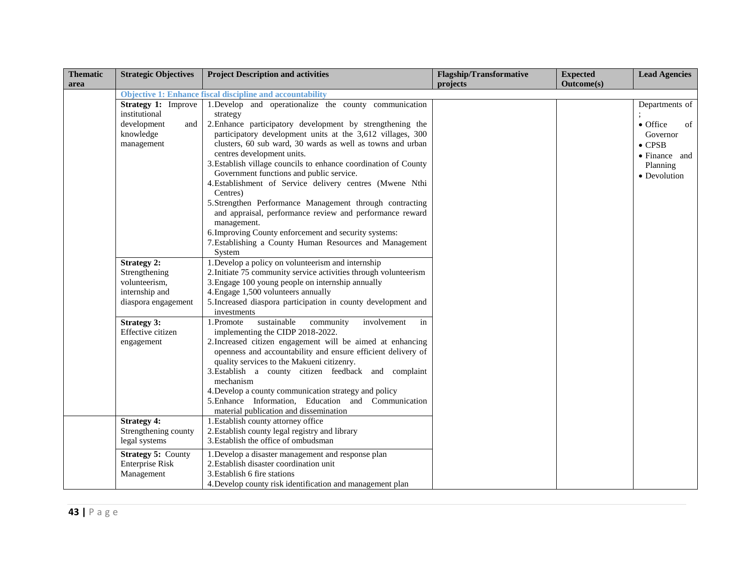| Thematic area | Strategic Objectives | Project Description and activities | Flagship/Transformative projects | Expected Outcome(s) | Lead Agencies |
|---|---|---|---|---|---|
| | **Objective 1: Enhance fiscal discipline and accountability** | | | | |
| | **Strategy 1:** Improve institutional development and knowledge management | 1. Develop and operationalize the county communication strategy<br>2. Enhance participatory development by strengthening the participatory development units at the 3,612 villages, 300 clusters, 60 sub ward, 30 wards as well as towns and urban centres development units.<br>3. Establish village councils to enhance coordination of County Government functions and public service.<br>4. Establishment of Service delivery centres (Mwene Nthi Centres)<br>5. Strengthen Performance Management through contracting and appraisal, performance review and performance reward management.<br>6. Improving County enforcement and security systems:<br>7. Establishing a County Human Resources and Management System | | | Departments of ;<br>• Office of Governor<br>• CPSB<br>• Finance and Planning<br>• Devolution |
| | **Strategy 2:** Strengthening volunteerism, internship and diaspora engagement | 1. Develop a policy on volunteerism and internship<br>2. Initiate 75 community service activities through volunteerism<br>3. Engage 100 young people on internship annually<br>4. Engage 1,500 volunteers annually<br>5. Increased diaspora participation in county development and investments | | | |
| | **Strategy 3:** Effective citizen engagement | 1. Promote sustainable community involvement in implementing the CIDP 2018-2022.<br>2. Increased citizen engagement will be aimed at enhancing openness and accountability and ensure efficient delivery of quality services to the Makueni citizenry.<br>3. Establish a county citizen feedback and complaint mechanism<br>4. Develop a county communication strategy and policy<br>5. Enhance Information, Education and Communication material publication and dissemination | | | |
| | **Strategy 4:** Strengthening county legal systems | 1. Establish county attorney office<br>2. Establish county legal registry and library<br>3. Establish the office of ombudsman | | | |
| | **Strategy 5:** County Enterprise Risk Management | 1. Develop a disaster management and response plan<br>2. Establish disaster coordination unit<br>3. Establish 6 fire stations<br>4. Develop county risk identification and management plan | | | |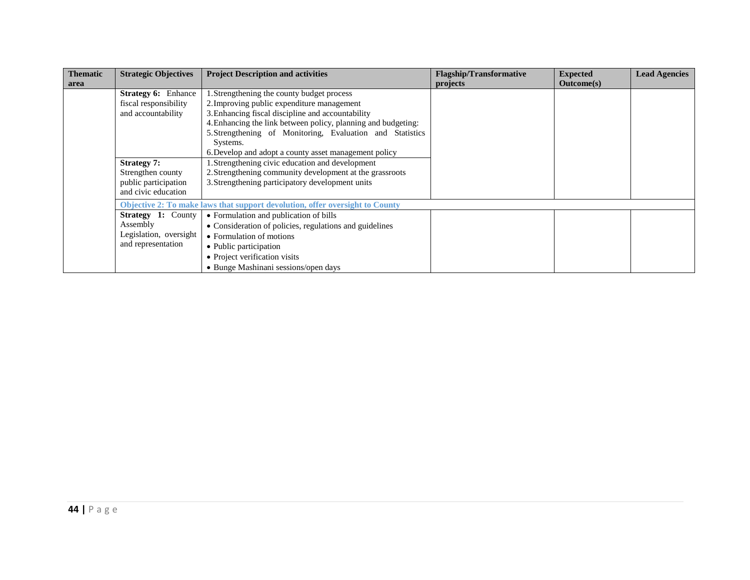| Thematic area | Strategic Objectives | Project Description and activities | Flagship/Transformative projects | Expected Outcome(s) | Lead Agencies |
|---|---|---|---|---|---|
| | **Strategy 6:** Enhance fiscal responsibility and accountability | 1. Strengthening the county budget process<br>2. Improving public expenditure management<br>3. Enhancing fiscal discipline and accountability<br>4. Enhancing the link between policy, planning and budgeting:<br>5. Strengthening of Monitoring, Evaluation and Statistics Systems.<br>6. Develop and adopt a county asset management policy | | | |
| | **Strategy 7:** Strengthen county public participation and civic education | 1. Strengthening civic education and development<br>2. Strengthening community development at the grassroots<br>3. Strengthening participatory development units | | | |
| | **Objective 2: To make laws that support devolution, offer oversight to County** | | | | |
| | **Strategy 1:** County Assembly Legislation, oversight and representation | • Formulation and publication of bills<br>• Consideration of policies, regulations and guidelines<br>• Formulation of motions<br>• Public participation<br>• Project verification visits<br>• Bunge Mashinani sessions/open days | | | |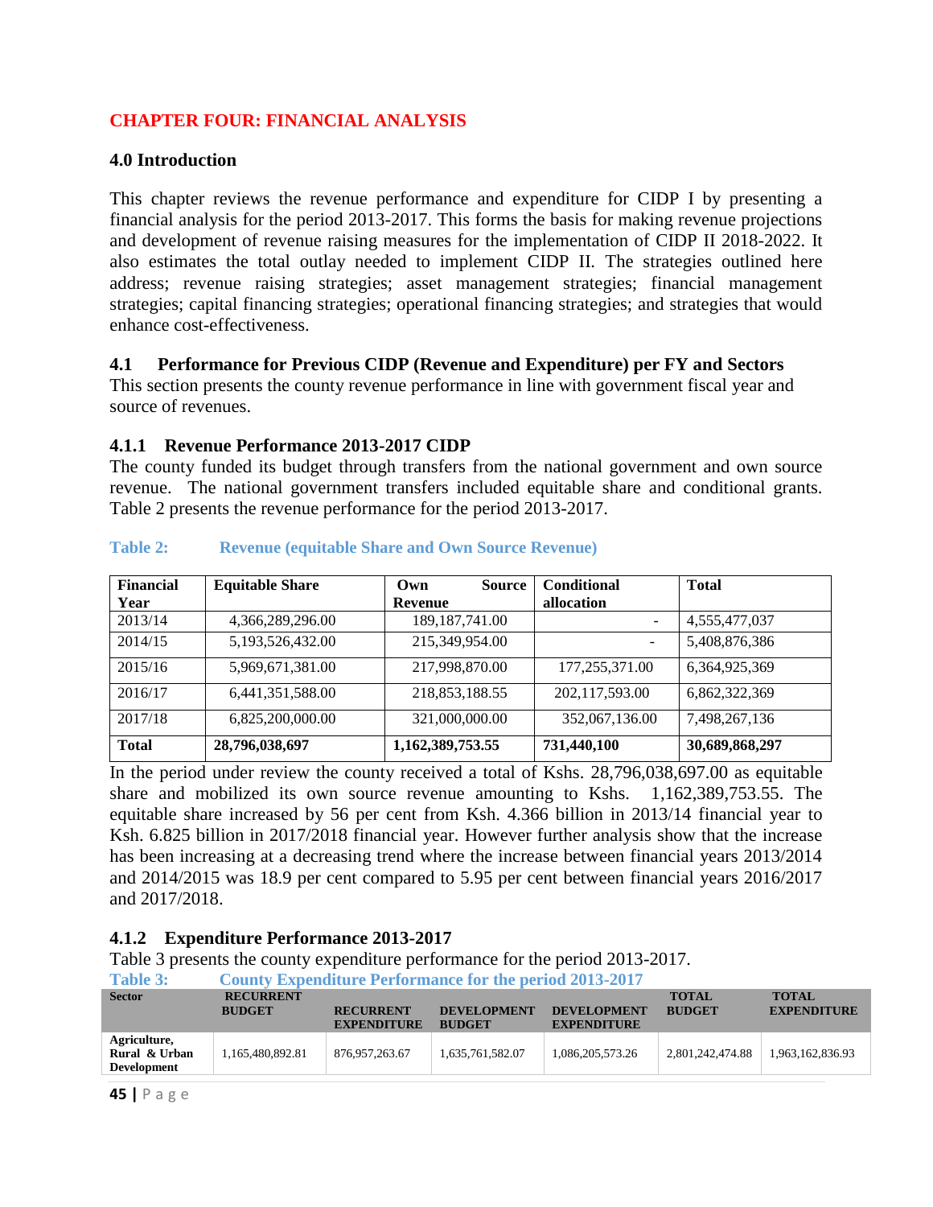# CHAPTER FOUR: FINANCIAL ANALYSIS

## 4.0 Introduction

This chapter reviews the revenue performance and expenditure for CIDP I by presenting a financial analysis for the period 2013-2017. This forms the basis for making revenue projections and development of revenue raising measures for the implementation of CIDP II 2018-2022. It also estimates the total outlay needed to implement CIDP II. The strategies outlined here address; revenue raising strategies; asset management strategies; financial management strategies; capital financing strategies; operational financing strategies; and strategies that would enhance cost-effectiveness.

## 4.1 Performance for Previous CIDP (Revenue and Expenditure) per FY and Sectors

This section presents the county revenue performance in line with government fiscal year and source of revenues.

### 4.1.1 Revenue Performance 2013-2017 CIDP

The county funded its budget through transfers from the national government and own source revenue. The national government transfers included equitable share and conditional grants. Table 2 presents the revenue performance for the period 2013-2017.

**Table 2: Revenue (equitable Share and Own Source Revenue)**

| Financial Year | Equitable Share | Own Source Revenue | Conditional allocation | Total |
|---|---|---|---|---|
| 2013/14 | 4,366,289,296.00 | 189,187,741.00 | - | 4,555,477,037 |
| 2014/15 | 5,193,526,432.00 | 215,349,954.00 | - | 5,408,876,386 |
| 2015/16 | 5,969,671,381.00 | 217,998,870.00 | 177,255,371.00 | 6,364,925,369 |
| 2016/17 | 6,441,351,588.00 | 218,853,188.55 | 202,117,593.00 | 6,862,322,369 |
| 2017/18 | 6,825,200,000.00 | 321,000,000.00 | 352,067,136.00 | 7,498,267,136 |
| **Total** | **28,796,038,697** | **1,162,389,753.55** | **731,440,100** | **30,689,868,297** |

In the period under review the county received a total of Kshs. 28,796,038,697.00 as equitable share and mobilized its own source revenue amounting to Kshs. 1,162,389,753.55. The equitable share increased by 56 per cent from Ksh. 4.366 billion in 2013/14 financial year to Ksh. 6.825 billion in 2017/2018 financial year. However further analysis show that the increase has been increasing at a decreasing trend where the increase between financial years 2013/2014 and 2014/2015 was 18.9 per cent compared to 5.95 per cent between financial years 2016/2017 and 2017/2018.

### 4.1.2 Expenditure Performance 2013-2017

Table 3 presents the county expenditure performance for the period 2013-2017.

**Table 3: County Expenditure Performance for the period 2013-2017**

| Sector | RECURRENT BUDGET | RECURRENT EXPENDITURE | DEVELOPMENT BUDGET | DEVELOPMENT EXPENDITURE | TOTAL BUDGET | TOTAL EXPENDITURE |
|---|---|---|---|---|---|---|
| **Agriculture, Rural & Urban Development** | 1,165,480,892.81 | 876,957,263.67 | 1,635,761,582.07 | 1,086,205,573.26 | 2,801,242,474.88 | 1,963,162,836.93 |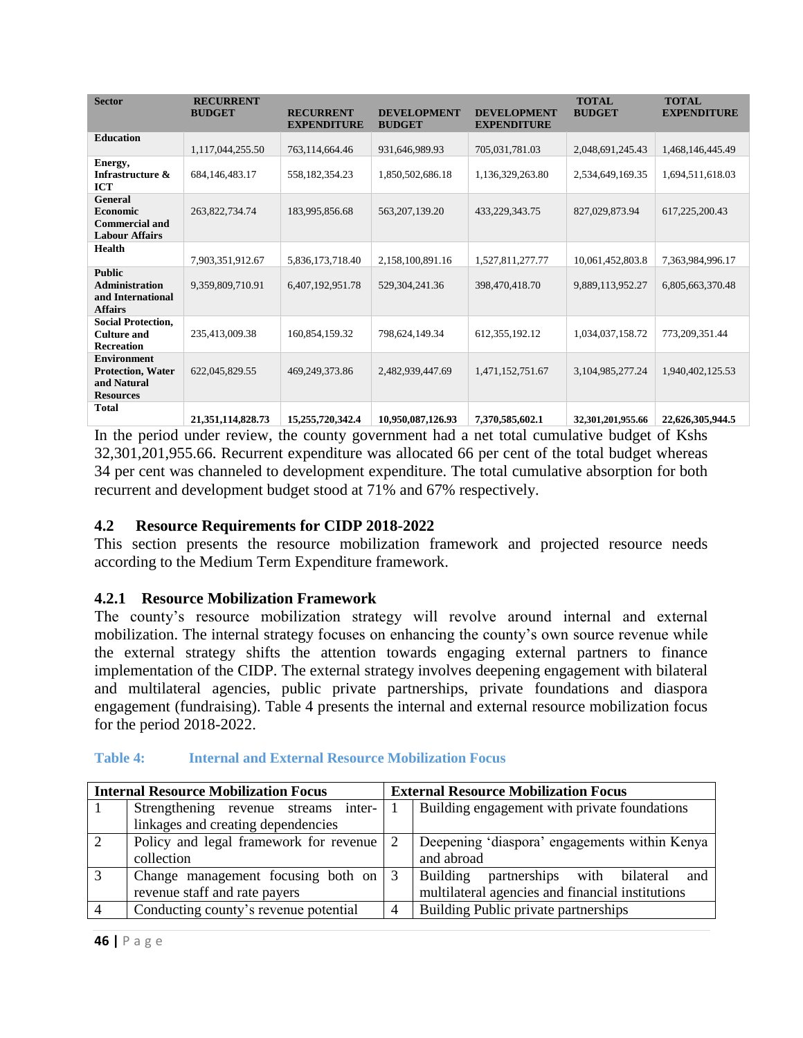| Sector | RECURRENT BUDGET | RECURRENT EXPENDITURE | DEVELOPMENT BUDGET | DEVELOPMENT EXPENDITURE | TOTAL BUDGET | TOTAL EXPENDITURE |
|---|---|---|---|---|---|---|
| **Education** | 1,117,044,255.50 | 763,114,664.46 | 931,646,989.93 | 705,031,781.03 | 2,048,691,245.43 | 1,468,146,445.49 |
| **Energy, Infrastructure & ICT** | 684,146,483.17 | 558,182,354.23 | 1,850,502,686.18 | 1,136,329,263.80 | 2,534,649,169.35 | 1,694,511,618.03 |
| **General Economic Commercial and Labour Affairs** | 263,822,734.74 | 183,995,856.68 | 563,207,139.20 | 433,229,343.75 | 827,029,873.94 | 617,225,200.43 |
| **Health** | 7,903,351,912.67 | 5,836,173,718.40 | 2,158,100,891.16 | 1,527,811,277.77 | 10,061,452,803.8 | 7,363,984,996.17 |
| **Public Administration and International Affairs** | 9,359,809,710.91 | 6,407,192,951.78 | 529,304,241.36 | 398,470,418.70 | 9,889,113,952.27 | 6,805,663,370.48 |
| **Social Protection, Culture and Recreation** | 235,413,009.38 | 160,854,159.32 | 798,624,149.34 | 612,355,192.12 | 1,034,037,158.72 | 773,209,351.44 |
| **Environment Protection, Water and Natural Resources** | 622,045,829.55 | 469,249,373.86 | 2,482,939,447.69 | 1,471,152,751.67 | 3,104,985,277.24 | 1,940,402,125.53 |
| **Total** | **21,351,114,828.73** | **15,255,720,342.4** | **10,950,087,126.93** | **7,370,585,602.1** | **32,301,201,955.66** | **22,626,305,944.5** |

In the period under review, the county government had a net total cumulative budget of Kshs 32,301,201,955.66. Recurrent expenditure was allocated 66 per cent of the total budget whereas 34 per cent was channeled to development expenditure. The total cumulative absorption for both recurrent and development budget stood at 71% and 67% respectively.

## 4.2 Resource Requirements for CIDP 2018-2022

This section presents the resource mobilization framework and projected resource needs according to the Medium Term Expenditure framework.

### 4.2.1 Resource Mobilization Framework

The county's resource mobilization strategy will revolve around internal and external mobilization. The internal strategy focuses on enhancing the county's own source revenue while the external strategy shifts the attention towards engaging external partners to finance implementation of the CIDP. The external strategy involves deepening engagement with bilateral and multilateral agencies, public private partnerships, private foundations and diaspora engagement (fundraising). Table 4 presents the internal and external resource mobilization focus for the period 2018-2022.

**Table 4: Internal and External Resource Mobilization Focus**

| Internal Resource Mobilization Focus | | External Resource Mobilization Focus | |
|---|---|---|---|
| 1 | Strengthening revenue streams inter-linkages and creating dependencies | 1 | Building engagement with private foundations |
| 2 | Policy and legal framework for revenue collection | 2 | Deepening 'diaspora' engagements within Kenya and abroad |
| 3 | Change management focusing both on revenue staff and rate payers | 3 | Building partnerships with bilateral and multilateral agencies and financial institutions |
| 4 | Conducting county's revenue potential | 4 | Building Public private partnerships |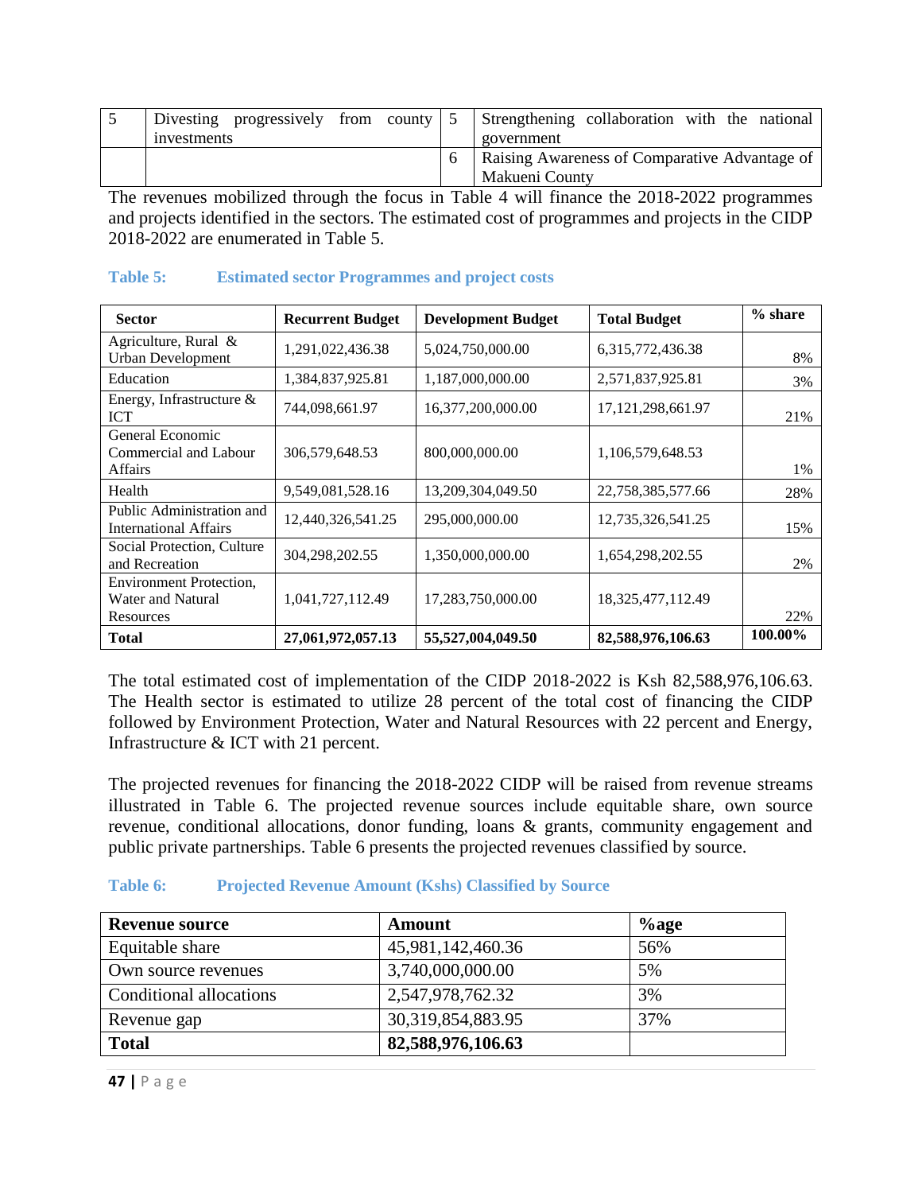| | | | |
|---|---|---|---|
| 5 | Divesting progressively from county investments | 5 | Strengthening collaboration with the national government |
| | | 6 | Raising Awareness of Comparative Advantage of Makueni County |

The revenues mobilized through the focus in Table 4 will finance the 2018-2022 programmes and projects identified in the sectors. The estimated cost of programmes and projects in the CIDP 2018-2022 are enumerated in Table 5.

**Table 5: Estimated sector Programmes and project costs**

| Sector | Recurrent Budget | Development Budget | Total Budget | % share |
|---|---|---|---|---|
| Agriculture, Rural & Urban Development | 1,291,022,436.38 | 5,024,750,000.00 | 6,315,772,436.38 | 8% |
| Education | 1,384,837,925.81 | 1,187,000,000.00 | 2,571,837,925.81 | 3% |
| Energy, Infrastructure & ICT | 744,098,661.97 | 16,377,200,000.00 | 17,121,298,661.97 | 21% |
| General Economic Commercial and Labour Affairs | 306,579,648.53 | 800,000,000.00 | 1,106,579,648.53 | 1% |
| Health | 9,549,081,528.16 | 13,209,304,049.50 | 22,758,385,577.66 | 28% |
| Public Administration and International Affairs | 12,440,326,541.25 | 295,000,000.00 | 12,735,326,541.25 | 15% |
| Social Protection, Culture and Recreation | 304,298,202.55 | 1,350,000,000.00 | 1,654,298,202.55 | 2% |
| Environment Protection, Water and Natural Resources | 1,041,727,112.49 | 17,283,750,000.00 | 18,325,477,112.49 | 22% |
| **Total** | **27,061,972,057.13** | **55,527,004,049.50** | **82,588,976,106.63** | **100.00%** |

The total estimated cost of implementation of the CIDP 2018-2022 is Ksh 82,588,976,106.63. The Health sector is estimated to utilize 28 percent of the total cost of financing the CIDP followed by Environment Protection, Water and Natural Resources with 22 percent and Energy, Infrastructure & ICT with 21 percent.

The projected revenues for financing the 2018-2022 CIDP will be raised from revenue streams illustrated in Table 6. The projected revenue sources include equitable share, own source revenue, conditional allocations, donor funding, loans & grants, community engagement and public private partnerships. Table 6 presents the projected revenues classified by source.

**Table 6: Projected Revenue Amount (Kshs) Classified by Source**

| Revenue source | Amount | %age |
|---|---|---|
| Equitable share | 45,981,142,460.36 | 56% |
| Own source revenues | 3,740,000,000.00 | 5% |
| Conditional allocations | 2,547,978,762.32 | 3% |
| Revenue gap | 30,319,854,883.95 | 37% |
| **Total** | **82,588,976,106.63** | |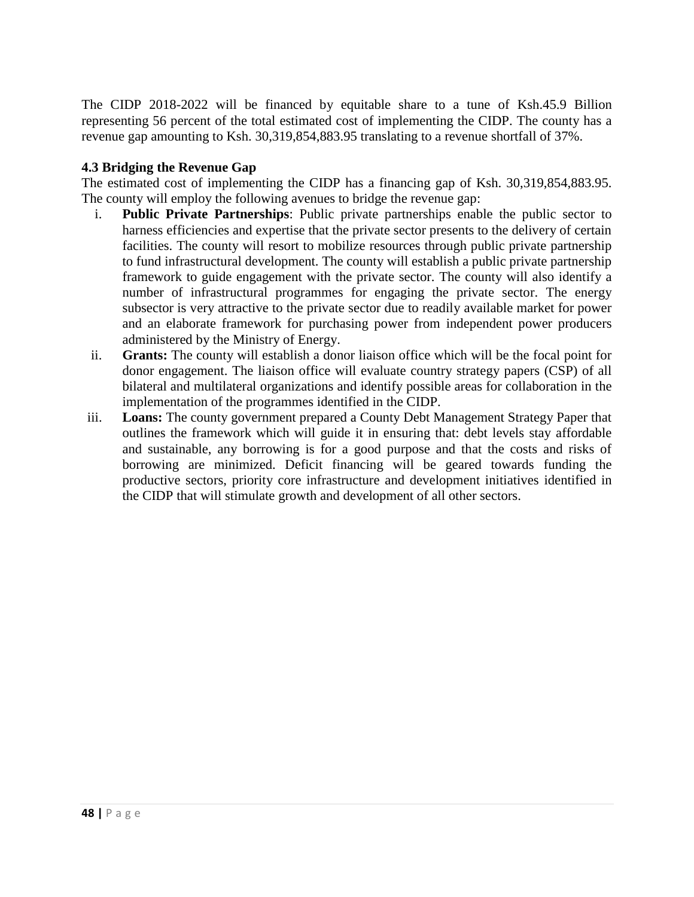The CIDP 2018-2022 will be financed by equitable share to a tune of Ksh.45.9 Billion representing 56 percent of the total estimated cost of implementing the CIDP. The county has a revenue gap amounting to Ksh. 30,319,854,883.95 translating to a revenue shortfall of 37%.

### 4.3 Bridging the Revenue Gap

The estimated cost of implementing the CIDP has a financing gap of Ksh. 30,319,854,883.95. The county will employ the following avenues to bridge the revenue gap:

i. **Public Private Partnerships**: Public private partnerships enable the public sector to harness efficiencies and expertise that the private sector presents to the delivery of certain facilities. The county will resort to mobilize resources through public private partnership to fund infrastructural development. The county will establish a public private partnership framework to guide engagement with the private sector. The county will also identify a number of infrastructural programmes for engaging the private sector. The energy subsector is very attractive to the private sector due to readily available market for power and an elaborate framework for purchasing power from independent power producers administered by the Ministry of Energy.

ii. **Grants:** The county will establish a donor liaison office which will be the focal point for donor engagement. The liaison office will evaluate country strategy papers (CSP) of all bilateral and multilateral organizations and identify possible areas for collaboration in the implementation of the programmes identified in the CIDP.

iii. **Loans:** The county government prepared a County Debt Management Strategy Paper that outlines the framework which will guide it in ensuring that: debt levels stay affordable and sustainable, any borrowing is for a good purpose and that the costs and risks of borrowing are minimized. Deficit financing will be geared towards funding the productive sectors, priority core infrastructure and development initiatives identified in the CIDP that will stimulate growth and development of all other sectors.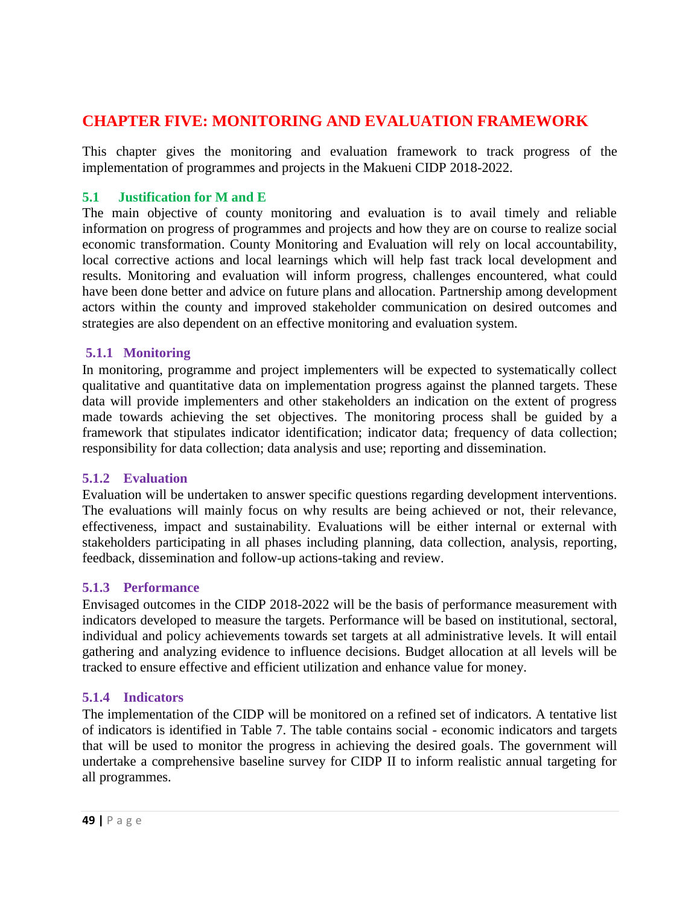# CHAPTER FIVE: MONITORING AND EVALUATION FRAMEWORK

This chapter gives the monitoring and evaluation framework to track progress of the implementation of programmes and projects in the Makueni CIDP 2018-2022.

## 5.1 Justification for M and E

The main objective of county monitoring and evaluation is to avail timely and reliable information on progress of programmes and projects and how they are on course to realize social economic transformation. County Monitoring and Evaluation will rely on local accountability, local corrective actions and local learnings which will help fast track local development and results. Monitoring and evaluation will inform progress, challenges encountered, what could have been done better and advice on future plans and allocation. Partnership among development actors within the county and improved stakeholder communication on desired outcomes and strategies are also dependent on an effective monitoring and evaluation system.

### 5.1.1 Monitoring

In monitoring, programme and project implementers will be expected to systematically collect qualitative and quantitative data on implementation progress against the planned targets. These data will provide implementers and other stakeholders an indication on the extent of progress made towards achieving the set objectives. The monitoring process shall be guided by a framework that stipulates indicator identification; indicator data; frequency of data collection; responsibility for data collection; data analysis and use; reporting and dissemination.

### 5.1.2 Evaluation

Evaluation will be undertaken to answer specific questions regarding development interventions. The evaluations will mainly focus on why results are being achieved or not, their relevance, effectiveness, impact and sustainability. Evaluations will be either internal or external with stakeholders participating in all phases including planning, data collection, analysis, reporting, feedback, dissemination and follow-up actions-taking and review.

### 5.1.3 Performance

Envisaged outcomes in the CIDP 2018-2022 will be the basis of performance measurement with indicators developed to measure the targets. Performance will be based on institutional, sectoral, individual and policy achievements towards set targets at all administrative levels. It will entail gathering and analyzing evidence to influence decisions. Budget allocation at all levels will be tracked to ensure effective and efficient utilization and enhance value for money.

### 5.1.4 Indicators

The implementation of the CIDP will be monitored on a refined set of indicators. A tentative list of indicators is identified in Table 7. The table contains social - economic indicators and targets that will be used to monitor the progress in achieving the desired goals. The government will undertake a comprehensive baseline survey for CIDP II to inform realistic annual targeting for all programmes.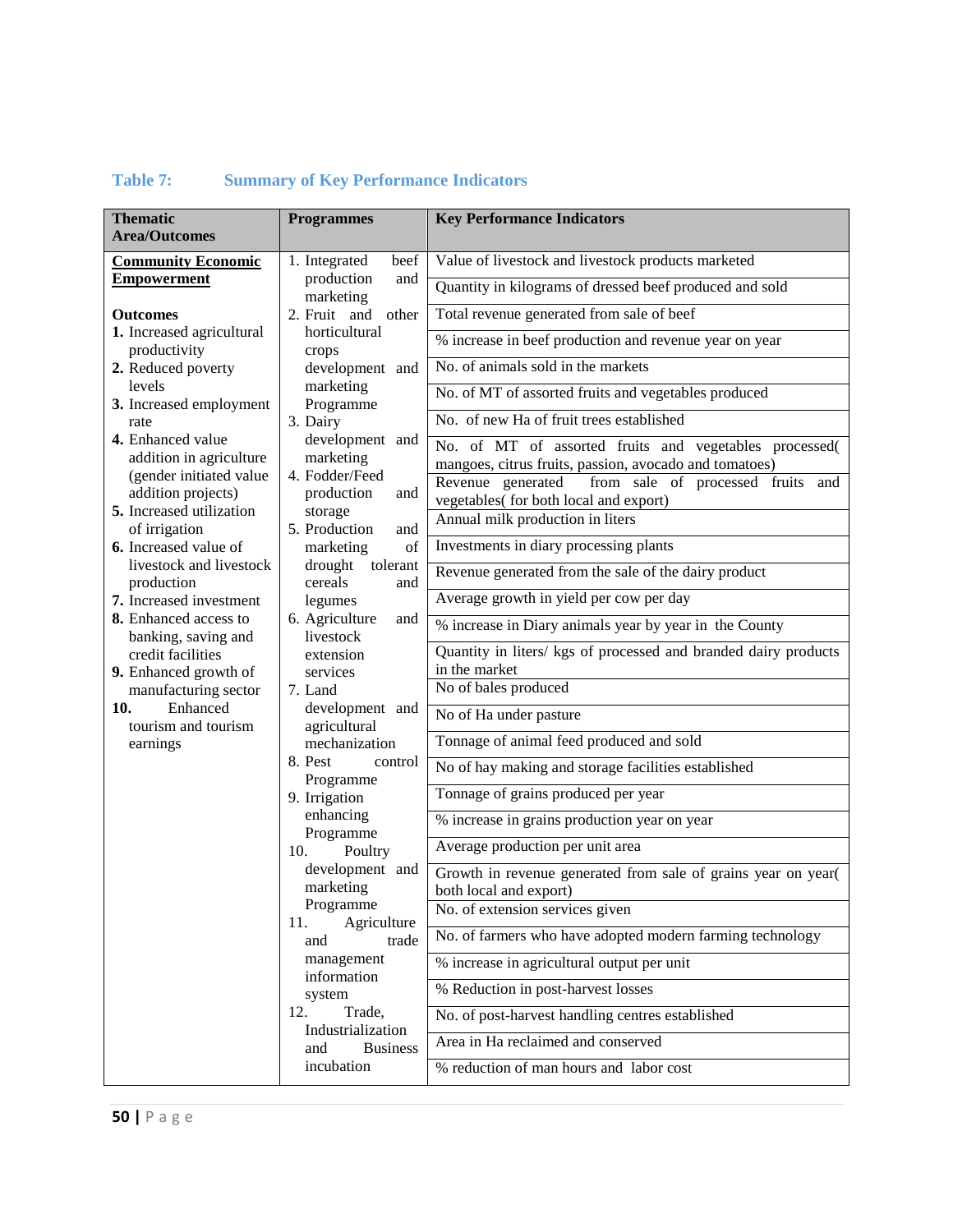**Table 7: Summary of Key Performance Indicators**

| Thematic Area/Outcomes | Programmes | Key Performance Indicators |
|---|---|---|
| **Community Economic Empowerment**<br><br>**Outcomes**<br>**1.** Increased agricultural productivity<br>**2.** Reduced poverty levels<br>**3.** Increased employment rate<br>**4.** Enhanced value addition in agriculture (gender initiated value addition projects)<br>**5.** Increased utilization of irrigation<br>**6.** Increased value of livestock and livestock production<br>**7.** Increased investment<br>**8.** Enhanced access to banking, saving and credit facilities<br>**9.** Enhanced growth of manufacturing sector<br>**10.** Enhanced tourism and tourism earnings | 1. Integrated beef production and marketing<br>2. Fruit and other horticultural crops development and marketing Programme<br>3. Dairy development and marketing<br>4. Fodder/Feed production and storage<br>5. Production and marketing of drought tolerant cereals and legumes<br>6. Agriculture and livestock extension services<br>7. Land development and agricultural mechanization<br>8. Pest control Programme<br>9. Irrigation enhancing Programme<br>10. Poultry development and marketing Programme<br>11. Agriculture and trade management information system<br>12. Trade, Industrialization and Business incubation | Value of livestock and livestock products marketed |
| | | Quantity in kilograms of dressed beef produced and sold |
| | | Total revenue generated from sale of beef |
| | | % increase in beef production and revenue year on year |
| | | No. of animals sold in the markets |
| | | No. of MT of assorted fruits and vegetables produced |
| | | No. of new Ha of fruit trees established |
| | | No. of MT of assorted fruits and vegetables processed( mangoes, citrus fruits, passion, avocado and tomatoes) |
| | | Revenue generated from sale of processed fruits and vegetables( for both local and export) |
| | | Annual milk production in liters |
| | | Investments in diary processing plants |
| | | Revenue generated from the sale of the dairy product |
| | | Average growth in yield per cow per day |
| | | % increase in Diary animals year by year in the County |
| | | Quantity in liters/ kgs of processed and branded dairy products in the market |
| | | No of bales produced |
| | | No of Ha under pasture |
| | | Tonnage of animal feed produced and sold |
| | | No of hay making and storage facilities established |
| | | Tonnage of grains produced per year |
| | | % increase in grains production year on year |
| | | Average production per unit area |
| | | Growth in revenue generated from sale of grains year on year( both local and export) |
| | | No. of extension services given |
| | | No. of farmers who have adopted modern farming technology |
| | | % increase in agricultural output per unit |
| | | % Reduction in post-harvest losses |
| | | No. of post-harvest handling centres established |
| | | Area in Ha reclaimed and conserved |
| | | % reduction of man hours and labor cost |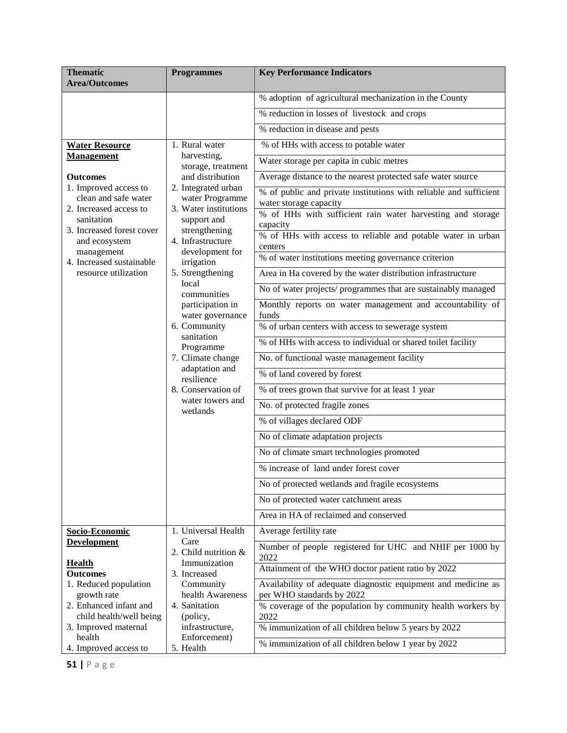| Thematic Area/Outcomes | Programmes | Key Performance Indicators |
|---|---|---|
| | | % adoption of agricultural mechanization in the County |
| | | % reduction in losses of livestock and crops |
| | | % reduction in disease and pests |
| **Water Resource Management**<br><br>**Outcomes**<br>1. Improved access to clean and safe water<br>2. Increased access to sanitation<br>3. Increased forest cover and ecosystem management<br>4. Increased sustainable resource utilization | 1. Rural water harvesting, storage, treatment and distribution<br>2. Integrated urban water Programme<br>3. Water institutions support and strengthening<br>4. Infrastructure development for irrigation<br>5. Strengthening local communities participation in water governance<br>6. Community sanitation Programme<br>7. Climate change adaptation and resilience<br>8. Conservation of water towers and wetlands | % of HHs with access to potable water |
| | | Water storage per capita in cubic metres |
| | | Average distance to the nearest protected safe water source |
| | | % of public and private institutions with reliable and sufficient water storage capacity |
| | | % of HHs with sufficient rain water harvesting and storage capacity |
| | | % of HHs with access to reliable and potable water in urban centers |
| | | % of water institutions meeting governance criterion |
| | | Area in Ha covered by the water distribution infrastructure |
| | | No of water projects/ programmes that are sustainably managed |
| | | Monthly reports on water management and accountability of funds |
| | | % of urban centers with access to sewerage system |
| | | % of HHs with access to individual or shared toilet facility |
| | | No. of functional waste management facility |
| | | % of land covered by forest |
| | | % of trees grown that survive for at least 1 year |
| | | No. of protected fragile zones |
| | | % of villages declared ODF |
| | | No of climate adaptation projects |
| | | No of climate smart technologies promoted |
| | | % increase of land under forest cover |
| | | No of protected wetlands and fragile ecosystems |
| | | No of protected water catchment areas |
| | | Area in HA of reclaimed and conserved |
| **Socio-Economic Development**<br><br>**Health**<br>**Outcomes**<br>1. Reduced population growth rate<br>2. Enhanced infant and child health/well being<br>3. Improved maternal health<br>4. Improved access to | 1. Universal Health Care<br>2. Child nutrition & Immunization<br>3. Increased Community health Awareness<br>4. Sanitation (policy, infrastructure, Enforcement)<br>5. Health | Average fertility rate |
| | | Number of people registered for UHC and NHIF per 1000 by 2022 |
| | | Attainment of the WHO doctor patient ratio by 2022 |
| | | Availability of adequate diagnostic equipment and medicine as per WHO standards by 2022 |
| | | % coverage of the population by community health workers by 2022 |
| | | % immunization of all children below 5 years by 2022 |
| | | % immunization of all children below 1 year by 2022 |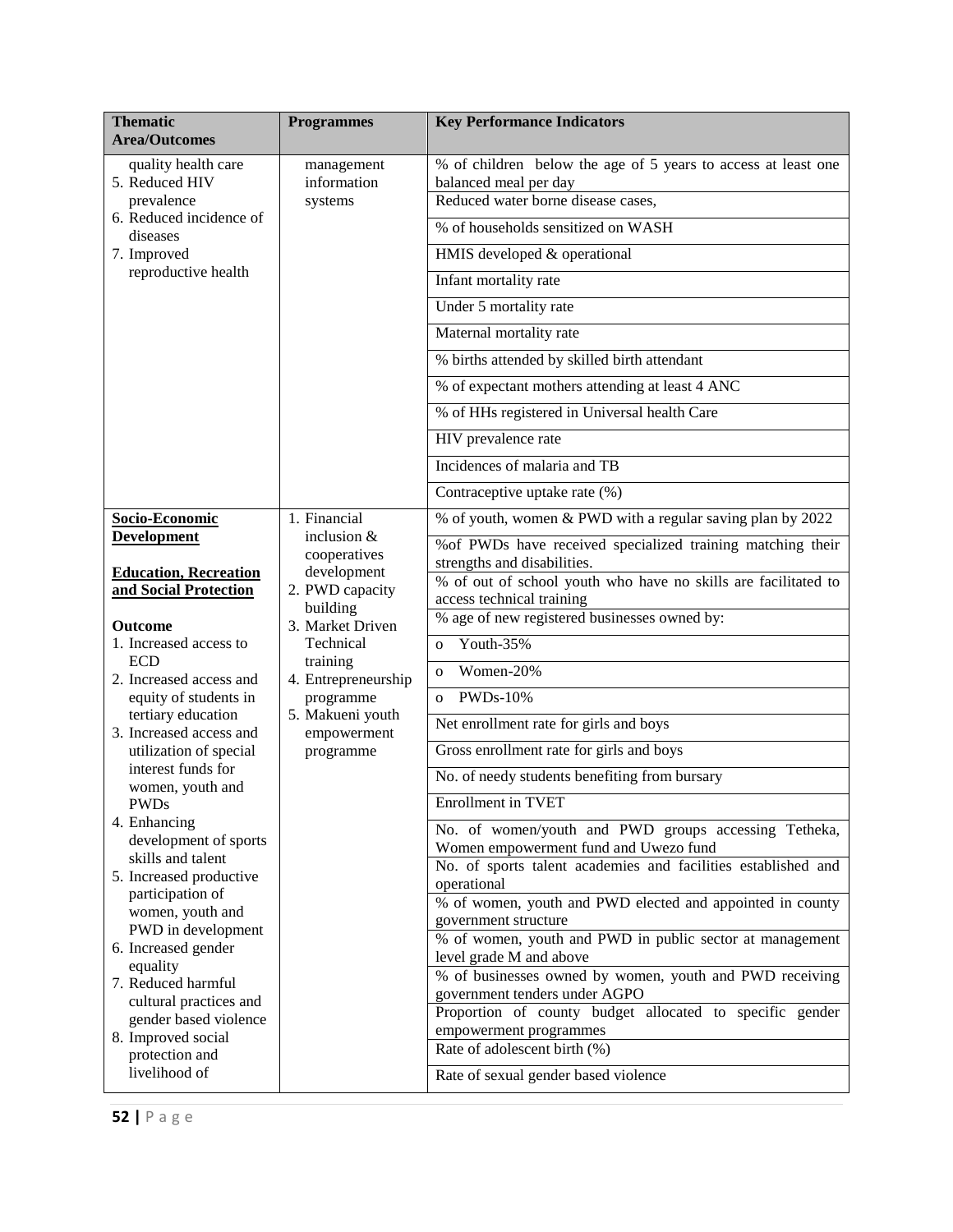| Thematic Area/Outcomes | Programmes | Key Performance Indicators |
|---|---|---|
| quality health care<br>5. Reduced HIV prevalence<br>6. Reduced incidence of diseases<br>7. Improved reproductive health | management information systems | % of children below the age of 5 years to access at least one balanced meal per day |
| | | Reduced water borne disease cases, |
| | | % of households sensitized on WASH |
| | | HMIS developed & operational |
| | | Infant mortality rate |
| | | Under 5 mortality rate |
| | | Maternal mortality rate |
| | | % births attended by skilled birth attendant |
| | | % of expectant mothers attending at least 4 ANC |
| | | % of HHs registered in Universal health Care |
| | | HIV prevalence rate |
| | | Incidences of malaria and TB |
| | | Contraceptive uptake rate (%) |
| **Socio-Economic Development**<br><br>**Education, Recreation and Social Protection**<br><br>**Outcome**<br>1. Increased access to ECD<br>2. Increased access and equity of students in tertiary education<br>3. Increased access and utilization of special interest funds for women, youth and PWDs<br>4. Enhancing development of sports skills and talent<br>5. Increased productive participation of women, youth and PWD in development<br>6. Increased gender equality<br>7. Reduced harmful cultural practices and gender based violence<br>8. Improved social protection and livelihood of | 1. Financial inclusion & cooperatives development<br>2. PWD capacity building<br>3. Market Driven Technical training<br>4. Entrepreneurship programme<br>5. Makueni youth empowerment programme | % of youth, women & PWD with a regular saving plan by 2022 |
| | | %of PWDs have received specialized training matching their strengths and disabilities. |
| | | % of out of school youth who have no skills are facilitated to access technical training |
| | | % age of new registered businesses owned by: |
| | | o Youth-35% |
| | | o Women-20% |
| | | o PWDs-10% |
| | | Net enrollment rate for girls and boys |
| | | Gross enrollment rate for girls and boys |
| | | No. of needy students benefiting from bursary |
| | | Enrollment in TVET |
| | | No. of women/youth and PWD groups accessing Tetheka, Women empowerment fund and Uwezo fund |
| | | No. of sports talent academies and facilities established and operational |
| | | % of women, youth and PWD elected and appointed in county government structure |
| | | % of women, youth and PWD in public sector at management level grade M and above |
| | | % of businesses owned by women, youth and PWD receiving government tenders under AGPO |
| | | Proportion of county budget allocated to specific gender empowerment programmes |
| | | Rate of adolescent birth (%) |
| | | Rate of sexual gender based violence |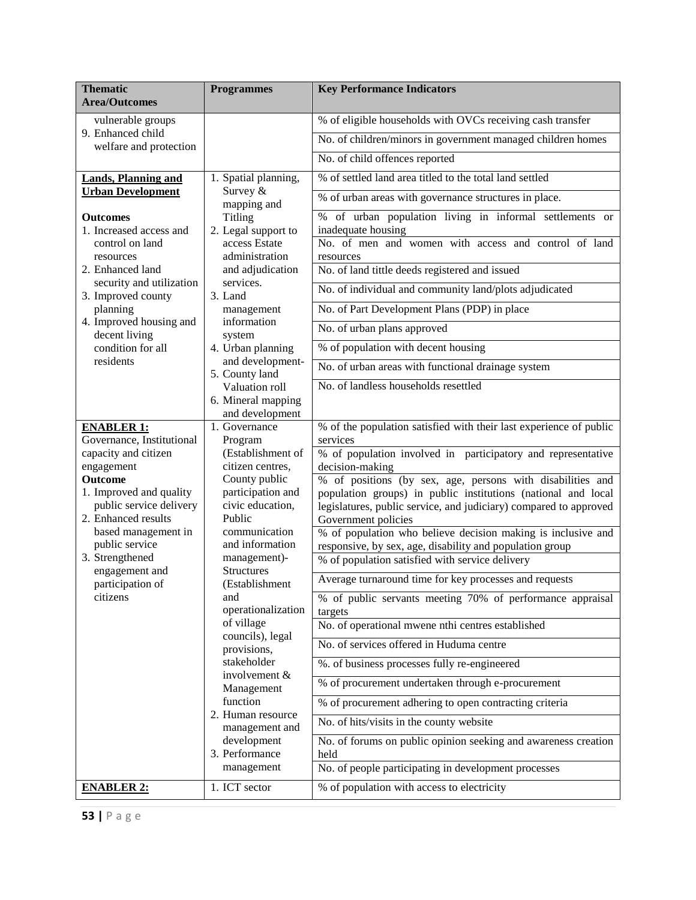| Thematic Area/Outcomes | Programmes | Key Performance Indicators |
|---|---|---|
| vulnerable groups<br>9. Enhanced child welfare and protection | | % of eligible households with OVCs receiving cash transfer<br>No. of children/minors in government managed children homes<br>No. of child offences reported |
| **Lands, Planning and Urban Development**<br><br>**Outcomes**<br>1. Increased access and control on land resources<br>2. Enhanced land security and utilization<br>3. Improved county planning<br>4. Improved housing and decent living condition for all residents | 1. Spatial planning, Survey & mapping and Titling<br>2. Legal support to access Estate administration and adjudication services.<br>3. Land management information system<br>4. Urban planning and development-<br>5. County land Valuation roll<br>6. Mineral mapping and development | % of settled land area titled to the total land settled<br>% of urban areas with governance structures in place.<br>% of urban population living in informal settlements or inadequate housing<br>No. of men and women with access and control of land resources<br>No. of land tittle deeds registered and issued<br>No. of individual and community land/plots adjudicated<br>No. of Part Development Plans (PDP) in place<br>No. of urban plans approved<br>% of population with decent housing<br>No. of urban areas with functional drainage system<br>No. of landless households resettled |
| **ENABLER 1:**<br>Governance, Institutional capacity and citizen engagement<br>**Outcome**<br>1. Improved and quality public service delivery<br>2. Enhanced results based management in public service<br>3. Strengthened engagement and participation of citizens | 1. Governance Program (Establishment of citizen centres, County public participation and civic education, Public communication and information management)- Structures (Establishment and operationalization of village councils), legal provisions, stakeholder involvement & Management function<br>2. Human resource management and development<br>3. Performance management | % of the population satisfied with their last experience of public services<br>% of population involved in participatory and representative decision-making<br>% of positions (by sex, age, persons with disabilities and population groups) in public institutions (national and local legislatures, public service, and judiciary) compared to approved Government policies<br>% of population who believe decision making is inclusive and responsive, by sex, age, disability and population group<br>% of population satisfied with service delivery<br>Average turnaround time for key processes and requests<br>% of public servants meeting 70% of performance appraisal targets<br>No. of operational mwene nthi centres established<br>No. of services offered in Huduma centre<br>%. of business processes fully re-engineered<br>% of procurement undertaken through e-procurement<br>% of procurement adhering to open contracting criteria<br>No. of hits/visits in the county website<br>No. of forums on public opinion seeking and awareness creation held<br>No. of people participating in development processes |
| **ENABLER 2:** | 1. ICT sector | % of population with access to electricity |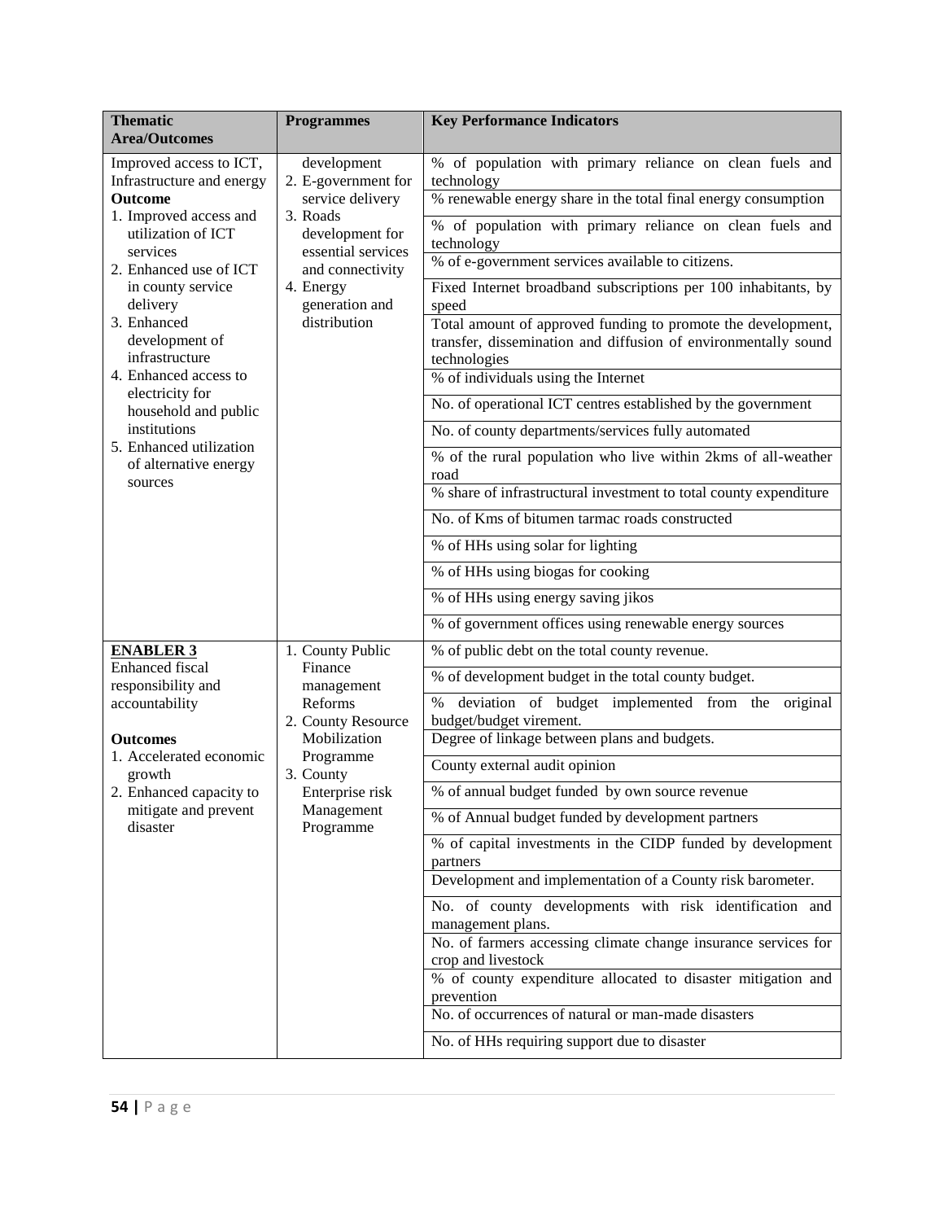| Thematic Area/Outcomes | Programmes | Key Performance Indicators |
|---|---|---|
| Improved access to ICT, Infrastructure and energy<br>**Outcome**<br>1. Improved access and utilization of ICT services<br>2. Enhanced use of ICT in county service delivery<br>3. Enhanced development of infrastructure<br>4. Enhanced access to electricity for household and public institutions<br>5. Enhanced utilization of alternative energy sources | development<br>2. E-government for service delivery<br>3. Roads development for essential services and connectivity<br>4. Energy generation and distribution | % of population with primary reliance on clean fuels and technology |
| | | % renewable energy share in the total final energy consumption |
| | | % of population with primary reliance on clean fuels and technology |
| | | % of e-government services available to citizens. |
| | | Fixed Internet broadband subscriptions per 100 inhabitants, by speed |
| | | Total amount of approved funding to promote the development, transfer, dissemination and diffusion of environmentally sound technologies |
| | | % of individuals using the Internet |
| | | No. of operational ICT centres established by the government |
| | | No. of county departments/services fully automated |
| | | % of the rural population who live within 2kms of all-weather road |
| | | % share of infrastructural investment to total county expenditure |
| | | No. of Kms of bitumen tarmac roads constructed |
| | | % of HHs using solar for lighting |
| | | % of HHs using biogas for cooking |
| | | % of HHs using energy saving jikos |
| | | % of government offices using renewable energy sources |
| **ENABLER 3**<br>Enhanced fiscal responsibility and accountability<br><br>**Outcomes**<br>1. Accelerated economic growth<br>2. Enhanced capacity to mitigate and prevent disaster | 1. County Public Finance management Reforms<br>2. County Resource Mobilization Programme<br>3. County Enterprise risk Management Programme | % of public debt on the total county revenue. |
| | | % of development budget in the total county budget. |
| | | % deviation of budget implemented from the original budget/budget virement. |
| | | Degree of linkage between plans and budgets. |
| | | County external audit opinion |
| | | % of annual budget funded by own source revenue |
| | | % of Annual budget funded by development partners |
| | | % of capital investments in the CIDP funded by development partners |
| | | Development and implementation of a County risk barometer. |
| | | No. of county developments with risk identification and management plans. |
| | | No. of farmers accessing climate change insurance services for crop and livestock |
| | | % of county expenditure allocated to disaster mitigation and prevention |
| | | No. of occurrences of natural or man-made disasters |
| | | No. of HHs requiring support due to disaster |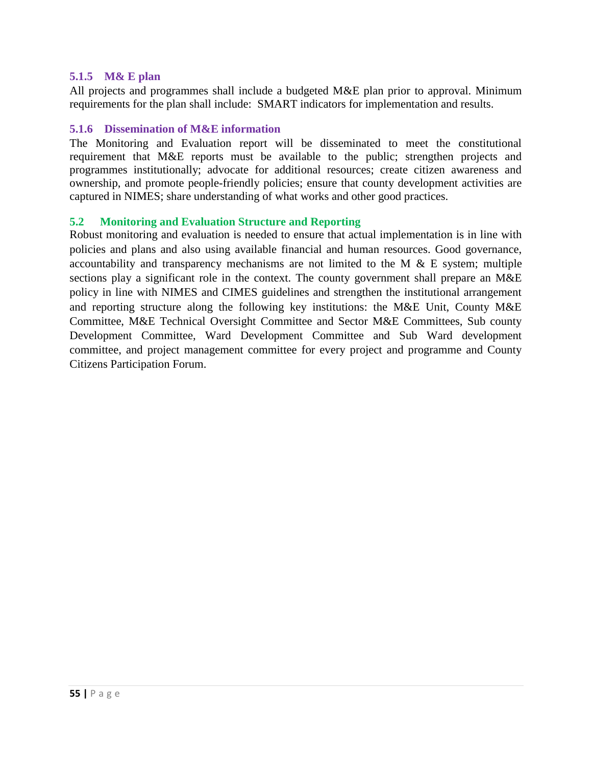### 5.1.5 M& E plan

All projects and programmes shall include a budgeted M&E plan prior to approval. Minimum requirements for the plan shall include: SMART indicators for implementation and results.

### 5.1.6 Dissemination of M&E information

The Monitoring and Evaluation report will be disseminated to meet the constitutional requirement that M&E reports must be available to the public; strengthen projects and programmes institutionally; advocate for additional resources; create citizen awareness and ownership, and promote people-friendly policies; ensure that county development activities are captured in NIMES; share understanding of what works and other good practices.

## 5.2 Monitoring and Evaluation Structure and Reporting

Robust monitoring and evaluation is needed to ensure that actual implementation is in line with policies and plans and also using available financial and human resources. Good governance, accountability and transparency mechanisms are not limited to the M & E system; multiple sections play a significant role in the context. The county government shall prepare an M&E policy in line with NIMES and CIMES guidelines and strengthen the institutional arrangement and reporting structure along the following key institutions: the M&E Unit, County M&E Committee, M&E Technical Oversight Committee and Sector M&E Committees, Sub county Development Committee, Ward Development Committee and Sub Ward development committee, and project management committee for every project and programme and County Citizens Participation Forum.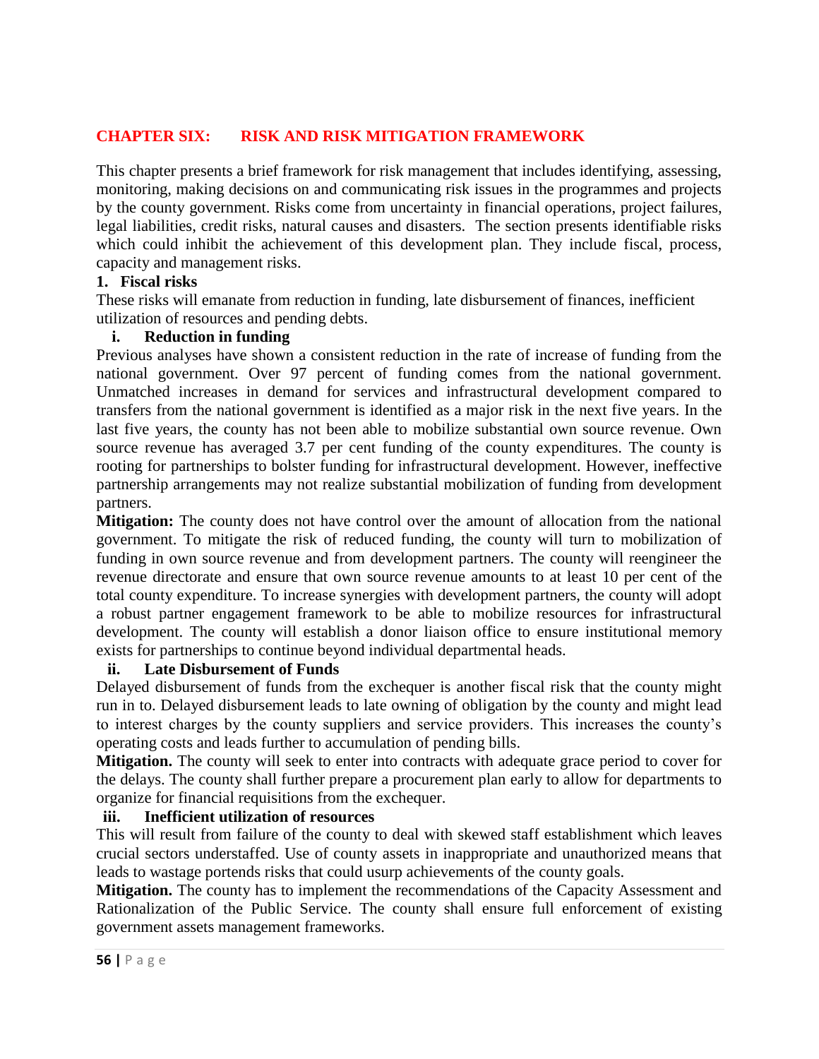# CHAPTER SIX: RISK AND RISK MITIGATION FRAMEWORK

This chapter presents a brief framework for risk management that includes identifying, assessing, monitoring, making decisions on and communicating risk issues in the programmes and projects by the county government. Risks come from uncertainty in financial operations, project failures, legal liabilities, credit risks, natural causes and disasters. The section presents identifiable risks which could inhibit the achievement of this development plan. They include fiscal, process, capacity and management risks.

## 1. Fiscal risks

These risks will emanate from reduction in funding, late disbursement of finances, inefficient utilization of resources and pending debts.

### i. Reduction in funding

Previous analyses have shown a consistent reduction in the rate of increase of funding from the national government. Over 97 percent of funding comes from the national government. Unmatched increases in demand for services and infrastructural development compared to transfers from the national government is identified as a major risk in the next five years. In the last five years, the county has not been able to mobilize substantial own source revenue. Own source revenue has averaged 3.7 per cent funding of the county expenditures. The county is rooting for partnerships to bolster funding for infrastructural development. However, ineffective partnership arrangements may not realize substantial mobilization of funding from development partners.

**Mitigation:** The county does not have control over the amount of allocation from the national government. To mitigate the risk of reduced funding, the county will turn to mobilization of funding in own source revenue and from development partners. The county will reengineer the revenue directorate and ensure that own source revenue amounts to at least 10 per cent of the total county expenditure. To increase synergies with development partners, the county will adopt a robust partner engagement framework to be able to mobilize resources for infrastructural development. The county will establish a donor liaison office to ensure institutional memory exists for partnerships to continue beyond individual departmental heads.

### ii. Late Disbursement of Funds

Delayed disbursement of funds from the exchequer is another fiscal risk that the county might run in to. Delayed disbursement leads to late owning of obligation by the county and might lead to interest charges by the county suppliers and service providers. This increases the county's operating costs and leads further to accumulation of pending bills.

**Mitigation.** The county will seek to enter into contracts with adequate grace period to cover for the delays. The county shall further prepare a procurement plan early to allow for departments to organize for financial requisitions from the exchequer.

### iii. Inefficient utilization of resources

This will result from failure of the county to deal with skewed staff establishment which leaves crucial sectors understaffed. Use of county assets in inappropriate and unauthorized means that leads to wastage portends risks that could usurp achievements of the county goals.

**Mitigation.** The county has to implement the recommendations of the Capacity Assessment and Rationalization of the Public Service. The county shall ensure full enforcement of existing government assets management frameworks.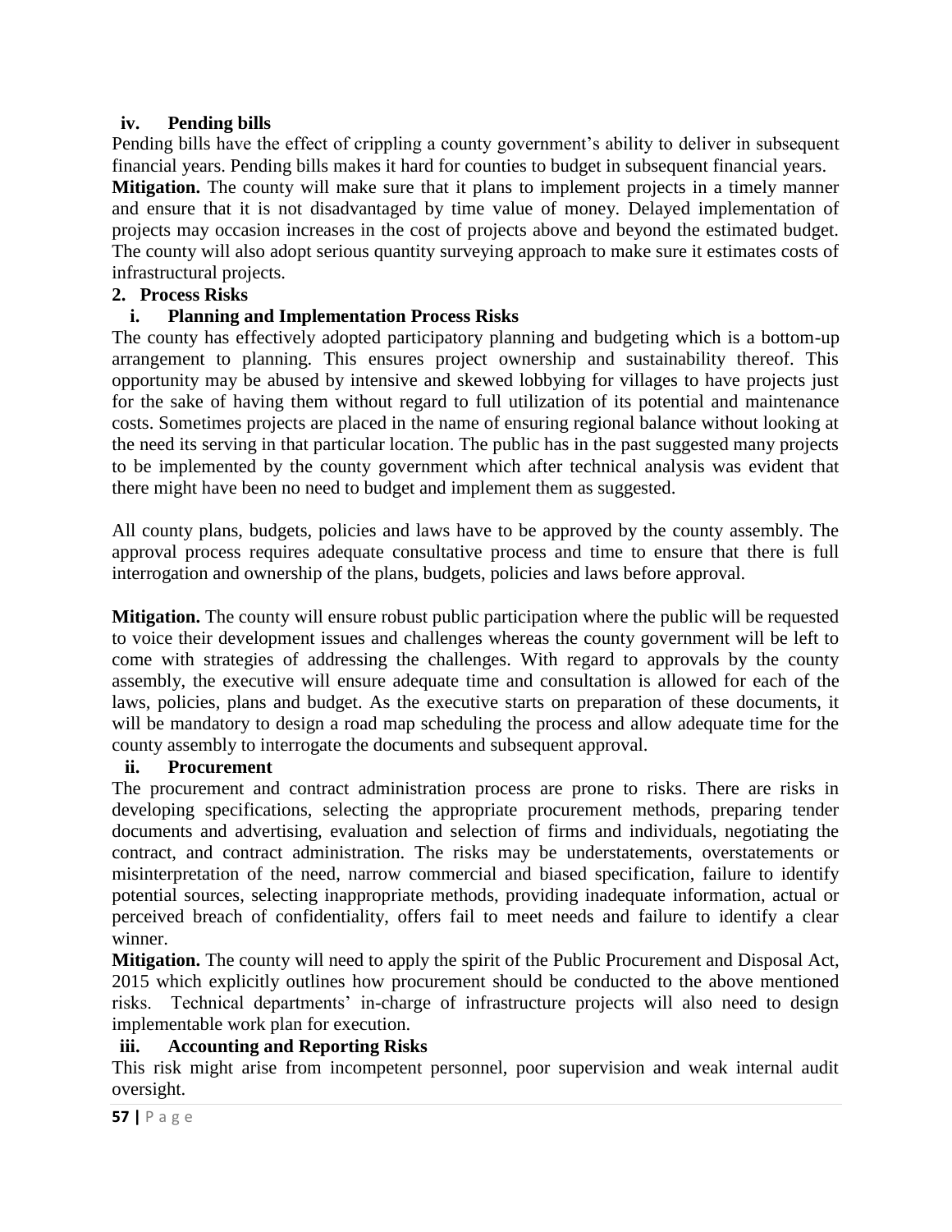#### iv. Pending bills

Pending bills have the effect of crippling a county government's ability to deliver in subsequent financial years. Pending bills makes it hard for counties to budget in subsequent financial years.

**Mitigation.** The county will make sure that it plans to implement projects in a timely manner and ensure that it is not disadvantaged by time value of money. Delayed implementation of projects may occasion increases in the cost of projects above and beyond the estimated budget. The county will also adopt serious quantity surveying approach to make sure it estimates costs of infrastructural projects.

### 2. Process Risks

#### i. Planning and Implementation Process Risks

The county has effectively adopted participatory planning and budgeting which is a bottom-up arrangement to planning. This ensures project ownership and sustainability thereof. This opportunity may be abused by intensive and skewed lobbying for villages to have projects just for the sake of having them without regard to full utilization of its potential and maintenance costs. Sometimes projects are placed in the name of ensuring regional balance without looking at the need its serving in that particular location. The public has in the past suggested many projects to be implemented by the county government which after technical analysis was evident that there might have been no need to budget and implement them as suggested.

All county plans, budgets, policies and laws have to be approved by the county assembly. The approval process requires adequate consultative process and time to ensure that there is full interrogation and ownership of the plans, budgets, policies and laws before approval.

**Mitigation.** The county will ensure robust public participation where the public will be requested to voice their development issues and challenges whereas the county government will be left to come with strategies of addressing the challenges. With regard to approvals by the county assembly, the executive will ensure adequate time and consultation is allowed for each of the laws, policies, plans and budget. As the executive starts on preparation of these documents, it will be mandatory to design a road map scheduling the process and allow adequate time for the county assembly to interrogate the documents and subsequent approval.

#### ii. Procurement

The procurement and contract administration process are prone to risks. There are risks in developing specifications, selecting the appropriate procurement methods, preparing tender documents and advertising, evaluation and selection of firms and individuals, negotiating the contract, and contract administration. The risks may be understatements, overstatements or misinterpretation of the need, narrow commercial and biased specification, failure to identify potential sources, selecting inappropriate methods, providing inadequate information, actual or perceived breach of confidentiality, offers fail to meet needs and failure to identify a clear winner.

**Mitigation.** The county will need to apply the spirit of the Public Procurement and Disposal Act, 2015 which explicitly outlines how procurement should be conducted to the above mentioned risks. Technical departments' in-charge of infrastructure projects will also need to design implementable work plan for execution.

#### iii. Accounting and Reporting Risks

This risk might arise from incompetent personnel, poor supervision and weak internal audit oversight.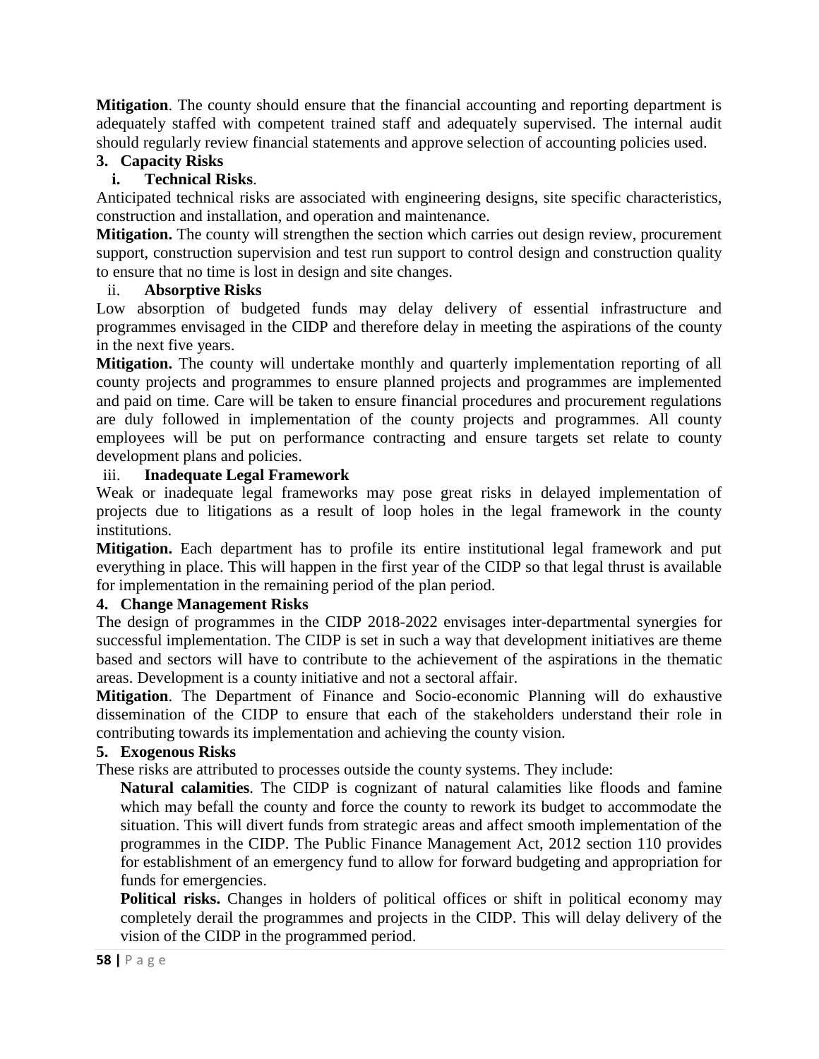**Mitigation**. The county should ensure that the financial accounting and reporting department is adequately staffed with competent trained staff and adequately supervised. The internal audit should regularly review financial statements and approve selection of accounting policies used.

**3. Capacity Risks**

**i. Technical Risks**.

Anticipated technical risks are associated with engineering designs, site specific characteristics, construction and installation, and operation and maintenance.

**Mitigation.** The county will strengthen the section which carries out design review, procurement support, construction supervision and test run support to control design and construction quality to ensure that no time is lost in design and site changes.

ii. **Absorptive Risks**

Low absorption of budgeted funds may delay delivery of essential infrastructure and programmes envisaged in the CIDP and therefore delay in meeting the aspirations of the county in the next five years.

**Mitigation.** The county will undertake monthly and quarterly implementation reporting of all county projects and programmes to ensure planned projects and programmes are implemented and paid on time. Care will be taken to ensure financial procedures and procurement regulations are duly followed in implementation of the county projects and programmes. All county employees will be put on performance contracting and ensure targets set relate to county development plans and policies.

iii. **Inadequate Legal Framework**

Weak or inadequate legal frameworks may pose great risks in delayed implementation of projects due to litigations as a result of loop holes in the legal framework in the county institutions.

**Mitigation.** Each department has to profile its entire institutional legal framework and put everything in place. This will happen in the first year of the CIDP so that legal thrust is available for implementation in the remaining period of the plan period.

**4. Change Management Risks**

The design of programmes in the CIDP 2018-2022 envisages inter-departmental synergies for successful implementation. The CIDP is set in such a way that development initiatives are theme based and sectors will have to contribute to the achievement of the aspirations in the thematic areas. Development is a county initiative and not a sectoral affair.

**Mitigation**. The Department of Finance and Socio-economic Planning will do exhaustive dissemination of the CIDP to ensure that each of the stakeholders understand their role in contributing towards its implementation and achieving the county vision.

**5. Exogenous Risks**

These risks are attributed to processes outside the county systems. They include:

**Natural calamities**. The CIDP is cognizant of natural calamities like floods and famine which may befall the county and force the county to rework its budget to accommodate the situation. This will divert funds from strategic areas and affect smooth implementation of the programmes in the CIDP. The Public Finance Management Act, 2012 section 110 provides for establishment of an emergency fund to allow for forward budgeting and appropriation for funds for emergencies.

**Political risks.** Changes in holders of political offices or shift in political economy may completely derail the programmes and projects in the CIDP. This will delay delivery of the vision of the CIDP in the programmed period.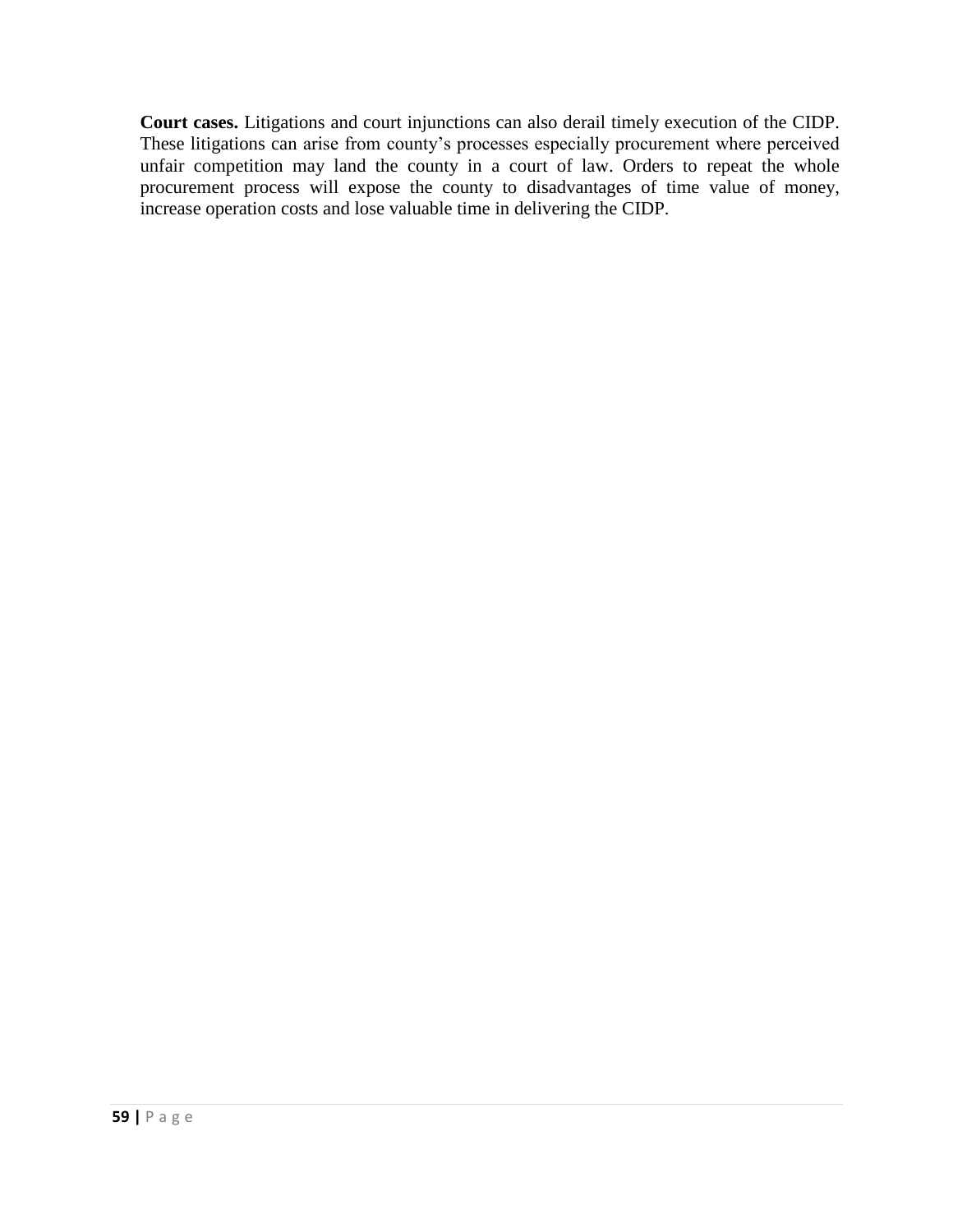**Court cases.** Litigations and court injunctions can also derail timely execution of the CIDP. These litigations can arise from county's processes especially procurement where perceived unfair competition may land the county in a court of law. Orders to repeat the whole procurement process will expose the county to disadvantages of time value of money, increase operation costs and lose valuable time in delivering the CIDP.